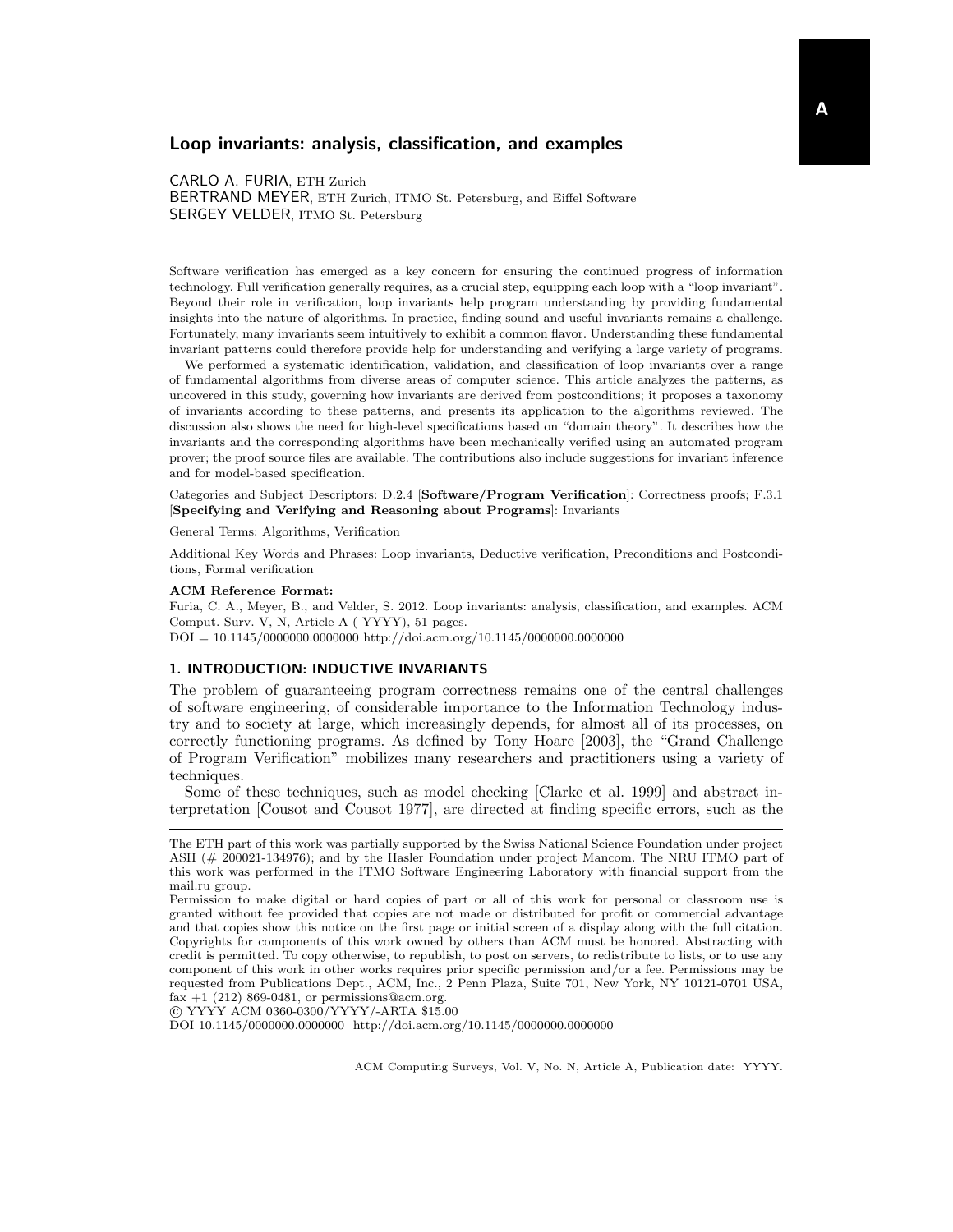# Loop invariants: analysis, classification, and examples

CARLO A. FURIA, ETH Zurich
BERTRAND MEYER, ETH Zurich, ITMO St. Petersburg, and Eiffel Software
SERGEY VELDER, ITMO St. Petersburg

Software verification has emerged as a key concern for ensuring the continued progress of information technology. Full verification generally requires, as a crucial step, equipping each loop with a "loop invariant". Beyond their role in verification, loop invariants help program understanding by providing fundamental insights into the nature of algorithms. In practice, finding sound and useful invariants remains a challenge. Fortunately, many invariants seem intuitively to exhibit a common flavor. Understanding these fundamental invariant patterns could therefore provide help for understanding and verifying a large variety of programs.

We performed a systematic identification, validation, and classification of loop invariants over a range of fundamental algorithms from diverse areas of computer science. This article analyzes the patterns, as uncovered in this study, governing how invariants are derived from postconditions; it proposes a taxonomy of invariants according to these patterns, and presents its application to the algorithms reviewed. The discussion also shows the need for high-level specifications based on "domain theory". It describes how the invariants and the corresponding algorithms have been mechanically verified using an automated program prover; the proof source files are available. The contributions also include suggestions for invariant inference and for model-based specification.

Categories and Subject Descriptors: D.2.4 [**Software/Program Verification**]: Correctness proofs; F.3.1 [**Specifying and Verifying and Reasoning about Programs**]: Invariants

General Terms: Algorithms, Verification

Additional Key Words and Phrases: Loop invariants, Deductive verification, Preconditions and Postconditions, Formal verification

**ACM Reference Format:**
Furia, C. A., Meyer, B., and Velder, S. 2012. Loop invariants: analysis, classification, and examples. ACM Comput. Surv. V, N, Article A ( YYYY), 51 pages.
DOI = 10.1145/0000000.0000000 http://doi.acm.org/10.1145/0000000.0000000

## 1. INTRODUCTION: INDUCTIVE INVARIANTS

The problem of guaranteeing program correctness remains one of the central challenges of software engineering, of considerable importance to the Information Technology industry and to society at large, which increasingly depends, for almost all of its processes, on correctly functioning programs. As defined by Tony Hoare [2003], the "Grand Challenge of Program Verification" mobilizes many researchers and practitioners using a variety of techniques.

Some of these techniques, such as model checking [Clarke et al. 1999] and abstract interpretation [Cousot and Cousot 1977], are directed at finding specific errors, such as the

---

The ETH part of this work was partially supported by the Swiss National Science Foundation under project ASII (# 200021-134976); and by the Hasler Foundation under project Mancom. The NRU ITMO part of this work was performed in the ITMO Software Engineering Laboratory with financial support from the mail.ru group.

Permission to make digital or hard copies of part or all of this work for personal or classroom use is granted without fee provided that copies are not made or distributed for profit or commercial advantage and that copies show this notice on the first page or initial screen of a display along with the full citation. Copyrights for components of this work owned by others than ACM must be honored. Abstracting with credit is permitted. To copy otherwise, to republish, to post on servers, to redistribute to lists, or to use any component of this work in other works requires prior specific permission and/or a fee. Permissions may be requested from Publications Dept., ACM, Inc., 2 Penn Plaza, Suite 701, New York, NY 10121-0701 USA, fax +1 (212) 869-0481, or permissions@acm.org.

© YYYY ACM 0360-0300/YYYY/-ARTA $15.00
DOI 10.1145/0000000.0000000 http://doi.acm.org/10.1145/0000000.0000000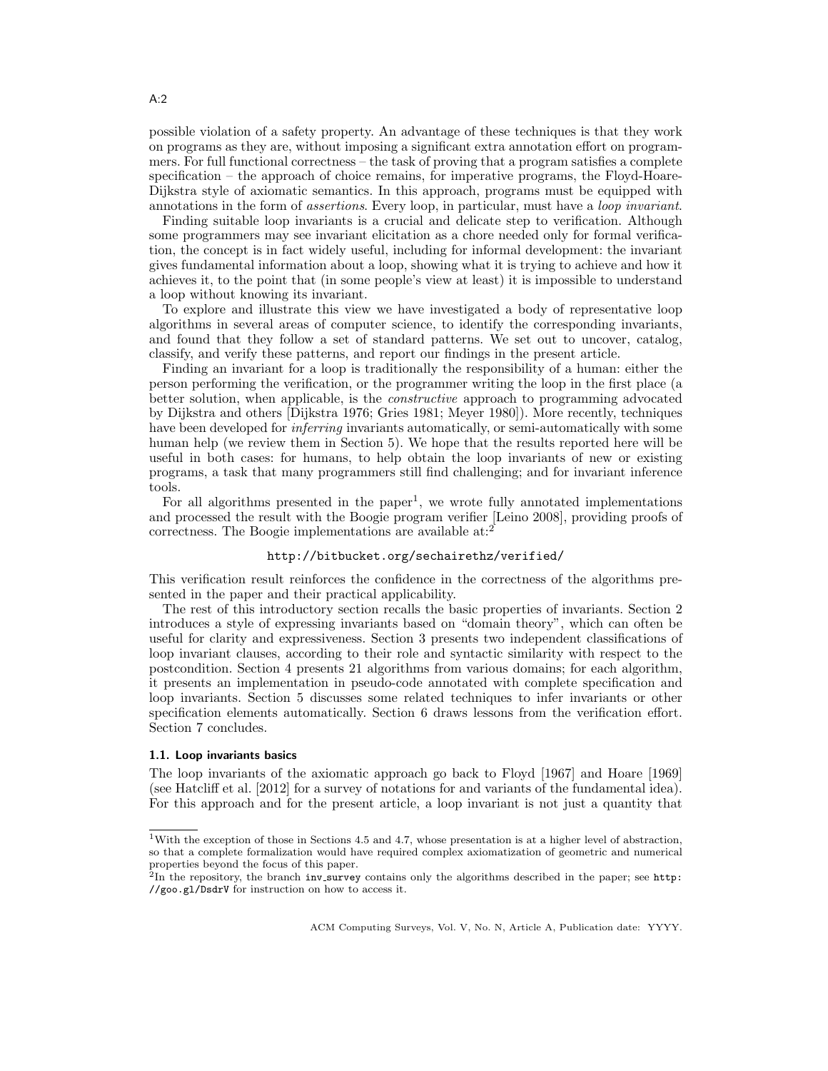possible violation of a safety property. An advantage of these techniques is that they work on programs as they are, without imposing a significant extra annotation effort on programmers. For full functional correctness – the task of proving that a program satisfies a complete specification – the approach of choice remains, for imperative programs, the Floyd-Hoare-Dijkstra style of axiomatic semantics. In this approach, programs must be equipped with annotations in the form of *assertions*. Every loop, in particular, must have a *loop invariant*.

Finding suitable loop invariants is a crucial and delicate step to verification. Although some programmers may see invariant elicitation as a chore needed only for formal verification, the concept is in fact widely useful, including for informal development: the invariant gives fundamental information about a loop, showing what it is trying to achieve and how it achieves it, to the point that (in some people's view at least) it is impossible to understand a loop without knowing its invariant.

To explore and illustrate this view we have investigated a body of representative loop algorithms in several areas of computer science, to identify the corresponding invariants, and found that they follow a set of standard patterns. We set out to uncover, catalog, classify, and verify these patterns, and report our findings in the present article.

Finding an invariant for a loop is traditionally the responsibility of a human: either the person performing the verification, or the programmer writing the loop in the first place (a better solution, when applicable, is the *constructive* approach to programming advocated by Dijkstra and others [Dijkstra 1976; Gries 1981; Meyer 1980]). More recently, techniques have been developed for *inferring* invariants automatically, or semi-automatically with some human help (we review them in Section 5). We hope that the results reported here will be useful in both cases: for humans, to help obtain the loop invariants of new or existing programs, a task that many programmers still find challenging; and for invariant inference tools.

For all algorithms presented in the paper[1], we wrote fully annotated implementations and processed the result with the Boogie program verifier [Leino 2008], providing proofs of correctness. The Boogie implementations are available at:[2]

`http://bitbucket.org/sechairethz/verified/`

This verification result reinforces the confidence in the correctness of the algorithms presented in the paper and their practical applicability.

The rest of this introductory section recalls the basic properties of invariants. Section 2 introduces a style of expressing invariants based on "domain theory", which can often be useful for clarity and expressiveness. Section 3 presents two independent classifications of loop invariant clauses, according to their role and syntactic similarity with respect to the postcondition. Section 4 presents 21 algorithms from various domains; for each algorithm, it presents an implementation in pseudo-code annotated with complete specification and loop invariants. Section 5 discusses some related techniques to infer invariants or other specification elements automatically. Section 6 draws lessons from the verification effort. Section 7 concludes.

### 1.1. Loop invariants basics

The loop invariants of the axiomatic approach go back to Floyd [1967] and Hoare [1969] (see Hatcliff et al. [2012] for a survey of notations for and variants of the fundamental idea). For this approach and for the present article, a loop invariant is not just a quantity that

---

[1] With the exception of those in Sections 4.5 and 4.7, whose presentation is at a higher level of abstraction, so that a complete formalization would have required complex axiomatization of geometric and numerical properties beyond the focus of this paper.

[2] In the repository, the branch `inv_survey` contains only the algorithms described in the paper; see `http://goo.gl/DsdrV` for instruction on how to access it.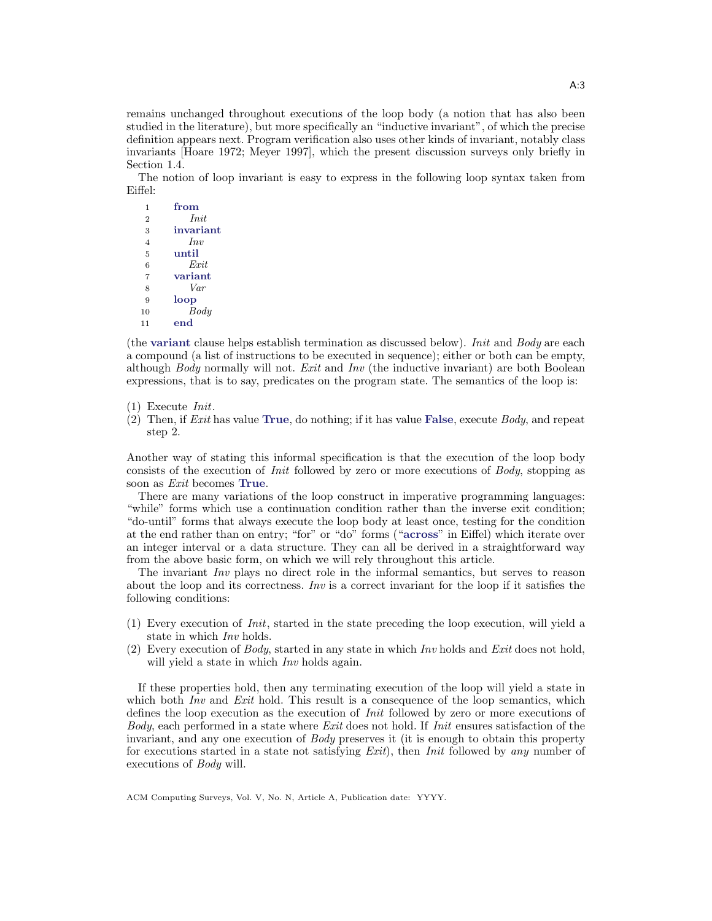remains unchanged throughout executions of the loop body (a notion that has also been studied in the literature), but more specifically an "inductive invariant", of which the precise definition appears next. Program verification also uses other kinds of invariant, notably class invariants [Hoare 1972; Meyer 1997], which the present discussion surveys only briefly in Section 1.4.

The notion of loop invariant is easy to express in the following loop syntax taken from Eiffel:

```
1    from
2        Init
3    invariant
4        Inv
5    until
6        Exit
7    variant
8        Var
9    loop
10       Body
11   end
```

(the **variant** clause helps establish termination as discussed below). *Init* and *Body* are each a compound (a list of instructions to be executed in sequence); either or both can be empty, although *Body* normally will not. *Exit* and *Inv* (the inductive invariant) are both Boolean expressions, that is to say, predicates on the program state. The semantics of the loop is:

(1) Execute *Init*.
(2) Then, if *Exit* has value **True**, do nothing; if it has value **False**, execute *Body*, and repeat step 2.

Another way of stating this informal specification is that the execution of the loop body consists of the execution of *Init* followed by zero or more executions of *Body*, stopping as soon as *Exit* becomes **True**.

There are many variations of the loop construct in imperative programming languages: "while" forms which use a continuation condition rather than the inverse exit condition; "do-until" forms that always execute the loop body at least once, testing for the condition at the end rather than on entry; "for" or "do" forms ("**across**" in Eiffel) which iterate over an integer interval or a data structure. They can all be derived in a straightforward way from the above basic form, on which we will rely throughout this article.

The invariant *Inv* plays no direct role in the informal semantics, but serves to reason about the loop and its correctness. *Inv* is a correct invariant for the loop if it satisfies the following conditions:

(1) Every execution of *Init*, started in the state preceding the loop execution, will yield a state in which *Inv* holds.
(2) Every execution of *Body*, started in any state in which *Inv* holds and *Exit* does not hold, will yield a state in which *Inv* holds again.

If these properties hold, then any terminating execution of the loop will yield a state in which both *Inv* and *Exit* hold. This result is a consequence of the loop semantics, which defines the loop execution as the execution of *Init* followed by zero or more executions of *Body*, each performed in a state where *Exit* does not hold. If *Init* ensures satisfaction of the invariant, and any one execution of *Body* preserves it (it is enough to obtain this property for executions started in a state not satisfying *Exit*), then *Init* followed by *any* number of executions of *Body* will.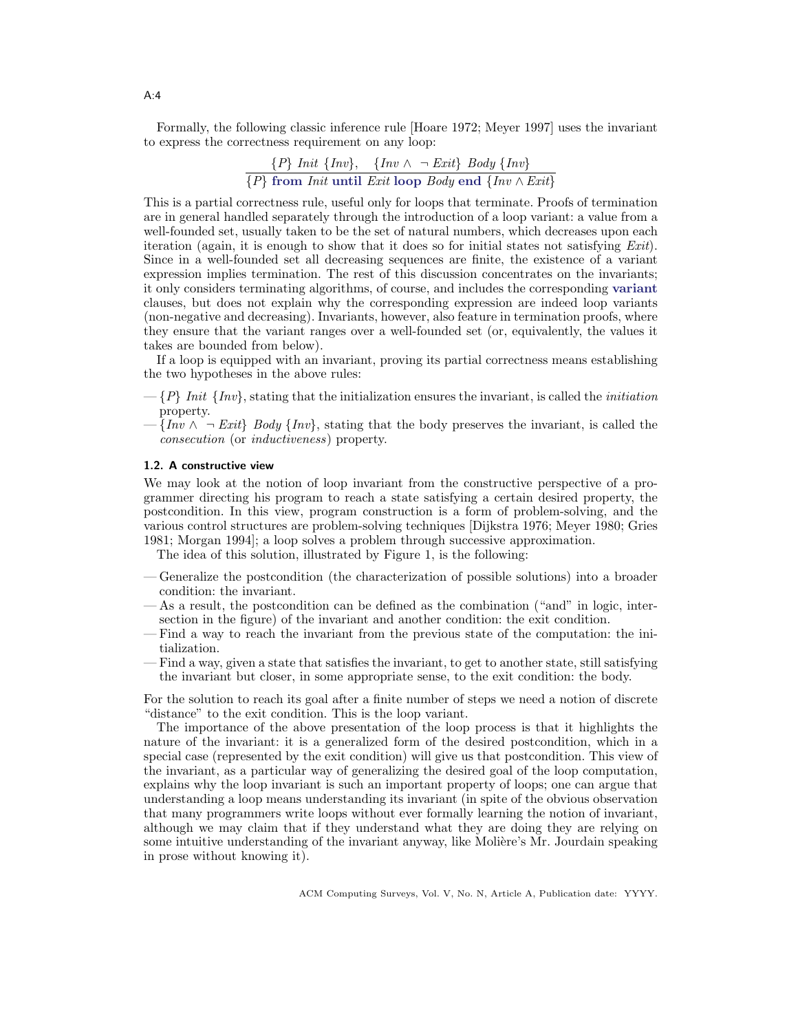Formally, the following classic inference rule [Hoare 1972; Meyer 1997] uses the invariant to express the correctness requirement on any loop:

$$\frac{\{P\}\ \mathit{Init}\ \{\mathit{Inv}\},\quad \{\mathit{Inv} \wedge \neg\, \mathit{Exit}\}\ \mathit{Body}\ \{\mathit{Inv}\}}{\{P\}\ \textbf{from}\ \mathit{Init}\ \textbf{until}\ \mathit{Exit}\ \textbf{loop}\ \mathit{Body}\ \textbf{end}\ \{\mathit{Inv} \wedge \mathit{Exit}\}}$$

This is a partial correctness rule, useful only for loops that terminate. Proofs of termination are in general handled separately through the introduction of a loop variant: a value from a well-founded set, usually taken to be the set of natural numbers, which decreases upon each iteration (again, it is enough to show that it does so for initial states not satisfying *Exit*). Since in a well-founded set all decreasing sequences are finite, the existence of a variant expression implies termination. The rest of this discussion concentrates on the invariants; it only considers terminating algorithms, of course, and includes the corresponding **variant** clauses, but does not explain why the corresponding expression are indeed loop variants (non-negative and decreasing). Invariants, however, also feature in termination proofs, where they ensure that the variant ranges over a well-founded set (or, equivalently, the values it takes are bounded from below).

If a loop is equipped with an invariant, proving its partial correctness means establishing the two hypotheses in the above rules:

— $\{P\}$ *Init* $\{\mathit{Inv}\}$, stating that the initialization ensures the invariant, is called the *initiation* property.

— $\{\mathit{Inv} \wedge \neg\, \mathit{Exit}\}$ *Body* $\{\mathit{Inv}\}$, stating that the body preserves the invariant, is called the *consecution* (or *inductiveness*) property.

### 1.2. A constructive view

We may look at the notion of loop invariant from the constructive perspective of a programmer directing his program to reach a state satisfying a certain desired property, the postcondition. In this view, program construction is a form of problem-solving, and the various control structures are problem-solving techniques [Dijkstra 1976; Meyer 1980; Gries 1981; Morgan 1994]; a loop solves a problem through successive approximation.

The idea of this solution, illustrated by Figure 1, is the following:

— Generalize the postcondition (the characterization of possible solutions) into a broader condition: the invariant.

— As a result, the postcondition can be defined as the combination ("and" in logic, intersection in the figure) of the invariant and another condition: the exit condition.

— Find a way to reach the invariant from the previous state of the computation: the initialization.

— Find a way, given a state that satisfies the invariant, to get to another state, still satisfying the invariant but closer, in some appropriate sense, to the exit condition: the body.

For the solution to reach its goal after a finite number of steps we need a notion of discrete "distance" to the exit condition. This is the loop variant.

The importance of the above presentation of the loop process is that it highlights the nature of the invariant: it is a generalized form of the desired postcondition, which in a special case (represented by the exit condition) will give us that postcondition. This view of the invariant, as a particular way of generalizing the desired goal of the loop computation, explains why the loop invariant is such an important property of loops; one can argue that understanding a loop means understanding its invariant (in spite of the obvious observation that many programmers write loops without ever formally learning the notion of invariant, although we may claim that if they understand what they are doing they are relying on some intuitive understanding of the invariant anyway, like Molière's Mr. Jourdain speaking in prose without knowing it).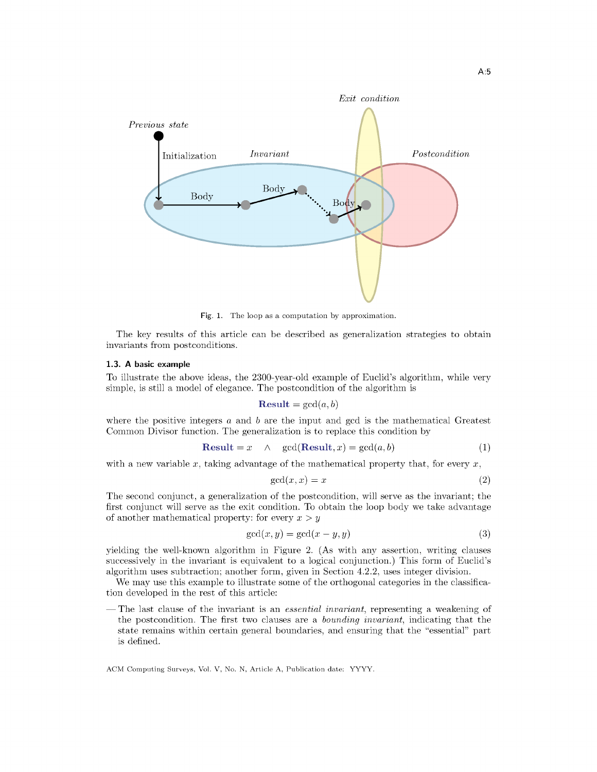Fig. 1. The loop as a computation by approximation.

The key results of this article can be described as generalization strategies to obtain invariants from postconditions.

### 1.3. A basic example

To illustrate the above ideas, the 2300-year-old example of Euclid's algorithm, while very simple, is still a model of elegance. The postcondition of the algorithm is

$$\textbf{Result} = \gcd(a, b)$$

where the positive integers $a$ and $b$ are the input and gcd is the mathematical Greatest Common Divisor function. The generalization is to replace this condition by

$$\textbf{Result} = x \quad \wedge \quad \gcd(\textbf{Result}, x) = \gcd(a, b) \tag{1}$$

with a new variable $x$, taking advantage of the mathematical property that, for every $x$,

$$\gcd(x, x) = x \tag{2}$$

The second conjunct, a generalization of the postcondition, will serve as the invariant; the first conjunct will serve as the exit condition. To obtain the loop body we take advantage of another mathematical property: for every $x > y$

$$\gcd(x, y) = \gcd(x - y, y) \tag{3}$$

yielding the well-known algorithm in Figure 2. (As with any assertion, writing clauses successively in the invariant is equivalent to a logical conjunction.) This form of Euclid's algorithm uses subtraction; another form, given in Section 4.2.2, uses integer division.

We may use this example to illustrate some of the orthogonal categories in the classification developed in the rest of this article:

— The last clause of the invariant is an *essential invariant*, representing a weakening of the postcondition. The first two clauses are a *bounding invariant*, indicating that the state remains within certain general boundaries, and ensuring that the "essential" part is defined.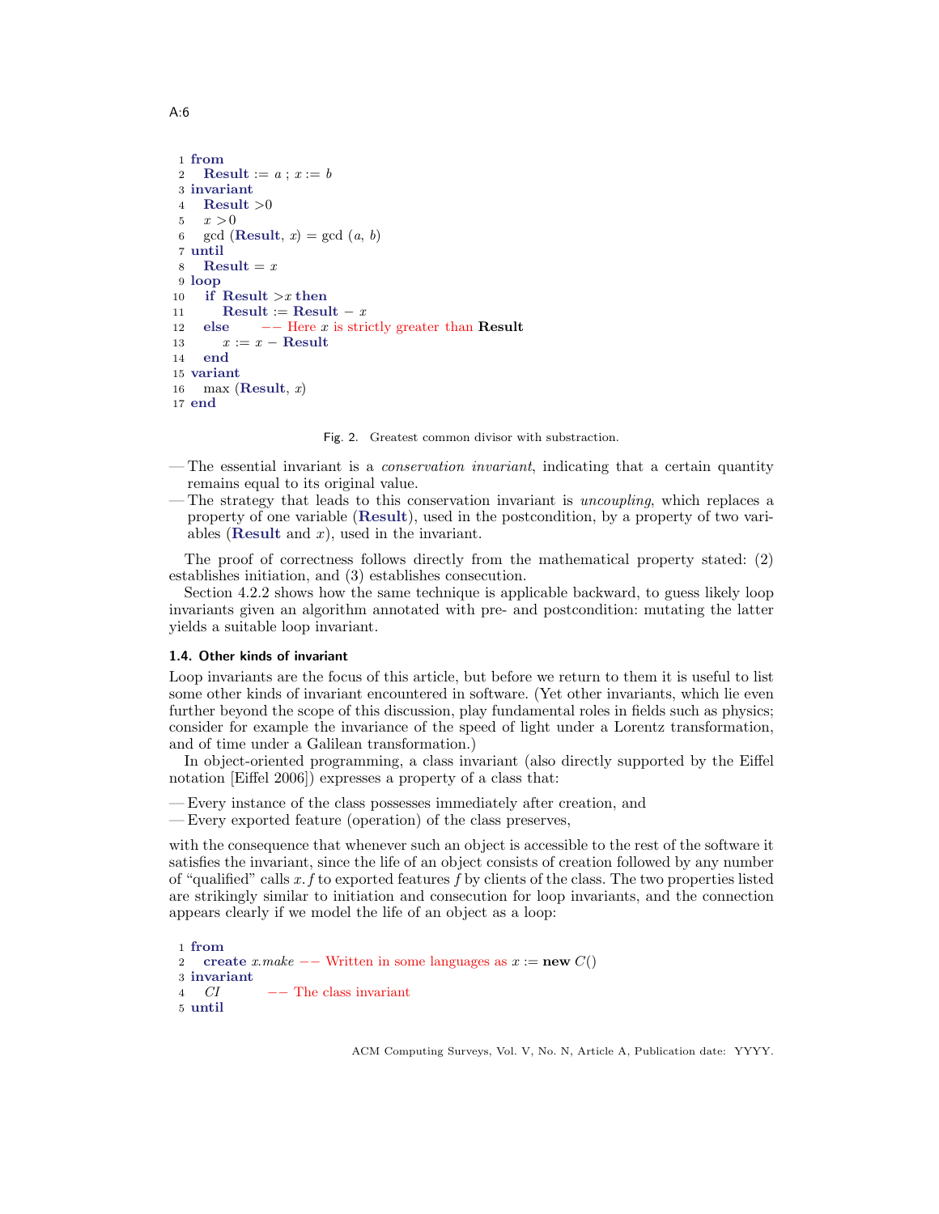```
1 from
2   Result := a ; x := b
3 invariant
4   Result >0
5   x >0
6   gcd (Result, x) = gcd (a, b)
7 until
8   Result = x
9 loop
10   if Result >x then
11     Result := Result − x
12   else      −− Here x is strictly greater than Result
13     x := x − Result
14   end
15 variant
16   max (Result, x)
17 end
```

Fig. 2. Greatest common divisor with substraction.

- The essential invariant is a *conservation invariant*, indicating that a certain quantity remains equal to its original value.
- The strategy that leads to this conservation invariant is *uncoupling*, which replaces a property of one variable (**Result**), used in the postcondition, by a property of two variables (**Result** and $x$), used in the invariant.

The proof of correctness follows directly from the mathematical property stated: (2) establishes initiation, and (3) establishes consecution.

Section 4.2.2 shows how the same technique is applicable backward, to guess likely loop invariants given an algorithm annotated with pre- and postcondition: mutating the latter yields a suitable loop invariant.

### 1.4. Other kinds of invariant

Loop invariants are the focus of this article, but before we return to them it is useful to list some other kinds of invariant encountered in software. (Yet other invariants, which lie even further beyond the scope of this discussion, play fundamental roles in fields such as physics; consider for example the invariance of the speed of light under a Lorentz transformation, and of time under a Galilean transformation.)

In object-oriented programming, a class invariant (also directly supported by the Eiffel notation [Eiffel 2006]) expresses a property of a class that:

- Every instance of the class possesses immediately after creation, and
- Every exported feature (operation) of the class preserves,

with the consequence that whenever such an object is accessible to the rest of the software it satisfies the invariant, since the life of an object consists of creation followed by any number of "qualified" calls $x.f$ to exported features $f$ by clients of the class. The two properties listed are strikingly similar to initiation and consecution for loop invariants, and the connection appears clearly if we model the life of an object as a loop:

```
1 from
2   create x.make −− Written in some languages as x := new C()
3 invariant
4   CI          −− The class invariant
5 until
```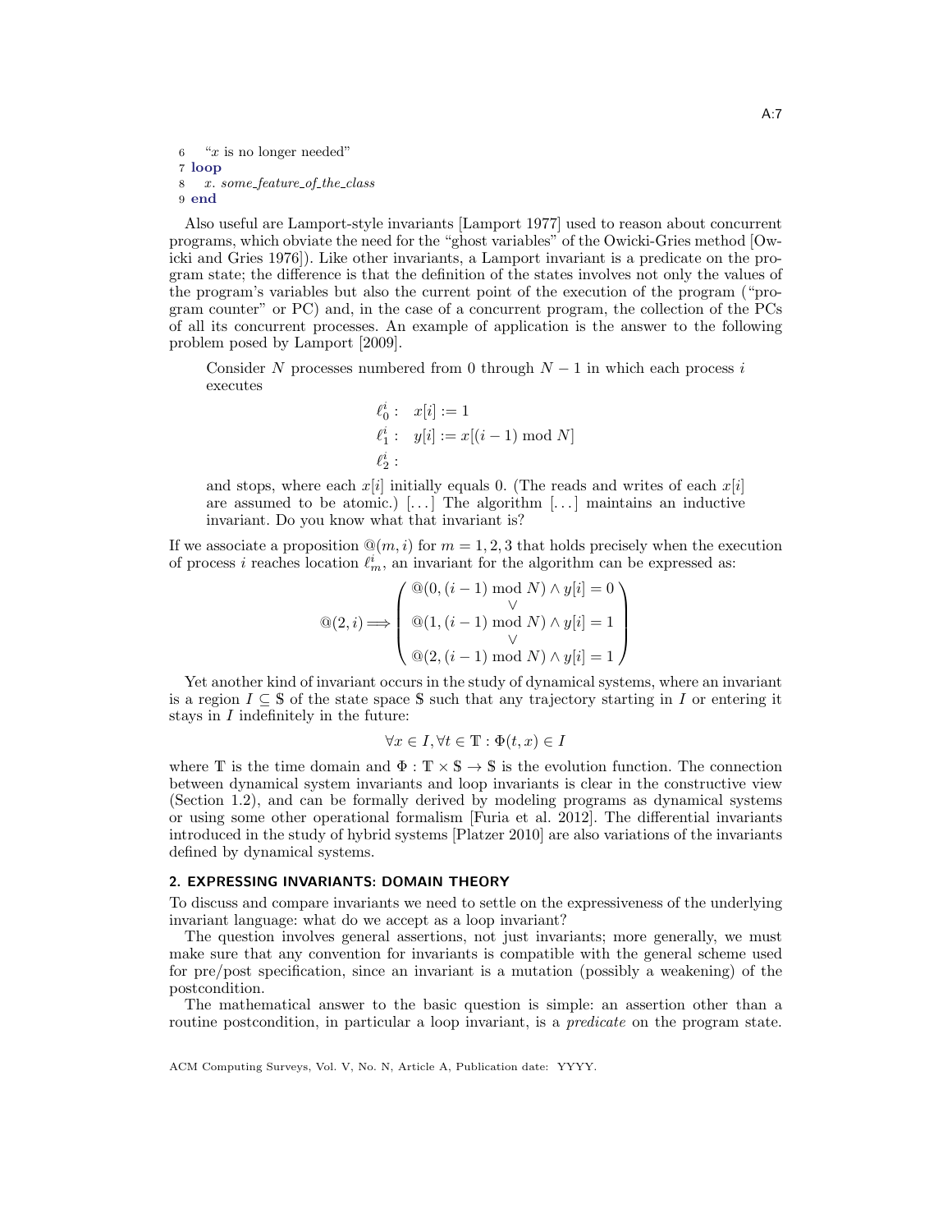```
6   "x is no longer needed"
7 loop
8   x. some_feature_of_the_class
9 end
```

Also useful are Lamport-style invariants [Lamport 1977] used to reason about concurrent programs, which obviate the need for the "ghost variables" of the Owicki-Gries method [Owicki and Gries 1976]). Like other invariants, a Lamport invariant is a predicate on the program state; the difference is that the definition of the states involves not only the values of the program's variables but also the current point of the execution of the program ("program counter" or PC) and, in the case of a concurrent program, the collection of the PCs of all its concurrent processes. An example of application is the answer to the following problem posed by Lamport [2009].

> Consider $N$ processes numbered from 0 through $N-1$ in which each process $i$ executes
>
> $$\begin{aligned} \ell_0^i &: \quad x[i] := 1 \\ \ell_1^i &: \quad y[i] := x[(i-1) \bmod N] \\ \ell_2^i &: \end{aligned}$$
>
> and stops, where each $x[i]$ initially equals 0. (The reads and writes of each $x[i]$ are assumed to be atomic.) [...] The algorithm [...] maintains an inductive invariant. Do you know what that invariant is?

If we associate a proposition $@(m, i)$ for $m = 1, 2, 3$ that holds precisely when the execution of process $i$ reaches location $\ell_m^i$, an invariant for the algorithm can be expressed as:

$$@(2, i) \Longrightarrow \left( \begin{array}{c} @(0, (i-1) \bmod N) \wedge y[i] = 0 \\ \vee \\ @(1, (i-1) \bmod N) \wedge y[i] = 1 \\ \vee \\ @(2, (i-1) \bmod N) \wedge y[i] = 1 \end{array} \right)$$

Yet another kind of invariant occurs in the study of dynamical systems, where an invariant is a region $I \subseteq \$$ of the state space $\$$ such that any trajectory starting in $I$ or entering it stays in $I$ indefinitely in the future:

$$\forall x \in I, \forall t \in \mathbb{T} : \Phi(t, x) \in I$$

where $\mathbb{T}$ is the time domain and $\Phi : \mathbb{T} \times \$ \to \$$ is the evolution function. The connection between dynamical system invariants and loop invariants is clear in the constructive view (Section 1.2), and can be formally derived by modeling programs as dynamical systems or using some other operational formalism [Furia et al. 2012]. The differential invariants introduced in the study of hybrid systems [Platzer 2010] are also variations of the invariants defined by dynamical systems.

## 2. EXPRESSING INVARIANTS: DOMAIN THEORY

To discuss and compare invariants we need to settle on the expressiveness of the underlying invariant language: what do we accept as a loop invariant?

The question involves general assertions, not just invariants; more generally, we must make sure that any convention for invariants is compatible with the general scheme used for pre/post specification, since an invariant is a mutation (possibly a weakening) of the postcondition.

The mathematical answer to the basic question is simple: an assertion other than a routine postcondition, in particular a loop invariant, is a *predicate* on the program state.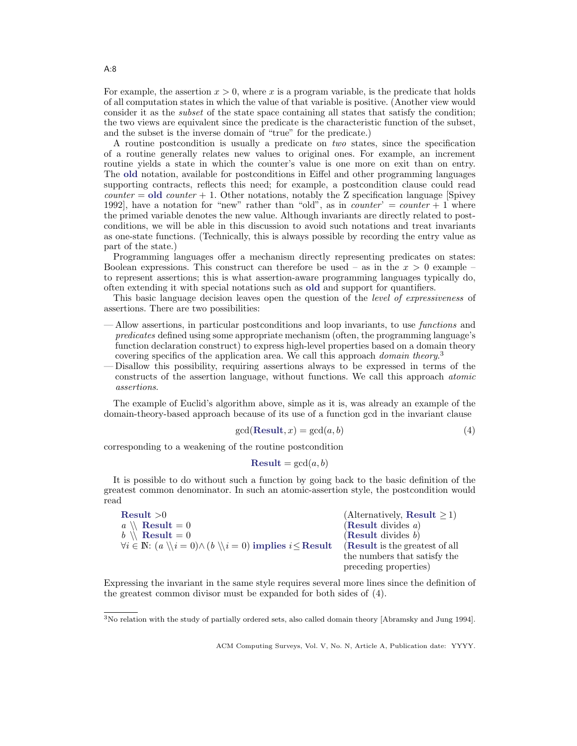For example, the assertion $x > 0$, where $x$ is a program variable, is the predicate that holds of all computation states in which the value of that variable is positive. (Another view would consider it as the *subset* of the state space containing all states that satisfy the condition; the two views are equivalent since the predicate is the characteristic function of the subset, and the subset is the inverse domain of "true" for the predicate.)

A routine postcondition is usually a predicate on *two* states, since the specification of a routine generally relates new values to original ones. For example, an increment routine yields a state in which the counter's value is one more on exit than on entry. The **old** notation, available for postconditions in Eiffel and other programming languages supporting contracts, reflects this need; for example, a postcondition clause could read $counter = \textbf{old}\ counter + 1$. Other notations, notably the Z specification language [Spivey 1992], have a notation for "new" rather than "old", as in $counter' = counter + 1$ where the primed variable denotes the new value. Although invariants are directly related to postconditions, we will be able in this discussion to avoid such notations and treat invariants as one-state functions. (Technically, this is always possible by recording the entry value as part of the state.)

Programming languages offer a mechanism directly representing predicates on states: Boolean expressions. This construct can therefore be used – as in the $x > 0$ example – to represent assertions; this is what assertion-aware programming languages typically do, often extending it with special notations such as **old** and support for quantifiers.

This basic language decision leaves open the question of the *level of expressiveness* of assertions. There are two possibilities:

- Allow assertions, in particular postconditions and loop invariants, to use *functions* and *predicates* defined using some appropriate mechanism (often, the programming language's function declaration construct) to express high-level properties based on a domain theory covering specifics of the application area. We call this approach *domain theory*.[3]
- Disallow this possibility, requiring assertions always to be expressed in terms of the constructs of the assertion language, without functions. We call this approach *atomic assertions*.

The example of Euclid's algorithm above, simple as it is, was already an example of the domain-theory-based approach because of its use of a function gcd in the invariant clause

$$\gcd(\textbf{Result}, x) = \gcd(a, b) \tag{4}$$

corresponding to a weakening of the routine postcondition

$$\textbf{Result} = \gcd(a, b)$$

It is possible to do without such a function by going back to the basic definition of the greatest common denominator. In such an atomic-assertion style, the postcondition would read

| | |
|---|---|
| $\textbf{Result} > 0$ | (Alternatively, $\textbf{Result} \geq 1$) |
| $a \mathbin{\backslash\backslash} \textbf{Result} = 0$ | (**Result** divides $a$) |
| $b \mathbin{\backslash\backslash} \textbf{Result} = 0$ | (**Result** divides $b$) |
| $\forall i \in \mathbb{N}$: $(a \mathbin{\backslash\backslash} i = 0) \wedge (b \mathbin{\backslash\backslash} i = 0)$ **implies** $i \leq \textbf{Result}$ | (**Result** is the greatest of all the numbers that satisfy the preceding properties) |

Expressing the invariant in the same style requires several more lines since the definition of the greatest common divisor must be expanded for both sides of (4).

[3] No relation with the study of partially ordered sets, also called domain theory [Abramsky and Jung 1994].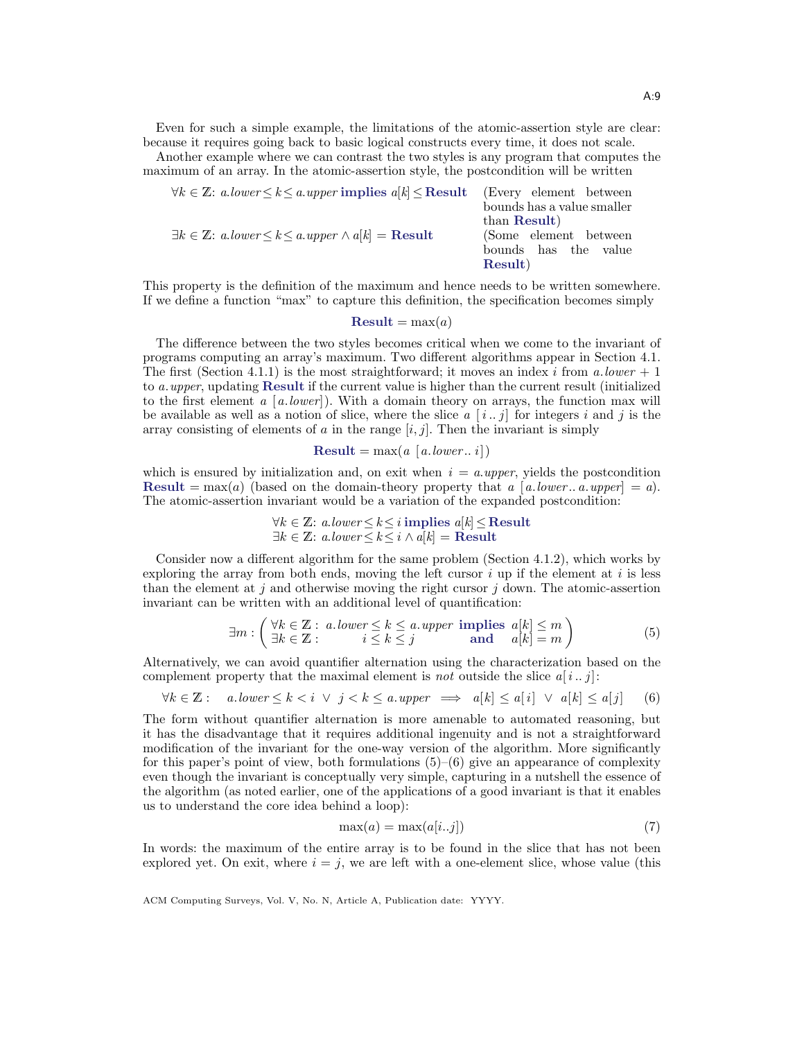Even for such a simple example, the limitations of the atomic-assertion style are clear: because it requires going back to basic logical constructs every time, it does not scale.

Another example where we can contrast the two styles is any program that computes the maximum of an array. In the atomic-assertion style, the postcondition will be written

| | |
|---|---|
| $\forall k \in \mathbb{Z}$: $a.lower \leq k \leq a.upper$ **implies** $a[k] \leq$ **Result** | (Every element between bounds has a value smaller than **Result**) |
| $\exists k \in \mathbb{Z}$: $a.lower \leq k \leq a.upper \wedge a[k] =$ **Result** | (Some element between bounds has the value **Result**) |

This property is the definition of the maximum and hence needs to be written somewhere. If we define a function "max" to capture this definition, the specification becomes simply

$$\textbf{Result} = \max(a)$$

The difference between the two styles becomes critical when we come to the invariant of programs computing an array's maximum. Two different algorithms appear in Section 4.1. The first (Section 4.1.1) is the most straightforward; it moves an index $i$ from $a.lower + 1$ to $a.upper$, updating **Result** if the current value is higher than the current result (initialized to the first element $a\ [a.lower]$). With a domain theory on arrays, the function max will be available as well as a notion of slice, where the slice $a\ [\, i \,..\, j]$ for integers $i$ and $j$ is the array consisting of elements of $a$ in the range $[i, j]$. Then the invariant is simply

$$\textbf{Result} = \max(a\ [a.lower ..\, i])$$

which is ensured by initialization and, on exit when $i = a.upper$, yields the postcondition **Result** $= \max(a)$ (based on the domain-theory property that $a\ [a.lower ..\, a.upper] = a$). The atomic-assertion invariant would be a variation of the expanded postcondition:

$$\forall k \in \mathbb{Z}\text{: } a.lower \leq k \leq i \textbf{ implies } a[k] \leq \textbf{Result}$$
$$\exists k \in \mathbb{Z}\text{: } a.lower \leq k \leq i \wedge a[k] = \textbf{Result}$$

Consider now a different algorithm for the same problem (Section 4.1.2), which works by exploring the array from both ends, moving the left cursor $i$ up if the element at $i$ is less than the element at $j$ and otherwise moving the right cursor $j$ down. The atomic-assertion invariant can be written with an additional level of quantification:

$$\exists m : \begin{pmatrix} \forall k \in \mathbb{Z} : & a.lower \leq k \leq a.upper & \textbf{implies} & a[k] \leq m \\ \exists k \in \mathbb{Z} : & i \leq k \leq j & \textbf{and} & a[k] = m \end{pmatrix} \tag{5}$$

Alternatively, we can avoid quantifier alternation using the characterization based on the complement property that the maximal element is *not* outside the slice $a[\, i \,..\, j]$:

$$\forall k \in \mathbb{Z} : \quad a.lower \leq k < i \;\vee\; j < k \leq a.upper \implies a[k] \leq a[\, i] \;\vee\; a[k] \leq a[j] \tag{6}$$

The form without quantifier alternation is more amenable to automated reasoning, but it has the disadvantage that it requires additional ingenuity and is not a straightforward modification of the invariant for the one-way version of the algorithm. More significantly for this paper's point of view, both formulations (5)–(6) give an appearance of complexity even though the invariant is conceptually very simple, capturing in a nutshell the essence of the algorithm (as noted earlier, one of the applications of a good invariant is that it enables us to understand the core idea behind a loop):

$$\max(a) = \max(a[i..j]) \tag{7}$$

In words: the maximum of the entire array is to be found in the slice that has not been explored yet. On exit, where $i = j$, we are left with a one-element slice, whose value (this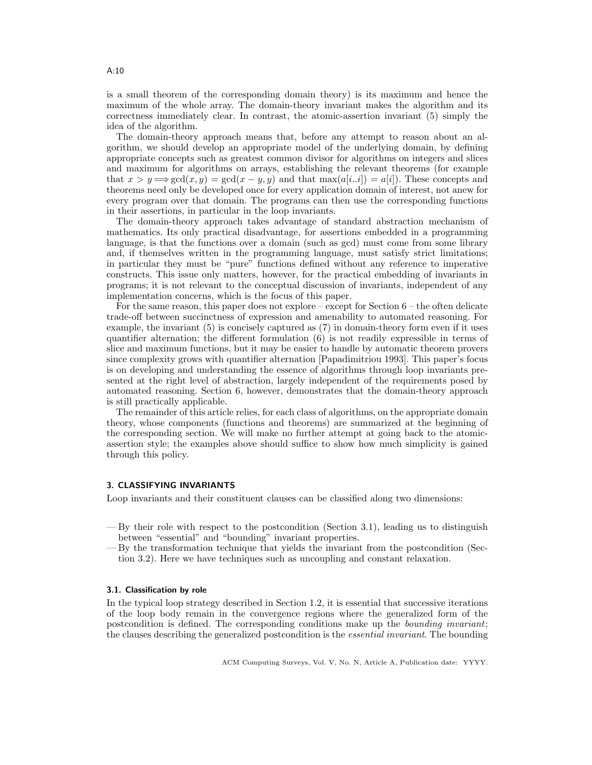is a small theorem of the corresponding domain theory) is its maximum and hence the maximum of the whole array. The domain-theory invariant makes the algorithm and its correctness immediately clear. In contrast, the atomic-assertion invariant (5) simply the idea of the algorithm.

The domain-theory approach means that, before any attempt to reason about an algorithm, we should develop an appropriate model of the underlying domain, by defining appropriate concepts such as greatest common divisor for algorithms on integers and slices and maximum for algorithms on arrays, establishing the relevant theorems (for example that $x > y \Longrightarrow \gcd(x, y) = \gcd(x - y, y)$ and that $\max(a[i..i]) = a[i]$). These concepts and theorems need only be developed once for every application domain of interest, not anew for every program over that domain. The programs can then use the corresponding functions in their assertions, in particular in the loop invariants.

The domain-theory approach takes advantage of standard abstraction mechanism of mathematics. Its only practical disadvantage, for assertions embedded in a programming language, is that the functions over a domain (such as gcd) must come from some library and, if themselves written in the programming language, must satisfy strict limitations; in particular they must be "pure" functions defined without any reference to imperative constructs. This issue only matters, however, for the practical embedding of invariants in programs; it is not relevant to the conceptual discussion of invariants, independent of any implementation concerns, which is the focus of this paper.

For the same reason, this paper does not explore – except for Section 6 – the often delicate trade-off between succinctness of expression and amenability to automated reasoning. For example, the invariant (5) is concisely captured as (7) in domain-theory form even if it uses quantifier alternation; the different formulation (6) is not readily expressible in terms of slice and maximum functions, but it may be easier to handle by automatic theorem provers since complexity grows with quantifier alternation [Papadimitriou 1993]. This paper's focus is on developing and understanding the essence of algorithms through loop invariants presented at the right level of abstraction, largely independent of the requirements posed by automated reasoning. Section 6, however, demonstrates that the domain-theory approach is still practically applicable.

The remainder of this article relies, for each class of algorithms, on the appropriate domain theory, whose components (functions and theorems) are summarized at the beginning of the corresponding section. We will make no further attempt at going back to the atomic-assertion style; the examples above should suffice to show how much simplicity is gained through this policy.

## 3. CLASSIFYING INVARIANTS

Loop invariants and their constituent clauses can be classified along two dimensions:

- By their role with respect to the postcondition (Section 3.1), leading us to distinguish between "essential" and "bounding" invariant properties.
- By the transformation technique that yields the invariant from the postcondition (Section 3.2). Here we have techniques such as uncoupling and constant relaxation.

### 3.1. Classification by role

In the typical loop strategy described in Section 1.2, it is essential that successive iterations of the loop body remain in the convergence regions where the generalized form of the postcondition is defined. The corresponding conditions make up the *bounding invariant*; the clauses describing the generalized postcondition is the *essential invariant*. The bounding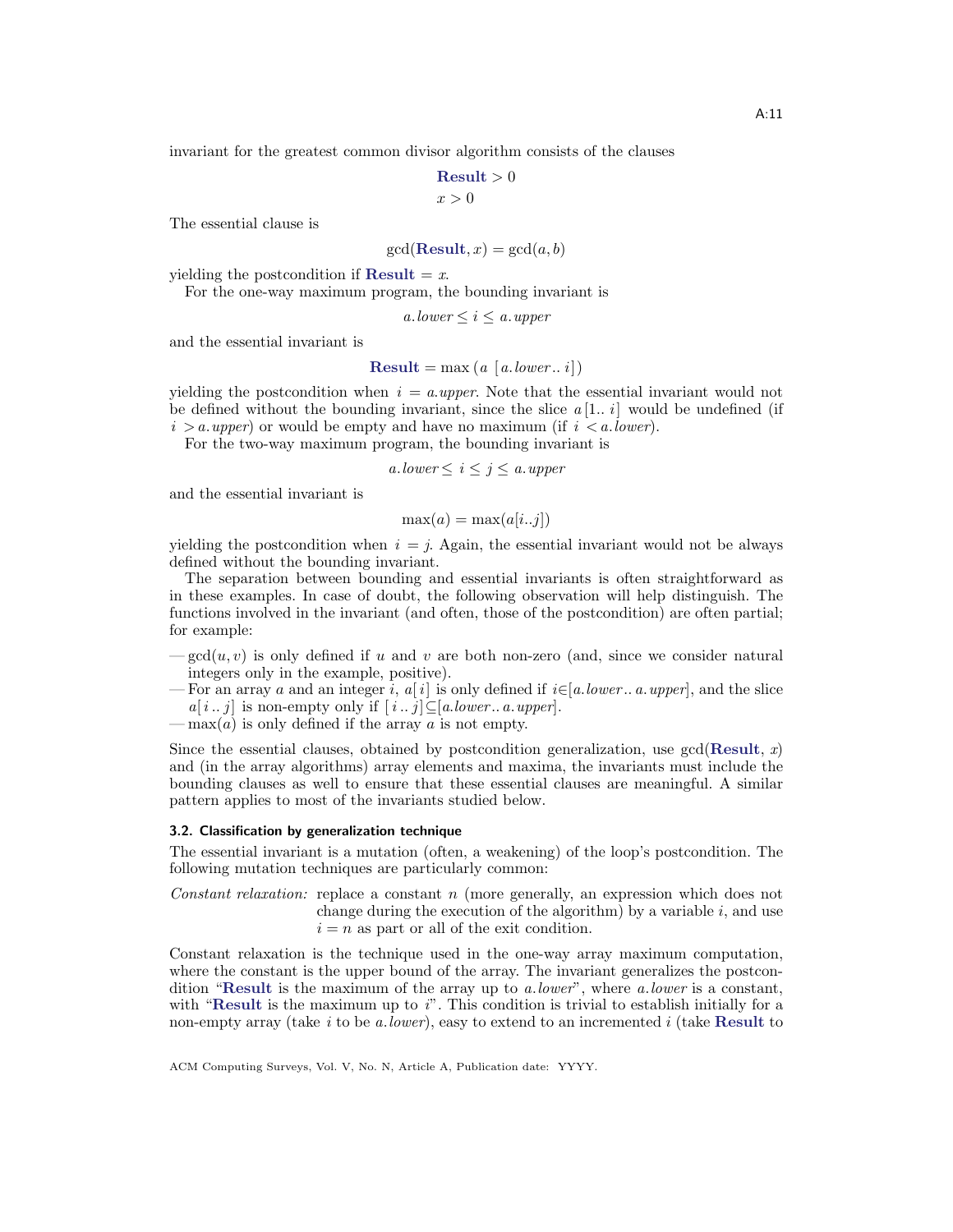invariant for the greatest common divisor algorithm consists of the clauses

$$\textbf{Result} > 0$$
$$x > 0$$

The essential clause is

$$\gcd(\textbf{Result}, x) = \gcd(a, b)$$

yielding the postcondition if **Result** $= x$.

For the one-way maximum program, the bounding invariant is

$$a.lower \leq i \leq a.upper$$

and the essential invariant is

$$\textbf{Result} = \max\left(a\ [a.lower..\,i]\right)$$

yielding the postcondition when $i = a.upper$. Note that the essential invariant would not be defined without the bounding invariant, since the slice $a\,[1..\,i]$ would be undefined (if $i > a.upper$) or would be empty and have no maximum (if $i < a.lower$).

For the two-way maximum program, the bounding invariant is

$$a.lower \leq i \leq j \leq a.upper$$

and the essential invariant is

$$\max(a) = \max(a[i..j])$$

yielding the postcondition when $i = j$. Again, the essential invariant would not be always defined without the bounding invariant.

The separation between bounding and essential invariants is often straightforward as in these examples. In case of doubt, the following observation will help distinguish. The functions involved in the invariant (and often, those of the postcondition) are often partial; for example:

- $\gcd(u, v)$ is only defined if $u$ and $v$ are both non-zero (and, since we consider natural integers only in the example, positive).
- For an array $a$ and an integer $i$, $a[\,i\,]$ is only defined if $i \in [a.lower..\,a.upper]$, and the slice $a[\,i\,..\,j\,]$ is non-empty only if $[\,i\,..\,j\,] \subseteq [a.lower..\,a.upper]$.
- $\max(a)$ is only defined if the array $a$ is not empty.

Since the essential clauses, obtained by postcondition generalization, use $\gcd(\textbf{Result}, x)$ and (in the array algorithms) array elements and maxima, the invariants must include the bounding clauses as well to ensure that these essential clauses are meaningful. A similar pattern applies to most of the invariants studied below.

### 3.2. Classification by generalization technique

The essential invariant is a mutation (often, a weakening) of the loop's postcondition. The following mutation techniques are particularly common:

*Constant relaxation:* replace a constant $n$ (more generally, an expression which does not change during the execution of the algorithm) by a variable $i$, and use $i = n$ as part or all of the exit condition.

Constant relaxation is the technique used in the one-way array maximum computation, where the constant is the upper bound of the array. The invariant generalizes the postcondition "**Result** is the maximum of the array up to $a.lower$", where $a.lower$ is a constant, with "**Result** is the maximum up to $i$". This condition is trivial to establish initially for a non-empty array (take $i$ to be $a.lower$), easy to extend to an incremented $i$ (take **Result** to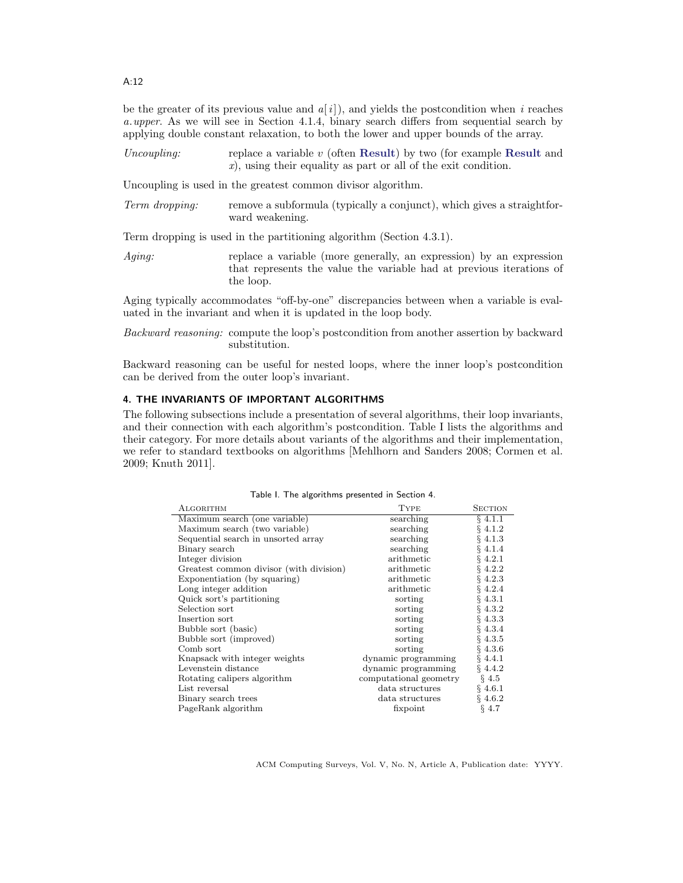be the greater of its previous value and $a[i]$), and yields the postcondition when $i$ reaches $a.upper$. As we will see in Section 4.1.4, binary search differs from sequential search by applying double constant relaxation, to both the lower and upper bounds of the array.

*Uncoupling:* replace a variable $v$ (often **Result**) by two (for example **Result** and $x$), using their equality as part or all of the exit condition.

Uncoupling is used in the greatest common divisor algorithm.

*Term dropping:* remove a subformula (typically a conjunct), which gives a straightforward weakening.

Term dropping is used in the partitioning algorithm (Section 4.3.1).

*Aging:* replace a variable (more generally, an expression) by an expression that represents the value the variable had at previous iterations of the loop.

Aging typically accommodates "off-by-one" discrepancies between when a variable is evaluated in the invariant and when it is updated in the loop body.

*Backward reasoning:* compute the loop's postcondition from another assertion by backward substitution.

Backward reasoning can be useful for nested loops, where the inner loop's postcondition can be derived from the outer loop's invariant.

## 4. THE INVARIANTS OF IMPORTANT ALGORITHMS

The following subsections include a presentation of several algorithms, their loop invariants, and their connection with each algorithm's postcondition. Table I lists the algorithms and their category. For more details about variants of the algorithms and their implementation, we refer to standard textbooks on algorithms [Mehlhorn and Sanders 2008; Cormen et al. 2009; Knuth 2011].

Table I. The algorithms presented in Section 4.

| ALGORITHM | TYPE | SECTION |
|---|---|---|
| Maximum search (one variable) | searching | § 4.1.1 |
| Maximum search (two variable) | searching | § 4.1.2 |
| Sequential search in unsorted array | searching | § 4.1.3 |
| Binary search | searching | § 4.1.4 |
| Integer division | arithmetic | § 4.2.1 |
| Greatest common divisor (with division) | arithmetic | § 4.2.2 |
| Exponentiation (by squaring) | arithmetic | § 4.2.3 |
| Long integer addition | arithmetic | § 4.2.4 |
| Quick sort's partitioning | sorting | § 4.3.1 |
| Selection sort | sorting | § 4.3.2 |
| Insertion sort | sorting | § 4.3.3 |
| Bubble sort (basic) | sorting | § 4.3.4 |
| Bubble sort (improved) | sorting | § 4.3.5 |
| Comb sort | sorting | § 4.3.6 |
| Knapsack with integer weights | dynamic programming | § 4.4.1 |
| Levenstein distance | dynamic programming | § 4.4.2 |
| Rotating calipers algorithm | computational geometry | § 4.5 |
| List reversal | data structures | § 4.6.1 |
| Binary search trees | data structures | § 4.6.2 |
| PageRank algorithm | fixpoint | § 4.7 |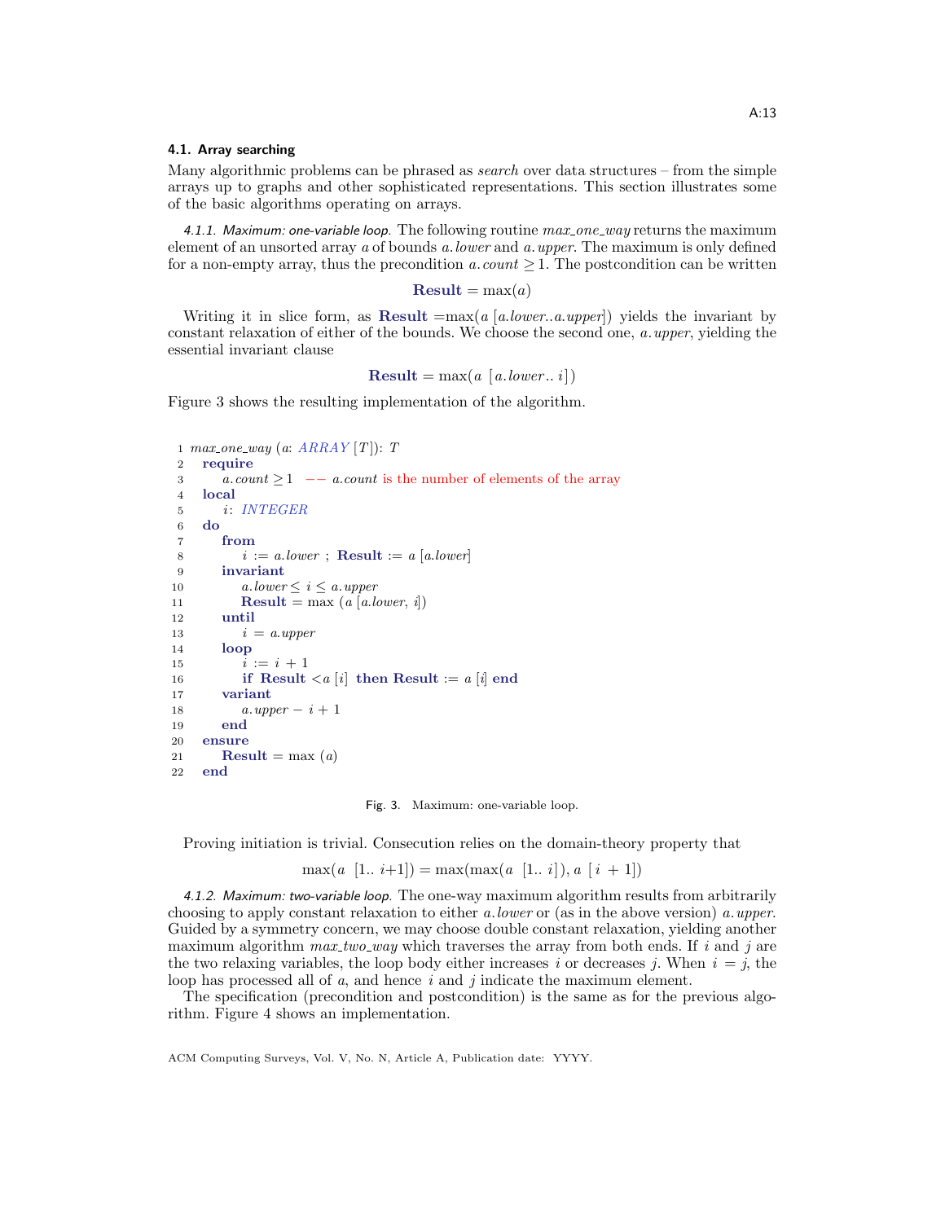### 4.1. Array searching

Many algorithmic problems can be phrased as *search* over data structures – from the simple arrays up to graphs and other sophisticated representations. This section illustrates some of the basic algorithms operating on arrays.

*4.1.1. Maximum: one-variable loop.* The following routine *max_one_way* returns the maximum element of an unsorted array $a$ of bounds $a.lower$ and $a.upper$. The maximum is only defined for a non-empty array, thus the precondition $a.count \geq 1$. The postcondition can be written

$$\textbf{Result} = \max(a)$$

Writing it in slice form, as **Result** $=\max(a\ [a.lower..a.upper])$ yields the invariant by constant relaxation of either of the bounds. We choose the second one, $a.upper$, yielding the essential invariant clause

$$\textbf{Result} = \max(a\ \ [a.lower..\ i])$$

Figure 3 shows the resulting implementation of the algorithm.

```
 1 max_one_way (a: ARRAY [T]): T
 2   require
 3       a.count ≥ 1   -- a.count is the number of elements of the array
 4   local
 5       i: INTEGER
 6   do
 7       from
 8           i := a.lower ; Result := a [a.lower]
 9       invariant
10           a.lower ≤ i ≤ a.upper
11           Result = max (a [a.lower, i])
12       until
13           i = a.upper
14       loop
15           i := i + 1
16           if Result <a [i] then Result := a [i] end
17       variant
18           a.upper − i + 1
19       end
20   ensure
21       Result = max (a)
22   end
```

Fig. 3. Maximum: one-variable loop.

Proving initiation is trivial. Consecution relies on the domain-theory property that

$$\max(a\ \ [1..\ i{+}1]) = \max(\max(a\ \ [1..\ i]), a\ [\ i\ +\ 1])$$

*4.1.2. Maximum: two-variable loop.* The one-way maximum algorithm results from arbitrarily choosing to apply constant relaxation to either $a.lower$ or (as in the above version) $a.upper$. Guided by a symmetry concern, we may choose double constant relaxation, yielding another maximum algorithm *max_two_way* which traverses the array from both ends. If $i$ and $j$ are the two relaxing variables, the loop body either increases $i$ or decreases $j$. When $i\ = j$, the loop has processed all of $a$, and hence $i$ and $j$ indicate the maximum element.

The specification (precondition and postcondition) is the same as for the previous algorithm. Figure 4 shows an implementation.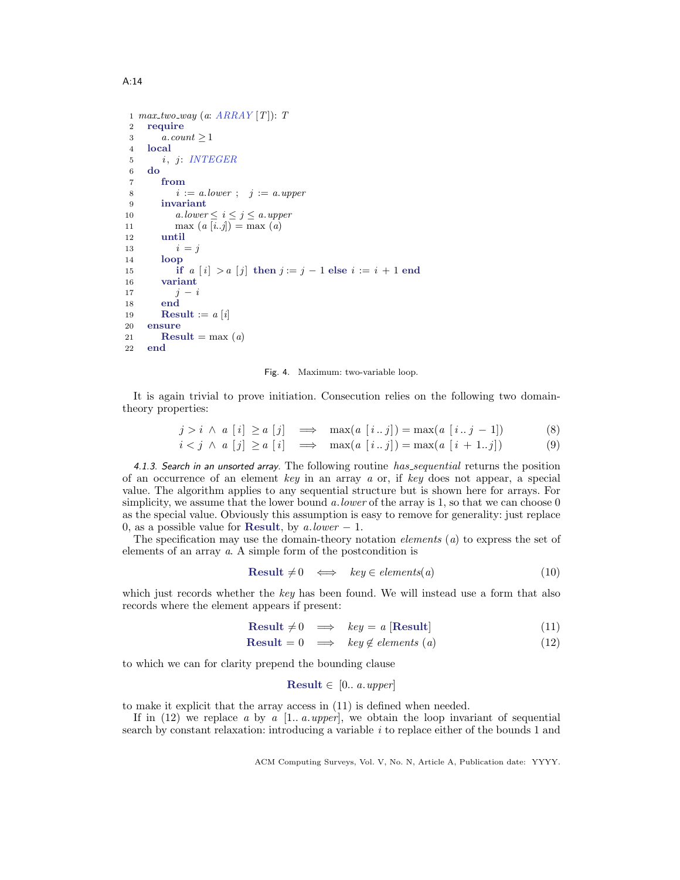```
1  max_two_way (a: ARRAY [T]): T
2    require
3      a.count ≥ 1
4    local
5      i, j: INTEGER
6    do
7      from
8        i := a.lower ;  j := a.upper
9      invariant
10       a.lower ≤ i ≤ j ≤ a.upper
11       max (a [i..j]) = max (a)
12     until
13       i = j
14     loop
15       if a [i] > a [j] then j := j − 1 else i := i + 1 end
16     variant
17       j − i
18     end
19     Result := a [i]
20   ensure
21     Result = max (a)
22   end
```

Fig. 4. Maximum: two-variable loop.

It is again trivial to prove initiation. Consecution relies on the following two domain-theory properties:

$$j > i \ \wedge \ a\,[i] \geq a\,[j] \quad \Longrightarrow \quad \max(a\,[i\,..\,j]) = \max(a\,[i\,..\,j-1]) \tag{8}$$

$$i < j \ \wedge \ a\,[j] \geq a\,[i] \quad \Longrightarrow \quad \max(a\,[i\,..\,j]) = \max(a\,[i+1..j]) \tag{9}$$

*4.1.3. Search in an unsorted array.* The following routine *has_sequential* returns the position of an occurrence of an element *key* in an array *a* or, if *key* does not appear, a special value. The algorithm applies to any sequential structure but is shown here for arrays. For simplicity, we assume that the lower bound *a.lower* of the array is 1, so that we can choose 0 as the special value. Obviously this assumption is easy to remove for generality: just replace 0, as a possible value for **Result**, by *a.lower* − 1.

The specification may use the domain-theory notation *elements* (*a*) to express the set of elements of an array *a*. A simple form of the postcondition is

$$\textbf{Result} \neq 0 \quad \Longleftrightarrow \quad key \in elements(a) \tag{10}$$

which just records whether the *key* has been found. We will instead use a form that also records where the element appears if present:

$$\textbf{Result} \neq 0 \quad \Longrightarrow \quad key = a\,[\textbf{Result}] \tag{11}$$

$$\textbf{Result} = 0 \quad \Longrightarrow \quad key \notin elements\ (a) \tag{12}$$

to which we can for clarity prepend the bounding clause

$$\textbf{Result} \in \ [0..\ a.upper]$$

to make it explicit that the array access in (11) is defined when needed.

If in (12) we replace *a* by *a* [1.. *a.upper*], we obtain the loop invariant of sequential search by constant relaxation: introducing a variable *i* to replace either of the bounds 1 and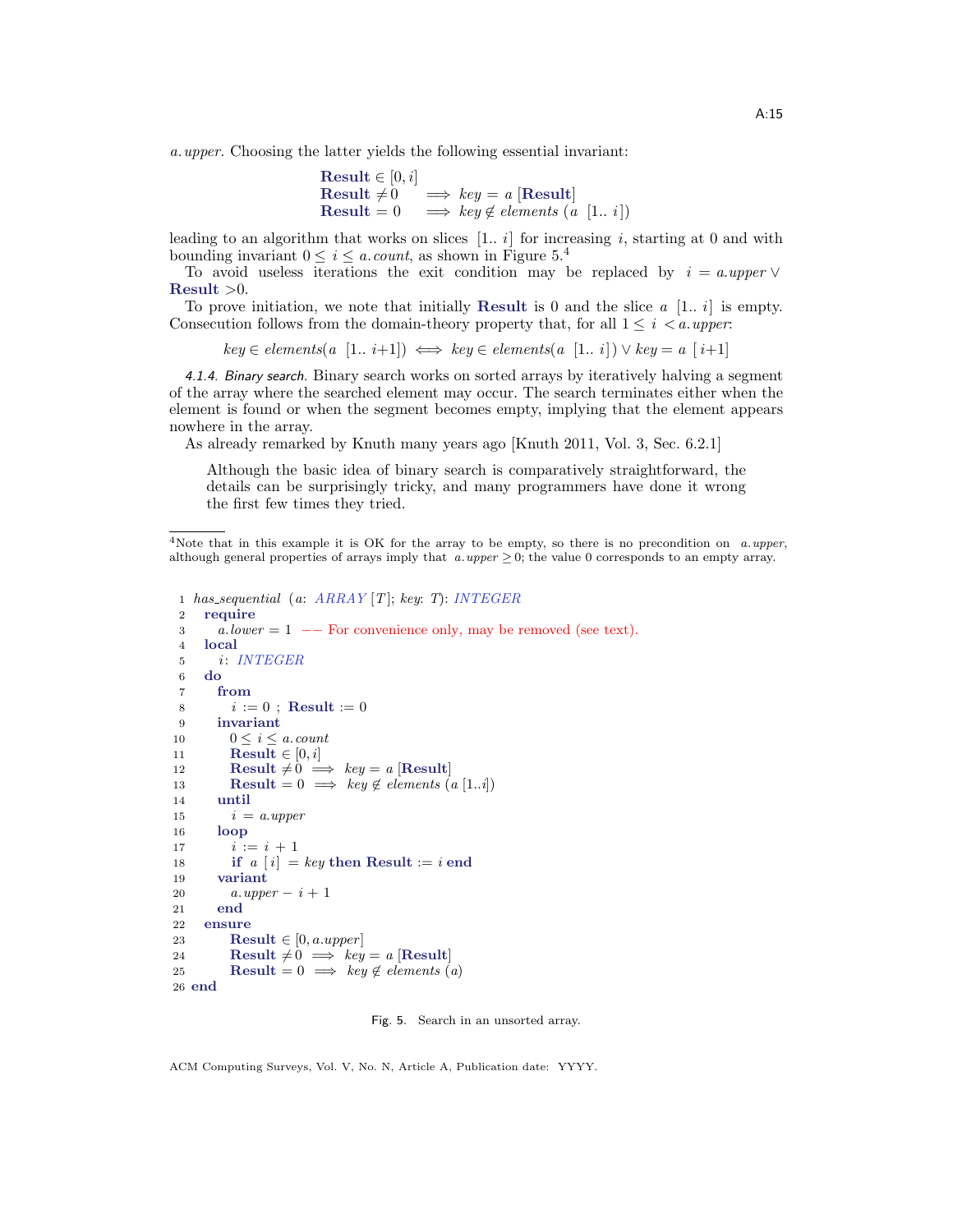*a.upper*. Choosing the latter yields the following essential invariant:

$$
\begin{array}{ll}
\textbf{Result} \in [0, i] & \\
\textbf{Result} \neq 0 & \implies key = a\,[\textbf{Result}] \\
\textbf{Result} = 0 & \implies key \notin elements\ (a\ \ [1..\ i])
\end{array}
$$

leading to an algorithm that works on slices $[1..\ i]$ for increasing $i$, starting at 0 and with bounding invariant $0 \leq i \leq a.count$, as shown in Figure 5.[4]

To avoid useless iterations the exit condition may be replaced by $i = a.upper \lor$ **Result** $>0$.

To prove initiation, we note that initially **Result** is 0 and the slice $a\ [1..\ i]$ is empty. Consecution follows from the domain-theory property that, for all $1 \leq i < a.upper$:

$$key \in elements(a\ \ [1..\ i{+}1]) \iff key \in elements(a\ \ [1..\ i]) \lor key = a\ [i{+}1]$$

*4.1.4. Binary search.* Binary search works on sorted arrays by iteratively halving a segment of the array where the searched element may occur. The search terminates either when the element is found or when the segment becomes empty, implying that the element appears nowhere in the array.

As already remarked by Knuth many years ago [Knuth 2011, Vol. 3, Sec. 6.2.1]

> Although the basic idea of binary search is comparatively straightforward, the details can be surprisingly tricky, and many programmers have done it wrong the first few times they tried.

[4]Note that in this example it is OK for the array to be empty, so there is no precondition on *a.upper*, although general properties of arrays imply that $a.upper \geq 0$; the value 0 corresponds to an empty array.

```
 1 has_sequential (a: ARRAY [T]; key: T): INTEGER
 2   require
 3     a.lower = 1  -- For convenience only, may be removed (see text).
 4   local
 5     i: INTEGER
 6   do
 7     from
 8       i := 0 ; Result := 0
 9     invariant
10       0 ≤ i ≤ a.count
11       Result ∈ [0, i]
12       Result ≠ 0 ⟹ key = a [Result]
13       Result = 0 ⟹ key ∉ elements (a [1..i])
14     until
15       i = a.upper
16     loop
17       i := i + 1
18       if a [i] = key then Result := i end
19     variant
20       a.upper − i + 1
21     end
22   ensure
23       Result ∈ [0, a.upper]
24       Result ≠ 0 ⟹ key = a [Result]
25       Result = 0 ⟹ key ∉ elements (a)
26 end
```

Fig. 5. Search in an unsorted array.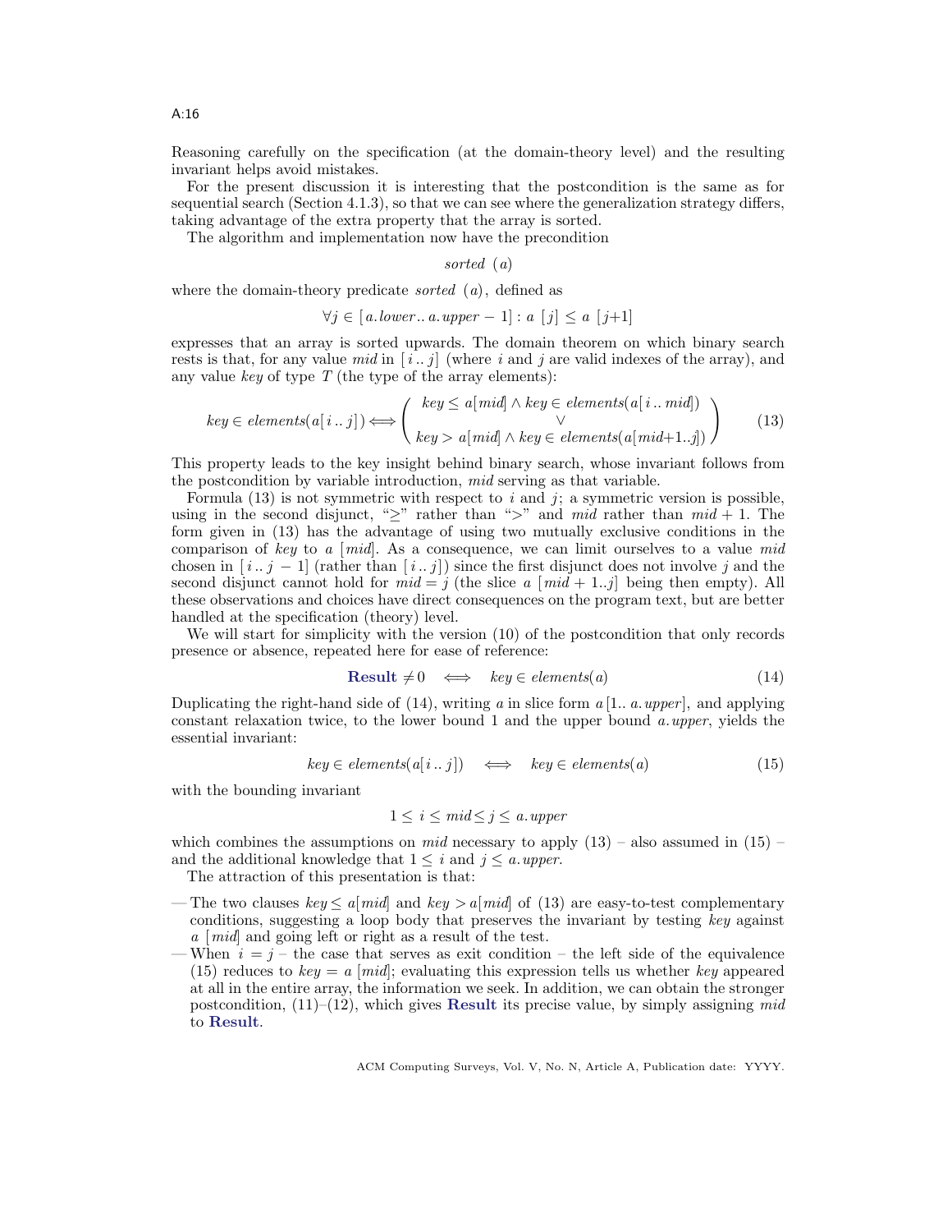Reasoning carefully on the specification (at the domain-theory level) and the resulting invariant helps avoid mistakes.

For the present discussion it is interesting that the postcondition is the same as for sequential search (Section 4.1.3), so that we can see where the generalization strategy differs, taking advantage of the extra property that the array is sorted.

The algorithm and implementation now have the precondition

$$sorted\ (a)$$

where the domain-theory predicate $sorted\ (a)$, defined as

$$\forall j \in [\,a.lower\,..\,a.upper - 1] : a\ [j] \leq a\ [j{+}1]$$

expresses that an array is sorted upwards. The domain theorem on which binary search rests is that, for any value $mid$ in $[\,i\,..\,j]$ (where $i$ and $j$ are valid indexes of the array), and any value $key$ of type $T$ (the type of the array elements):

$$key \in elements(a[\,i\,..\,j\,]) \Longleftrightarrow \left( \begin{array}{c} key \leq a[mid] \wedge key \in elements(a[\,i\,..\,mid]) \\ \vee \\ key > a[mid] \wedge key \in elements(a[mid{+}1..j]) \end{array} \right) \tag{13}$$

This property leads to the key insight behind binary search, whose invariant follows from the postcondition by variable introduction, $mid$ serving as that variable.

Formula (13) is not symmetric with respect to $i$ and $j$; a symmetric version is possible, using in the second disjunct, "$\geq$" rather than "$>$" and $mid$ rather than $mid + 1$. The form given in (13) has the advantage of using two mutually exclusive conditions in the comparison of $key$ to $a\ [mid]$. As a consequence, we can limit ourselves to a value $mid$ chosen in $[\,i\,..\,j - 1]$ (rather than $[\,i\,..\,j]$) since the first disjunct does not involve $j$ and the second disjunct cannot hold for $mid = j$ (the slice $a\ [mid + 1..j]$ being then empty). All these observations and choices have direct consequences on the program text, but are better handled at the specification (theory) level.

We will start for simplicity with the version (10) of the postcondition that only records presence or absence, repeated here for ease of reference:

$$\textbf{Result} \neq 0 \quad \Longleftrightarrow \quad key \in elements(a) \tag{14}$$

Duplicating the right-hand side of (14), writing $a$ in slice form $a\,[1..\ a.upper]$, and applying constant relaxation twice, to the lower bound 1 and the upper bound $a.upper$, yields the essential invariant:

$$key \in elements(a[\,i\,..\,j\,]) \quad \Longleftrightarrow \quad key \in elements(a) \tag{15}$$

with the bounding invariant

$$1 \leq i \leq mid \leq j \leq a.upper$$

which combines the assumptions on $mid$ necessary to apply (13) – also assumed in (15) – and the additional knowledge that $1 \leq i$ and $j \leq a.upper$.

The attraction of this presentation is that:

— The two clauses $key \leq a[mid]$ and $key > a[mid]$ of (13) are easy-to-test complementary conditions, suggesting a loop body that preserves the invariant by testing $key$ against $a\ [mid]$ and going left or right as a result of the test.

— When $i = j$ – the case that serves as exit condition – the left side of the equivalence (15) reduces to $key = a\ [mid]$; evaluating this expression tells us whether $key$ appeared at all in the entire array, the information we seek. In addition, we can obtain the stronger postcondition, (11)–(12), which gives **Result** its precise value, by simply assigning $mid$ to **Result**.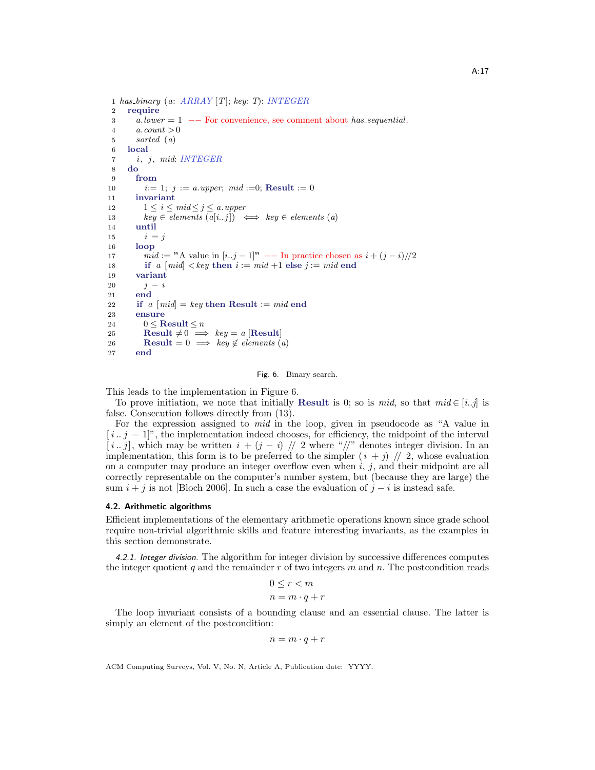```
1  has_binary (a: ARRAY [T]; key: T): INTEGER
2    require
3      a.lower = 1  -- For convenience, see comment about has_sequential.
4      a.count > 0
5      sorted (a)
6    local
7      i, j, mid: INTEGER
8    do
9      from
10       i:= 1; j := a.upper; mid :=0; Result := 0
11     invariant
12       1 ≤ i ≤ mid ≤ j ≤ a.upper
13       key ∈ elements (a[i..j])  ⟺  key ∈ elements (a)
14     until
15       i = j
16     loop
17       mid := "A value in [i..j − 1]"  -- In practice chosen as i + (j − i)//2
18       if a [mid] < key then i := mid +1 else j := mid end
19     variant
20       j − i
21     end
22     if a [mid] = key then Result := mid end
23     ensure
24       0 ≤ Result ≤ n
25       Result ≠ 0  ⟹  key = a [Result]
26       Result = 0  ⟹  key ∉ elements (a)
27     end
```

Fig. 6. Binary search.

This leads to the implementation in Figure 6.

To prove initiation, we note that initially **Result** is 0; so is *mid*, so that $mid \in [i..j]$ is false. Consecution follows directly from (13).

For the expression assigned to *mid* in the loop, given in pseudocode as "A value in $[i..j-1]$", the implementation indeed chooses, for efficiency, the midpoint of the interval $[i..j]$, which may be written $i + (j - i)$ // 2 where "//" denotes integer division. In an implementation, this form is to be preferred to the simpler $(i + j)$ // 2, whose evaluation on a computer may produce an integer overflow even when $i$, $j$, and their midpoint are all correctly representable on the computer's number system, but (because they are large) the sum $i + j$ is not [Bloch 2006]. In such a case the evaluation of $j - i$ is instead safe.

### 4.2. Arithmetic algorithms

Efficient implementations of the elementary arithmetic operations known since grade school require non-trivial algorithmic skills and feature interesting invariants, as the examples in this section demonstrate.

*4.2.1. Integer division.* The algorithm for integer division by successive differences computes the integer quotient $q$ and the remainder $r$ of two integers $m$ and $n$. The postcondition reads

$$0 \le r < m$$
$$n = m \cdot q + r$$

The loop invariant consists of a bounding clause and an essential clause. The latter is simply an element of the postcondition:

$$n = m \cdot q + r$$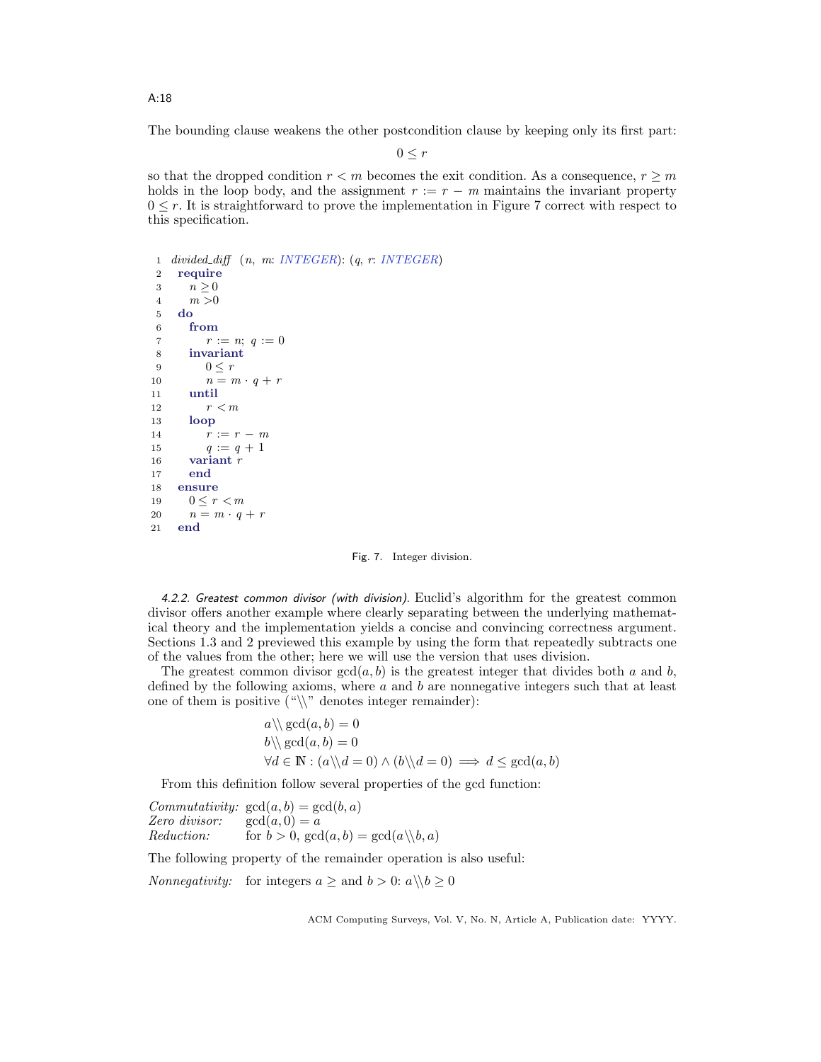The bounding clause weakens the other postcondition clause by keeping only its first part:

$$0 \le r$$

so that the dropped condition $r < m$ becomes the exit condition. As a consequence, $r \ge m$ holds in the loop body, and the assignment $r := r - m$ maintains the invariant property $0 \le r$. It is straightforward to prove the implementation in Figure 7 correct with respect to this specification.

```
 1  divided_diff (n, m: INTEGER): (q, r: INTEGER)
 2    require
 3      n ≥ 0
 4      m > 0
 5    do
 6      from
 7        r := n; q := 0
 8      invariant
 9        0 ≤ r
10        n = m · q + r
11      until
12        r < m
13      loop
14        r := r − m
15        q := q + 1
16      variant r
17      end
18    ensure
19      0 ≤ r < m
20      n = m · q + r
21    end
```

Fig. 7. Integer division.

*4.2.2. Greatest common divisor (with division).* Euclid's algorithm for the greatest common divisor offers another example where clearly separating between the underlying mathematical theory and the implementation yields a concise and convincing correctness argument. Sections 1.3 and 2 previewed this example by using the form that repeatedly subtracts one of the values from the other; here we will use the version that uses division.

The greatest common divisor $\gcd(a, b)$ is the greatest integer that divides both $a$ and $b$, defined by the following axioms, where $a$ and $b$ are nonnegative integers such that at least one of them is positive ("$\backslash\backslash$" denotes integer remainder):

$$a \backslash\backslash \gcd(a, b) = 0$$
$$b \backslash\backslash \gcd(a, b) = 0$$
$$\forall d \in \mathbb{N} : (a \backslash\backslash d = 0) \wedge (b \backslash\backslash d = 0) \implies d \le \gcd(a, b)$$

From this definition follow several properties of the gcd function:

*Commutativity:* $\gcd(a, b) = \gcd(b, a)$
*Zero divisor:* $\gcd(a, 0) = a$
*Reduction:* for $b > 0$, $\gcd(a, b) = \gcd(a \backslash\backslash b, a)$

The following property of the remainder operation is also useful:

*Nonnegativity:* for integers $a \ge$ and $b > 0$: $a \backslash\backslash b \ge 0$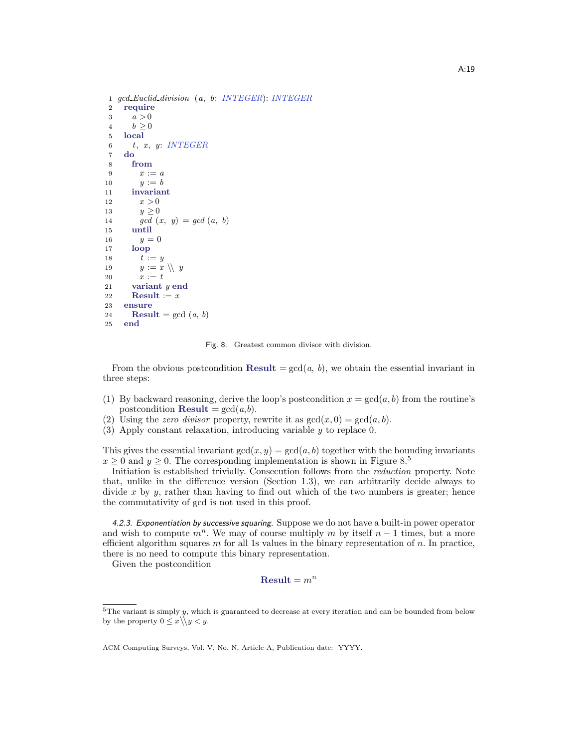```
1  gcd_Euclid_division (a, b: INTEGER): INTEGER
2    require
3      a > 0
4      b ≥ 0
5    local
6      t, x, y: INTEGER
7    do
8      from
9        x := a
10       y := b
11     invariant
12       x > 0
13       y ≥ 0
14       gcd (x, y) = gcd (a, b)
15     until
16       y = 0
17     loop
18       t := y
19       y := x \\ y
20       x := t
21     variant y end
22     Result := x
23   ensure
24     Result = gcd (a, b)
25   end
```

Fig. 8. Greatest common divisor with division.

From the obvious postcondition **Result** $= \gcd(a,\ b)$, we obtain the essential invariant in three steps:

(1) By backward reasoning, derive the loop's postcondition $x = \gcd(a, b)$ from the routine's postcondition **Result** $= \gcd(a,b)$.
(2) Using the *zero divisor* property, rewrite it as $\gcd(x, 0) = \gcd(a, b)$.
(3) Apply constant relaxation, introducing variable $y$ to replace 0.

This gives the essential invariant $\gcd(x, y) = \gcd(a, b)$ together with the bounding invariants $x \geq 0$ and $y \geq 0$. The corresponding implementation is shown in Figure 8.[5]

Initiation is established trivially. Consecution follows from the *reduction* property. Note that, unlike in the difference version (Section 1.3), we can arbitrarily decide always to divide $x$ by $y$, rather than having to find out which of the two numbers is greater; hence the commutativity of gcd is not used in this proof.

*4.2.3. Exponentiation by successive squaring.* Suppose we do not have a built-in power operator and wish to compute $m^n$. We may of course multiply $m$ by itself $n - 1$ times, but a more efficient algorithm squares $m$ for all 1s values in the binary representation of $n$. In practice, there is no need to compute this binary representation.

Given the postcondition

$$\textbf{Result} = m^n$$

---

[5]The variant is simply $y$, which is guaranteed to decrease at every iteration and can be bounded from below by the property $0 \leq x \backslash\backslash y < y$.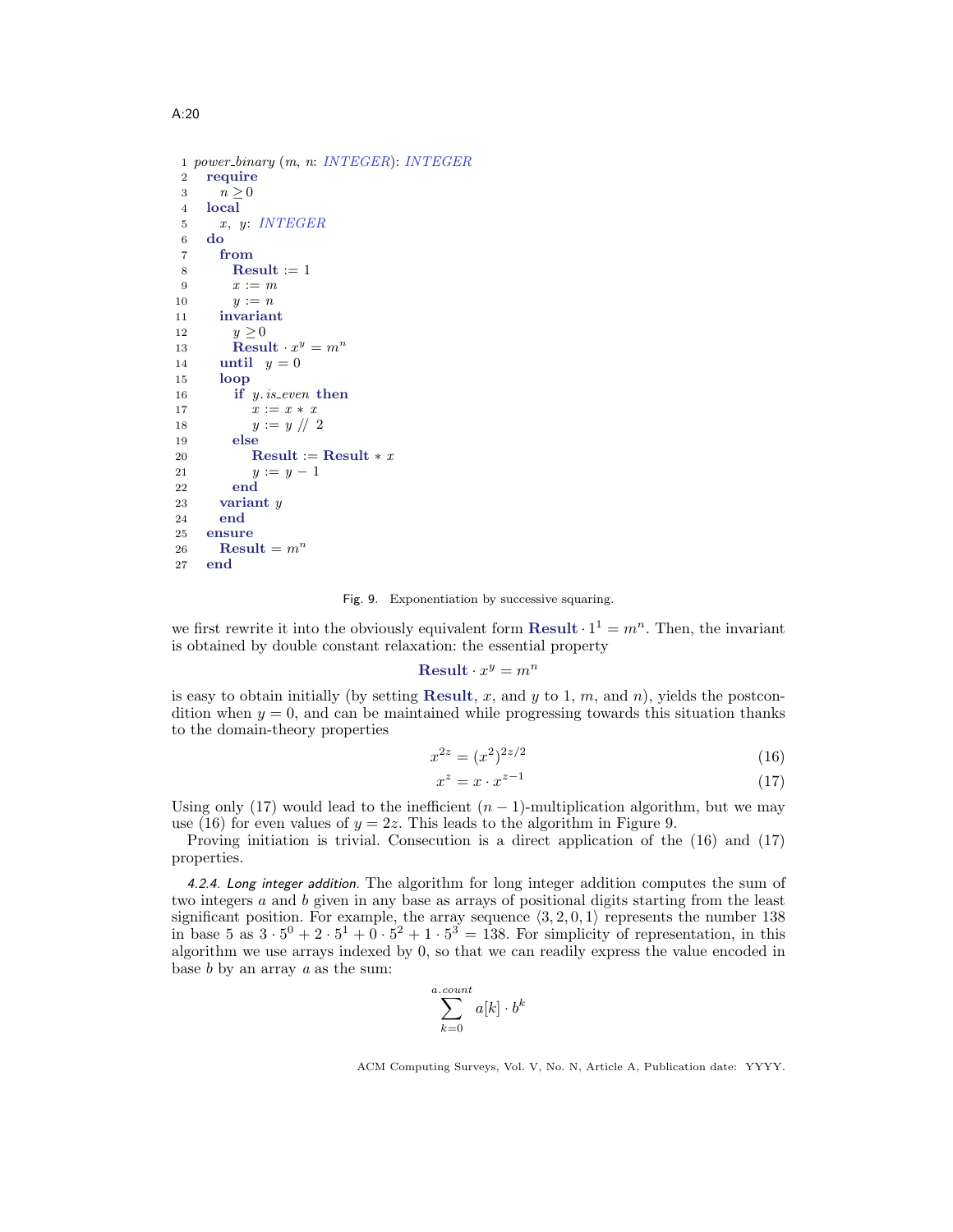```
1  power_binary (m, n: INTEGER): INTEGER
2    require
3      n ≥ 0
4    local
5      x, y: INTEGER
6    do
7      from
8        Result := 1
9        x := m
10       y := n
11     invariant
12       y ≥ 0
13       Result · x^y = m^n
14     until  y = 0
15     loop
16       if y.is_even then
17          x := x ∗ x
18          y := y // 2
19       else
20          Result := Result ∗ x
21          y := y − 1
22       end
23     variant y
24     end
25   ensure
26     Result = m^n
27   end
```

Fig. 9. Exponentiation by successive squaring.

we first rewrite it into the obviously equivalent form $\textbf{Result} \cdot 1^1 = m^n$. Then, the invariant is obtained by double constant relaxation: the essential property

$$\textbf{Result} \cdot x^y = m^n$$

is easy to obtain initially (by setting **Result**, $x$, and $y$ to 1, $m$, and $n$), yields the postcondition when $y = 0$, and can be maintained while progressing towards this situation thanks to the domain-theory properties

$$x^{2z} = (x^2)^{2z/2} \tag{16}$$

$$x^z = x \cdot x^{z-1} \tag{17}$$

Using only (17) would lead to the inefficient $(n-1)$-multiplication algorithm, but we may use (16) for even values of $y = 2z$. This leads to the algorithm in Figure 9.

Proving initiation is trivial. Consecution is a direct application of the (16) and (17) properties.

*4.2.4. Long integer addition.* The algorithm for long integer addition computes the sum of two integers $a$ and $b$ given in any base as arrays of positional digits starting from the least significant position. For example, the array sequence $\langle 3, 2, 0, 1 \rangle$ represents the number 138 in base 5 as $3 \cdot 5^0 + 2 \cdot 5^1 + 0 \cdot 5^2 + 1 \cdot 5^3 = 138$. For simplicity of representation, in this algorithm we use arrays indexed by 0, so that we can readily express the value encoded in base $b$ by an array $a$ as the sum:

$$\sum_{k=0}^{a.count} a[k] \cdot b^k$$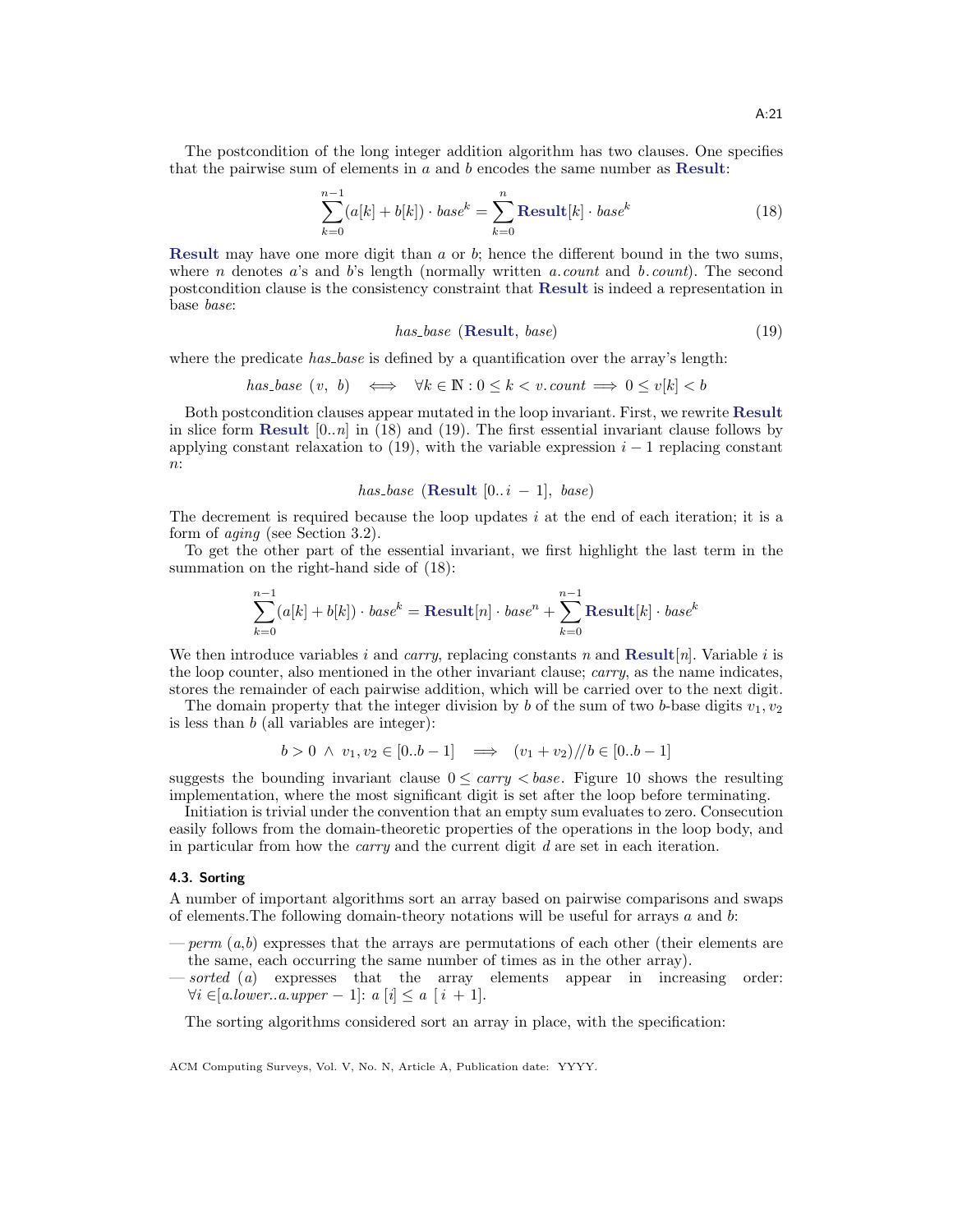The postcondition of the long integer addition algorithm has two clauses. One specifies that the pairwise sum of elements in $a$ and $b$ encodes the same number as **Result**:

$$\sum_{k=0}^{n-1}(a[k]+b[k])\cdot base^k = \sum_{k=0}^{n}\textbf{Result}[k]\cdot base^k \tag{18}$$

**Result** may have one more digit than $a$ or $b$; hence the different bound in the two sums, where $n$ denotes $a$'s and $b$'s length (normally written $a.count$ and $b.count$). The second postcondition clause is the consistency constraint that **Result** is indeed a representation in base $base$:

$$has\_base\ (\textbf{Result},\ base) \tag{19}$$

where the predicate $has\_base$ is defined by a quantification over the array's length:

$$has\_base\ (v,\ b) \iff \forall k \in \mathbb{N} : 0 \leq k < v.count \implies 0 \leq v[k] < b$$

Both postcondition clauses appear mutated in the loop invariant. First, we rewrite **Result** in slice form **Result** $[0..n]$ in (18) and (19). The first essential invariant clause follows by applying constant relaxation to (19), with the variable expression $i-1$ replacing constant $n$:

$$has\_base\ (\textbf{Result}\ [0..i\ -\ 1],\ base)$$

The decrement is required because the loop updates $i$ at the end of each iteration; it is a form of *aging* (see Section 3.2).

To get the other part of the essential invariant, we first highlight the last term in the summation on the right-hand side of (18):

$$\sum_{k=0}^{n-1}(a[k]+b[k])\cdot base^k = \textbf{Result}[n]\cdot base^n + \sum_{k=0}^{n-1}\textbf{Result}[k]\cdot base^k$$

We then introduce variables $i$ and $carry$, replacing constants $n$ and **Result**$[n]$. Variable $i$ is the loop counter, also mentioned in the other invariant clause; $carry$, as the name indicates, stores the remainder of each pairwise addition, which will be carried over to the next digit.

The domain property that the integer division by $b$ of the sum of two $b$-base digits $v_1, v_2$ is less than $b$ (all variables are integer):

$$b > 0 \ \wedge\ v_1, v_2 \in [0..b-1] \quad\implies\quad (v_1+v_2)//b \in [0..b-1]$$

suggests the bounding invariant clause $0 \leq carry < base$. Figure 10 shows the resulting implementation, where the most significant digit is set after the loop before terminating.

Initiation is trivial under the convention that an empty sum evaluates to zero. Consecution easily follows from the domain-theoretic properties of the operations in the loop body, and in particular from how the $carry$ and the current digit $d$ are set in each iteration.

### 4.3. Sorting

A number of important algorithms sort an array based on pairwise comparisons and swaps of elements.The following domain-theory notations will be useful for arrays $a$ and $b$:

— $perm\ (a,b)$ expresses that the arrays are permutations of each other (their elements are the same, each occurring the same number of times as in the other array).

— $sorted\ (a)$ expresses that the array elements appear in increasing order: $\forall i \in [a.lower..a.upper-1]$: $a\ [i] \leq a\ [\ i\ +\ 1]$.

The sorting algorithms considered sort an array in place, with the specification: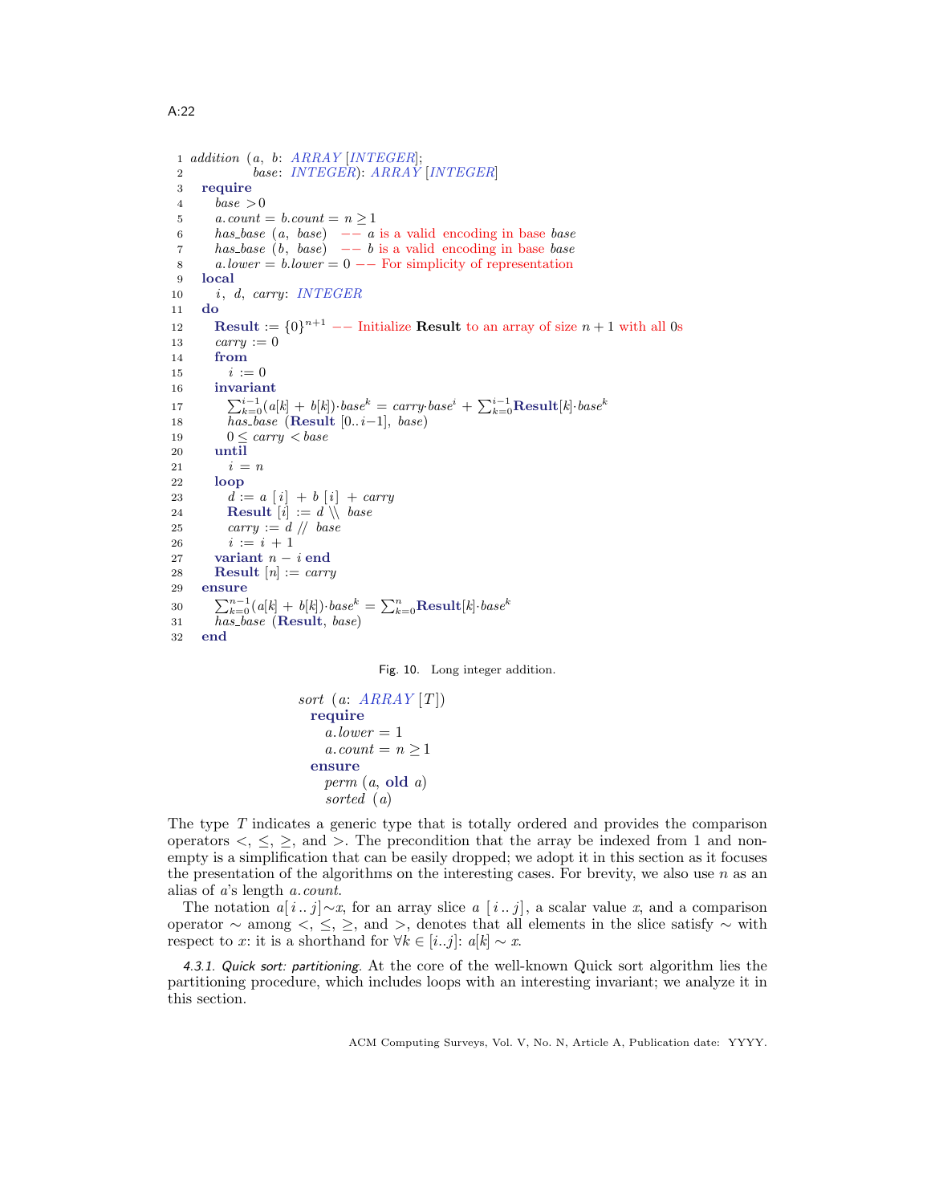```
 1 addition (a, b: ARRAY [INTEGER];
 2             base: INTEGER): ARRAY [INTEGER]
 3   require
 4     base > 0
 5     a.count = b.count = n ≥ 1
 6     has_base (a, base)  -- a is a valid encoding in base base
 7     has_base (b, base)  -- b is a valid encoding in base base
 8     a.lower = b.lower = 0 -- For simplicity of representation
 9   local
10     i, d, carry: INTEGER
11   do
12     Result := {0}^(n+1) -- Initialize Result to an array of size n + 1 with all 0s
13     carry := 0
14     from
15       i := 0
16     invariant
17       Σ_{k=0}^{i−1}(a[k] + b[k])·base^k = carry·base^i + Σ_{k=0}^{i−1} Result[k]·base^k
18       has_base (Result [0..i−1], base)
19       0 ≤ carry < base
20     until
21       i = n
22     loop
23       d := a [i] + b [i] + carry
24       Result [i] := d \\ base
25       carry := d // base
26       i := i + 1
27     variant n − i end
28     Result [n] := carry
29   ensure
30     Σ_{k=0}^{n−1}(a[k] + b[k])·base^k = Σ_{k=0}^{n} Result[k]·base^k
31     has_base (Result, base)
32   end
```

Fig. 10. Long integer addition.

```
sort (a: ARRAY [T])
  require
    a.lower = 1
    a.count = n ≥ 1
  ensure
    perm (a, old a)
    sorted (a)
```

The type $T$ indicates a generic type that is totally ordered and provides the comparison operators $<$, $\leq$, $\geq$, and $>$. The precondition that the array be indexed from 1 and non-empty is a simplification that can be easily dropped; we adopt it in this section as it focuses the presentation of the algorithms on the interesting cases. For brevity, we also use $n$ as an alias of $a$'s length $a.count$.

The notation $a[i..j] \sim x$, for an array slice $a\,[i..j]$, a scalar value $x$, and a comparison operator $\sim$ among $<$, $\leq$, $\geq$, and $>$, denotes that all elements in the slice satisfy $\sim$ with respect to $x$: it is a shorthand for $\forall k \in [i..j]\colon a[k] \sim x$.

*4.3.1. Quick sort: partitioning.* At the core of the well-known Quick sort algorithm lies the partitioning procedure, which includes loops with an interesting invariant; we analyze it in this section.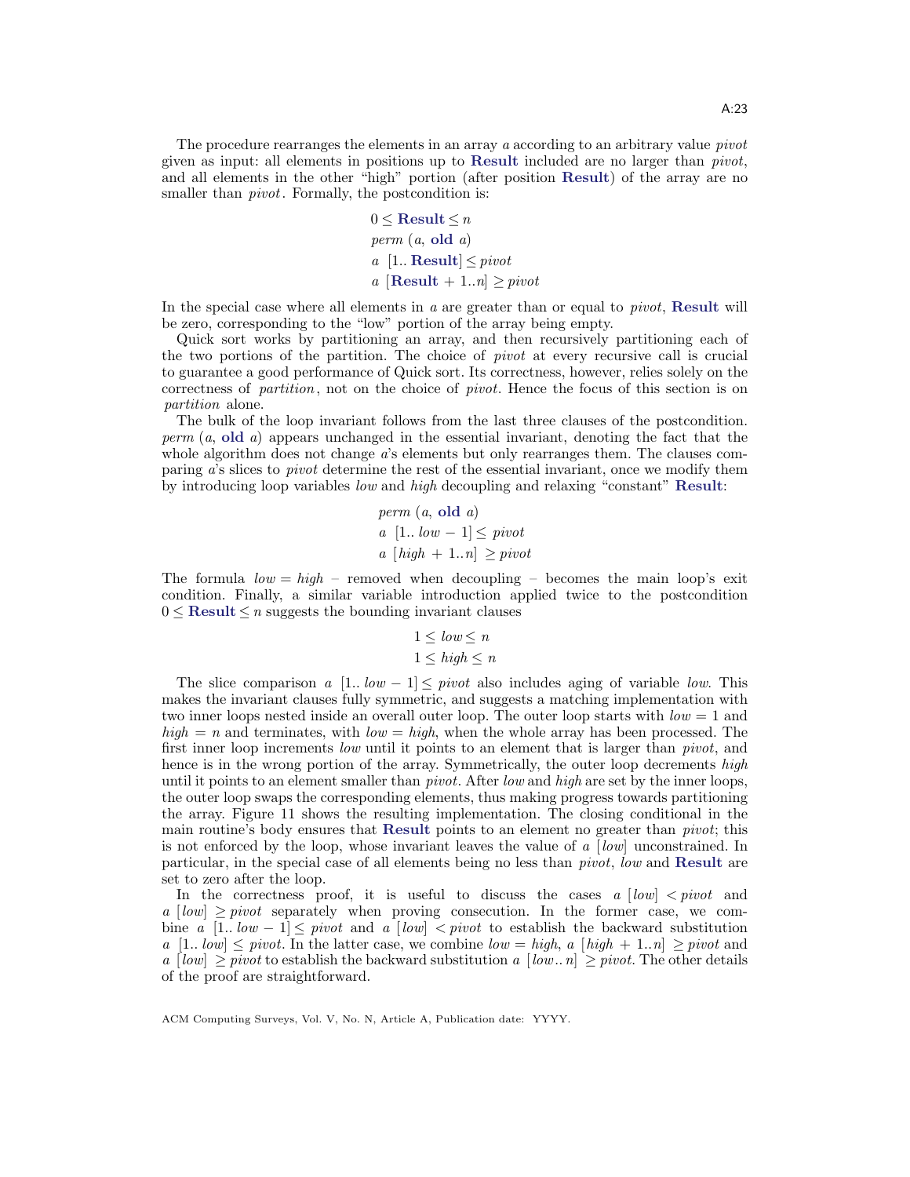The procedure rearranges the elements in an array $a$ according to an arbitrary value $pivot$ given as input: all elements in positions up to **Result** included are no larger than $pivot$, and all elements in the other "high" portion (after position **Result**) of the array are no smaller than $pivot$. Formally, the postcondition is:

$$
\begin{aligned}
& 0 \leq \textbf{Result} \leq n \\
& perm\ (a,\ \textbf{old}\ a) \\
& a\ [1..\ \textbf{Result}] \leq pivot \\
& a\ [\textbf{Result} + 1..n] \geq pivot
\end{aligned}
$$

In the special case where all elements in $a$ are greater than or equal to $pivot$, **Result** will be zero, corresponding to the "low" portion of the array being empty.

Quick sort works by partitioning an array, and then recursively partitioning each of the two portions of the partition. The choice of $pivot$ at every recursive call is crucial to guarantee a good performance of Quick sort. Its correctness, however, relies solely on the correctness of $partition$, not on the choice of $pivot$. Hence the focus of this section is on $partition$ alone.

The bulk of the loop invariant follows from the last three clauses of the postcondition. $perm\ (a,\ \textbf{old}\ a)$ appears unchanged in the essential invariant, denoting the fact that the whole algorithm does not change $a$'s elements but only rearranges them. The clauses comparing $a$'s slices to $pivot$ determine the rest of the essential invariant, once we modify them by introducing loop variables $low$ and $high$ decoupling and relaxing "constant" **Result**:

$$
\begin{aligned}
& perm\ (a,\ \textbf{old}\ a) \\
& a\ [1..\ low - 1] \leq pivot \\
& a\ [high + 1..n] \geq pivot
\end{aligned}
$$

The formula $low = high$ – removed when decoupling – becomes the main loop's exit condition. Finally, a similar variable introduction applied twice to the postcondition $0 \leq \textbf{Result} \leq n$ suggests the bounding invariant clauses

$$
\begin{aligned}
& 1 \leq low \leq n \\
& 1 \leq high \leq n
\end{aligned}
$$

The slice comparison $a\ [1..\ low - 1] \leq pivot$ also includes aging of variable $low$. This makes the invariant clauses fully symmetric, and suggests a matching implementation with two inner loops nested inside an overall outer loop. The outer loop starts with $low = 1$ and $high = n$ and terminates, with $low = high$, when the whole array has been processed. The first inner loop increments $low$ until it points to an element that is larger than $pivot$, and hence is in the wrong portion of the array. Symmetrically, the outer loop decrements $high$ until it points to an element smaller than $pivot$. After $low$ and $high$ are set by the inner loops, the outer loop swaps the corresponding elements, thus making progress towards partitioning the array. Figure 11 shows the resulting implementation. The closing conditional in the main routine's body ensures that **Result** points to an element no greater than $pivot$; this is not enforced by the loop, whose invariant leaves the value of $a\ [low]$ unconstrained. In particular, in the special case of all elements being no less than $pivot$, $low$ and **Result** are set to zero after the loop.

In the correctness proof, it is useful to discuss the cases $a\ [low] < pivot$ and $a\ [low] \geq pivot$ separately when proving consecution. In the former case, we combine $a\ [1..\ low - 1] \leq pivot$ and $a\ [low] < pivot$ to establish the backward substitution $a\ [1..\ low] \leq pivot$. In the latter case, we combine $low = high$, $a\ [high + 1..n] \geq pivot$ and $a\ [low] \geq pivot$ to establish the backward substitution $a\ [low..\ n] \geq pivot$. The other details of the proof are straightforward.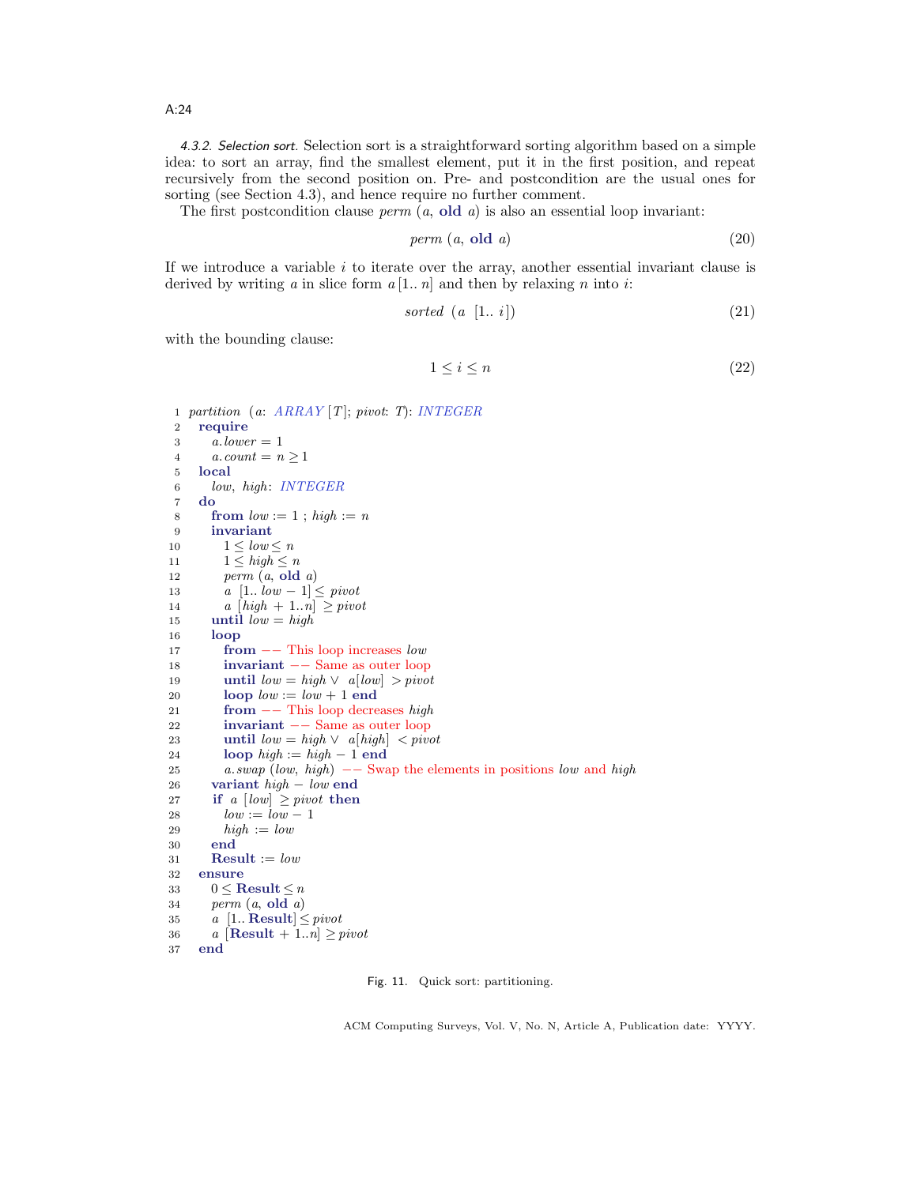*4.3.2. Selection sort.* Selection sort is a straightforward sorting algorithm based on a simple idea: to sort an array, find the smallest element, put it in the first position, and repeat recursively from the second position on. Pre- and postcondition are the usual ones for sorting (see Section 4.3), and hence require no further comment.

The first postcondition clause $perm\ (a,\ \textbf{old}\ a)$ is also an essential loop invariant:

$$perm\ (a,\ \textbf{old}\ a) \tag{20}$$

If we introduce a variable $i$ to iterate over the array, another essential invariant clause is derived by writing $a$ in slice form $a\,[1..\ n]$ and then by relaxing $n$ into $i$:

$$sorted\ \ (a\ \ [1..\ i]) \tag{21}$$

with the bounding clause:

$$1 \le i \le n \tag{22}$$

```
 1  partition (a: ARRAY [T]; pivot: T): INTEGER
 2    require
 3      a.lower = 1
 4      a.count = n ≥ 1
 5    local
 6      low, high: INTEGER
 7    do
 8      from low := 1 ; high := n
 9      invariant
10        1 ≤ low ≤ n
11        1 ≤ high ≤ n
12        perm (a, old a)
13        a [1.. low − 1] ≤ pivot
14        a [high + 1..n] ≥ pivot
15      until low = high
16      loop
17        from −− This loop increases low
18        invariant −− Same as outer loop
19        until low = high ∨ a[low] > pivot
20        loop low := low + 1 end
21        from −− This loop decreases high
22        invariant −− Same as outer loop
23        until low = high ∨ a[high] < pivot
24        loop high := high − 1 end
25        a.swap (low, high) −− Swap the elements in positions low and high
26      variant high − low end
27      if a [low] ≥ pivot then
28        low := low − 1
29        high := low
30      end
31      Result := low
32    ensure
33      0 ≤ Result ≤ n
34      perm (a, old a)
35      a [1.. Result] ≤ pivot
36      a [Result + 1..n] ≥ pivot
37    end
```

Fig. 11. Quick sort: partitioning.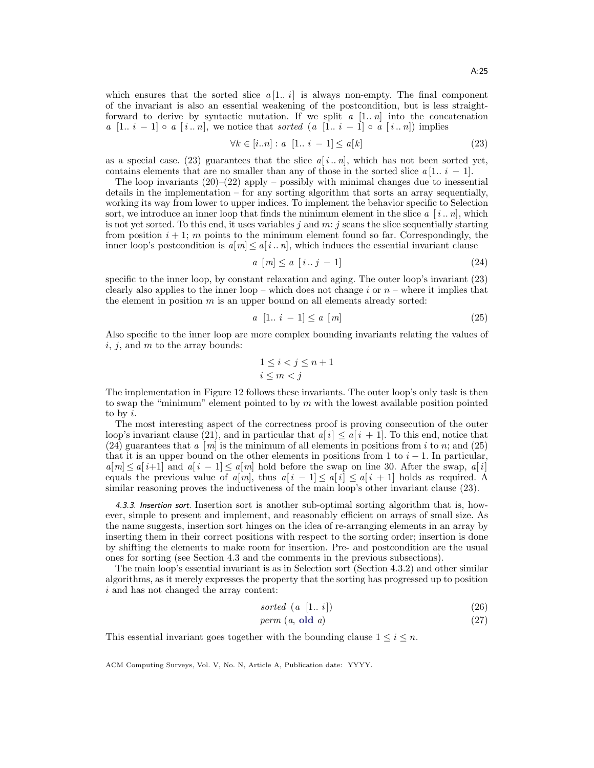which ensures that the sorted slice $a\,[1..\,i]$ is always non-empty. The final component of the invariant is also an essential weakening of the postcondition, but is less straightforward to derive by syntactic mutation. If we split $a\;[1..\,n]$ into the concatenation $a\;[1..\,i\,-\,1] \circ a\;[\,i\,..\,n]$, we notice that *sorted* $(a\;[1..\,i\,-\,1] \circ a\;[\,i\,..\,n])$ implies

$$\forall k \in [i..n] : a\;\;[1..\;i\;-\;1] \le a[k] \tag{23}$$

as a special case. (23) guarantees that the slice $a[\,i\,..\,n]$, which has not been sorted yet, contains elements that are no smaller than any of those in the sorted slice $a\,[1..\;i\;-\;1]$.

The loop invariants (20)–(22) apply – possibly with minimal changes due to inessential details in the implementation – for any sorting algorithm that sorts an array sequentially, working its way from lower to upper indices. To implement the behavior specific to Selection sort, we introduce an inner loop that finds the minimum element in the slice $a\;[\,i\,..\,n]$, which is not yet sorted. To this end, it uses variables $j$ and $m$: $j$ scans the slice sequentially starting from position $i+1$; $m$ points to the minimum element found so far. Correspondingly, the inner loop's postcondition is $a[m] \le a[\,i\,..\,n]$, which induces the essential invariant clause

$$a\;\;[m] \le a\;\;[\,i\,..\,j\;-\;1] \tag{24}$$

specific to the inner loop, by constant relaxation and aging. The outer loop's invariant (23) clearly also applies to the inner loop – which does not change $i$ or $n$ – where it implies that the element in position $m$ is an upper bound on all elements already sorted:

$$a\;\;[1..\;i\;-\;1] \le a\;\;[m] \tag{25}$$

Also specific to the inner loop are more complex bounding invariants relating the values of $i$, $j$, and $m$ to the array bounds:

$$\begin{aligned} &1 \le i < j \le n+1 \\ &i \le m < j \end{aligned}$$

The implementation in Figure 12 follows these invariants. The outer loop's only task is then to swap the "minimum" element pointed to by $m$ with the lowest available position pointed to by $i$.

The most interesting aspect of the correctness proof is proving consecution of the outer loop's invariant clause (21), and in particular that $a[\,i\,] \le a[\,i\,+\,1]$. To this end, notice that (24) guarantees that $a\;[m]$ is the minimum of all elements in positions from $i$ to $n$; and (25) that it is an upper bound on the other elements in positions from 1 to $i-1$. In particular, $a[m] \le a[\,i{+}1]$ and $a[\,i\,-\,1] \le a[m]$ hold before the swap on line 30. After the swap, $a[\,i\,]$ equals the previous value of $a[m]$, thus $a[\,i\,-\,1] \le a[\,i\,] \le a[\,i\,+\,1]$ holds as required. A similar reasoning proves the inductiveness of the main loop's other invariant clause (23).

*4.3.3. Insertion sort.* Insertion sort is another sub-optimal sorting algorithm that is, however, simple to present and implement, and reasonably efficient on arrays of small size. As the name suggests, insertion sort hinges on the idea of re-arranging elements in an array by inserting them in their correct positions with respect to the sorting order; insertion is done by shifting the elements to make room for insertion. Pre- and postcondition are the usual ones for sorting (see Section 4.3 and the comments in the previous subsections).

The main loop's essential invariant is as in Selection sort (Section 4.3.2) and other similar algorithms, as it merely expresses the property that the sorting has progressed up to position $i$ and has not changed the array content:

$$sorted\;\;(a\;\;[1..\;i]) \tag{26}$$

$$perm\;(a,\;\textbf{old}\;a) \tag{27}$$

This essential invariant goes together with the bounding clause $1 \le i \le n$.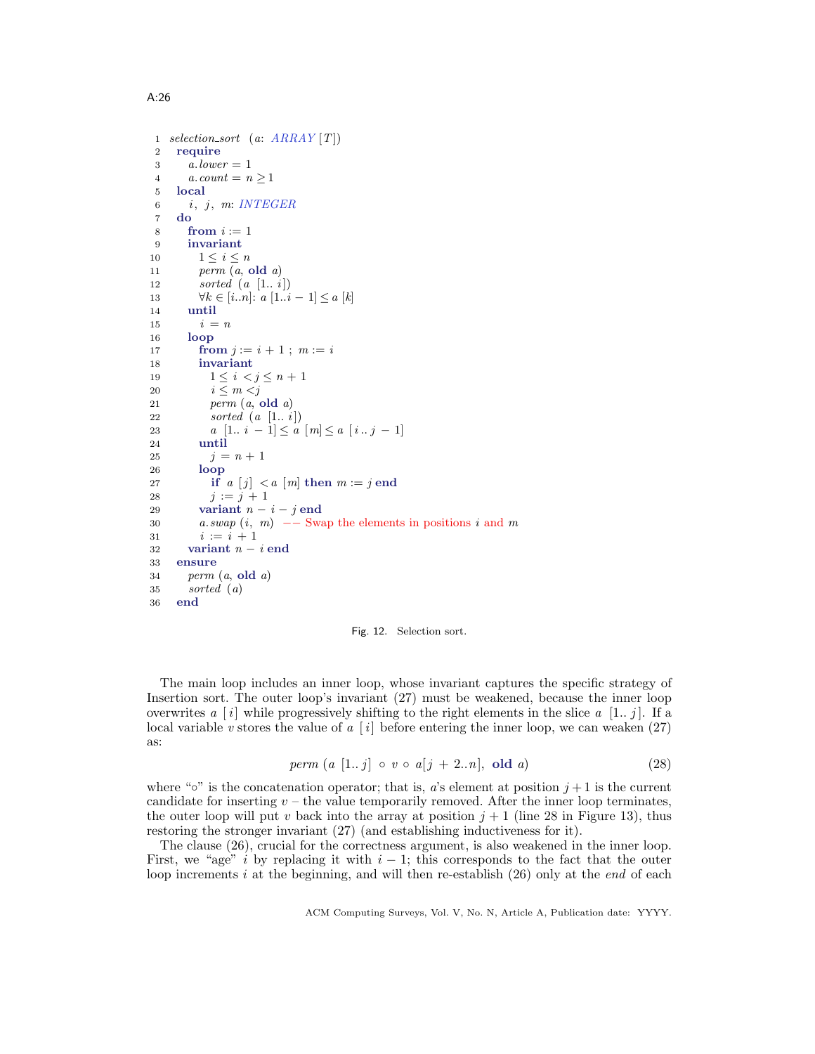```
 1  selection_sort  (a: ARRAY [T])
 2    require
 3      a.lower = 1
 4      a.count = n ≥ 1
 5    local
 6      i, j, m: INTEGER
 7    do
 8      from i := 1
 9      invariant
10        1 ≤ i ≤ n
11        perm (a, old a)
12        sorted (a [1.. i])
13        ∀k ∈ [i..n]: a [1..i − 1] ≤ a [k]
14      until
15        i = n
16      loop
17        from j := i + 1 ; m := i
18        invariant
19          1 ≤ i < j ≤ n + 1
20          i ≤ m < j
21          perm (a, old a)
22          sorted (a [1.. i])
23          a [1.. i − 1] ≤ a [m] ≤ a [i .. j − 1]
24        until
25          j = n + 1
26        loop
27          if a [j] < a [m] then m := j end
28          j := j + 1
29        variant n − i − j end
30        a.swap (i, m)  −− Swap the elements in positions i and m
31        i := i + 1
32      variant n − i end
33    ensure
34      perm (a, old a)
35      sorted (a)
36    end
```

Fig. 12. Selection sort.

The main loop includes an inner loop, whose invariant captures the specific strategy of Insertion sort. The outer loop's invariant (27) must be weakened, because the inner loop overwrites $a\ [i]$ while progressively shifting to the right elements in the slice $a\ [1..\ j]$. If a local variable $v$ stores the value of $a\ [i]$ before entering the inner loop, we can weaken (27) as:

$$perm\ (a\ [1..\ j]\ \circ\ v\ \circ\ a[j\ +\ 2..n],\ \textbf{old}\ a) \tag{28}$$

where "$\circ$" is the concatenation operator; that is, $a$'s element at position $j+1$ is the current candidate for inserting $v$ – the value temporarily removed. After the inner loop terminates, the outer loop will put $v$ back into the array at position $j+1$ (line 28 in Figure 13), thus restoring the stronger invariant (27) (and establishing inductiveness for it).

The clause (26), crucial for the correctness argument, is also weakened in the inner loop. First, we "age" $i$ by replacing it with $i - 1$; this corresponds to the fact that the outer loop increments $i$ at the beginning, and will then re-establish (26) only at the *end* of each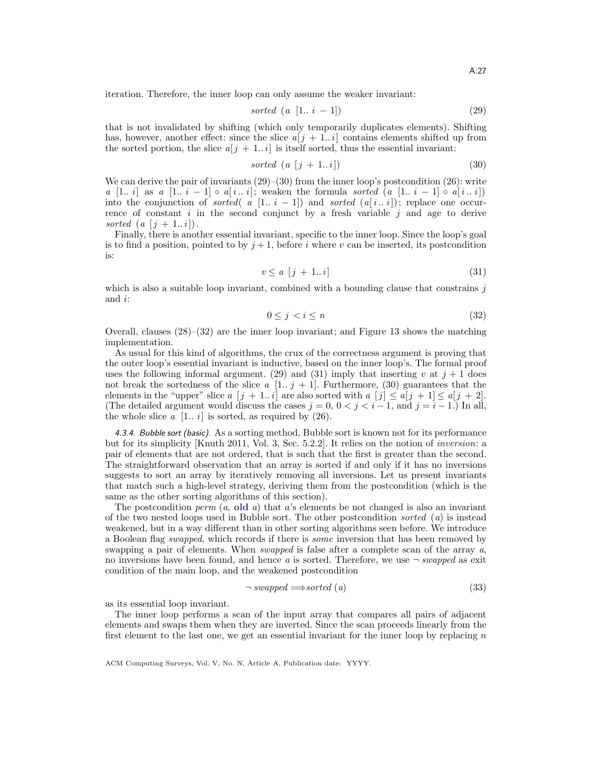iteration. Therefore, the inner loop can only assume the weaker invariant:

$$\textit{sorted}\ (a\ [1..\ i\ -\ 1]) \tag{29}$$

that is not invalidated by shifting (which only temporarily duplicates elements). Shifting has, however, another effect: since the slice $a[j\ +\ 1..\,i]$ contains elements shifted up from the sorted portion, the slice $a[j\ +\ 1..\,i]$ is itself sorted, thus the essential invariant:

$$\textit{sorted}\ (a\ [j\ +\ 1..\,i]) \tag{30}$$

We can derive the pair of invariants (29)–(30) from the inner loop's postcondition (26): write $a\ [1..\ i]$ as $a\ [1..\ i\ -\ 1] \circ a[i\,..\,i]$; weaken the formula $\textit{sorted}\ (a\ [1..\ i\ -\ 1] \circ a[i\,..\,i])$ into the conjunction of $\textit{sorted}(\ a\ [1..\ i\ -\ 1])$ and $\textit{sorted}\ (a[i\,..\,i])$; replace one occurrence of constant $i$ in the second conjunct by a fresh variable $j$ and age to derive $\textit{sorted}\ (a\ [j\ +\ 1..\,i])$.

Finally, there is another essential invariant, specific to the inner loop. Since the loop's goal is to find a position, pointed to by $j+1$, before $i$ where $v$ can be inserted, its postcondition is:

$$v \leq a\ [j\ +\ 1..\,i] \tag{31}$$

which is also a suitable loop invariant, combined with a bounding clause that constrains $j$ and $i$:

$$0 \leq j\ < i \leq n \tag{32}$$

Overall, clauses (28)–(32) are the inner loop invariant; and Figure 13 shows the matching implementation.

As usual for this kind of algorithms, the crux of the correctness argument is proving that the outer loop's essential invariant is inductive, based on the inner loop's. The formal proof uses the following informal argument. (29) and (31) imply that inserting $v$ at $j+1$ does not break the sortedness of the slice $a\ [1..\,j\ +\ 1]$. Furthermore, (30) guarantees that the elements in the "upper" slice $a\ [j\ +\ 1..\,i]$ are also sorted with $a\ [j] \leq a[j\ +\ 1] \leq a[j\ +\ 2]$. (The detailed argument would discuss the cases $j = 0$, $0 < j < i-1$, and $j = i-1$.) In all, the whole slice $a\ [1..\ i]$ is sorted, as required by (26).

*4.3.4. Bubble sort (basic).* As a sorting method, Bubble sort is known not for its performance but for its simplicity [Knuth 2011, Vol. 3, Sec. 5.2.2]. It relies on the notion of *inversion*: a pair of elements that are not ordered, that is such that the first is greater than the second. The straightforward observation that an array is sorted if and only if it has no inversions suggests to sort an array by iteratively removing all inversions. Let us present invariants that match such a high-level strategy, deriving them from the postcondition (which is the same as the other sorting algorithms of this section).

The postcondition $\textit{perm}\ (a,\ \textbf{old}\ a)$ that $a$'s elements be not changed is also an invariant of the two nested loops used in Bubble sort. The other postcondition $\textit{sorted}\ (a)$ is instead weakened, but in a way different than in other sorting algorithms seen before. We introduce a Boolean flag *swapped*, which records if there is *some* inversion that has been removed by swapping a pair of elements. When *swapped* is false after a complete scan of the array $a$, no inversions have been found, and hence $a$ is sorted. Therefore, we use $\neg\ \textit{swapped}$ as exit condition of the main loop, and the weakened postcondition

$$\neg\ \textit{swapped} \Longrightarrow \textit{sorted}\ (a) \tag{33}$$

as its essential loop invariant.

The inner loop performs a scan of the input array that compares all pairs of adjacent elements and swaps them when they are inverted. Since the scan proceeds linearly from the first element to the last one, we get an essential invariant for the inner loop by replacing $n$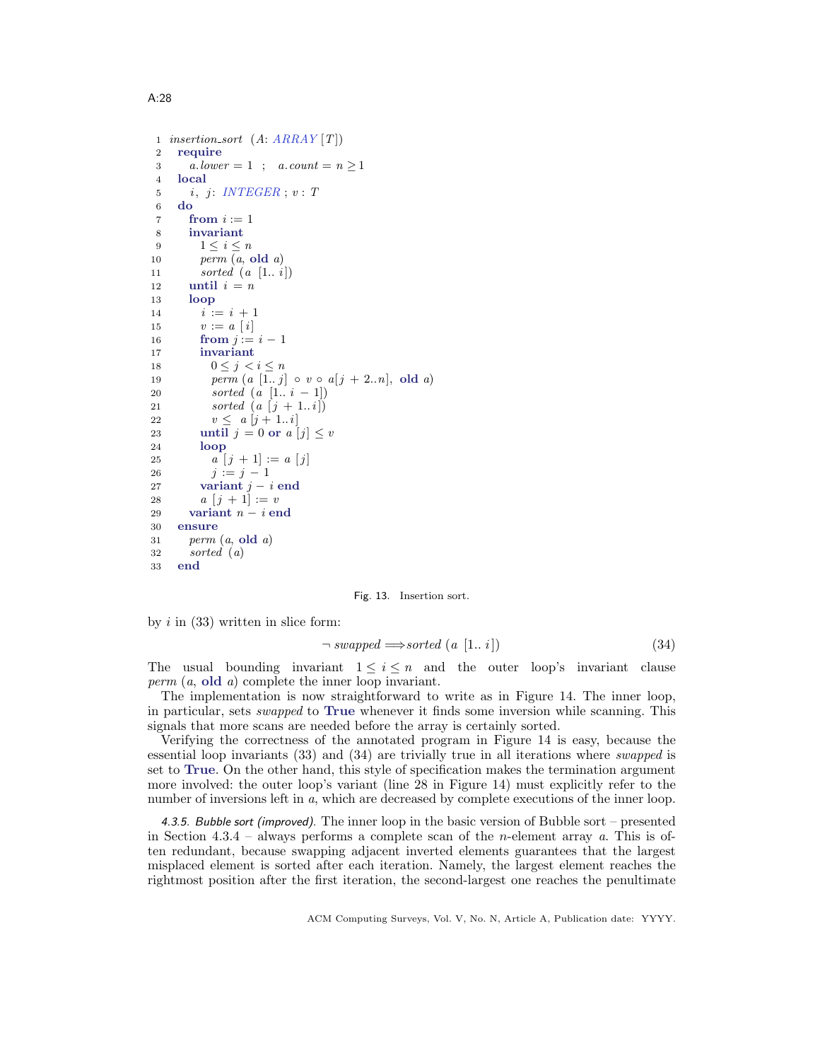```
 1  insertion_sort (A: ARRAY [T])
 2    require
 3      a.lower = 1  ;   a.count = n ≥ 1
 4    local
 5      i, j: INTEGER ; v : T
 6    do
 7      from i := 1
 8      invariant
 9        1 ≤ i ≤ n
10        perm (a, old a)
11        sorted (a [1.. i])
12      until i = n
13      loop
14        i := i + 1
15        v := a [i]
16        from j := i − 1
17        invariant
18          0 ≤ j < i ≤ n
19          perm (a [1.. j] ∘ v ∘ a[j + 2..n], old a)
20          sorted (a [1.. i − 1])
21          sorted (a [j + 1.. i])
22          v ≤  a [j + 1.. i]
23        until j = 0 or a [j] ≤ v
24        loop
25          a [j + 1] := a [j]
26          j := j − 1
27        variant j − i end
28        a [j + 1] := v
29      variant n − i end
30    ensure
31      perm (a, old a)
32      sorted (a)
33    end
```

Fig. 13. Insertion sort.

by $i$ in (33) written in slice form:

$$\neg\, swapped \Longrightarrow sorted\ (a\ [1..\ i]) \tag{34}$$

The usual bounding invariant $1 \le i \le n$ and the outer loop's invariant clause *perm* (*a*, **old** *a*) complete the inner loop invariant.

The implementation is now straightforward to write as in Figure 14. The inner loop, in particular, sets *swapped* to **True** whenever it finds some inversion while scanning. This signals that more scans are needed before the array is certainly sorted.

Verifying the correctness of the annotated program in Figure 14 is easy, because the essential loop invariants (33) and (34) are trivially true in all iterations where *swapped* is set to **True**. On the other hand, this style of specification makes the termination argument more involved: the outer loop's variant (line 28 in Figure 14) must explicitly refer to the number of inversions left in *a*, which are decreased by complete executions of the inner loop.

*4.3.5. Bubble sort (improved).* The inner loop in the basic version of Bubble sort – presented in Section 4.3.4 – always performs a complete scan of the $n$-element array $a$. This is often redundant, because swapping adjacent inverted elements guarantees that the largest misplaced element is sorted after each iteration. Namely, the largest element reaches the rightmost position after the first iteration, the second-largest one reaches the penultimate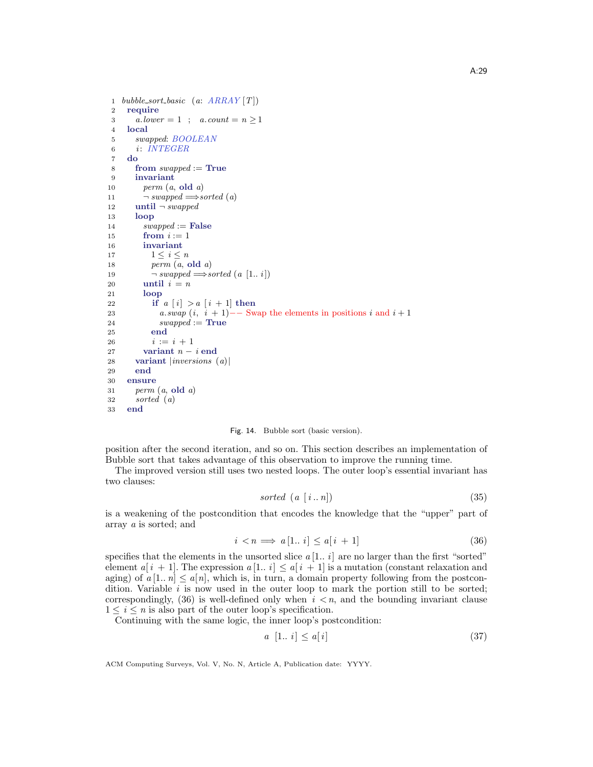```
1  bubble_sort_basic (a: ARRAY [T])
2    require
3      a.lower = 1 ; a.count = n ≥ 1
4    local
5      swapped: BOOLEAN
6      i: INTEGER
7    do
8      from swapped := True
9      invariant
10       perm (a, old a)
11       ¬ swapped ⟹ sorted (a)
12     until ¬ swapped
13     loop
14       swapped := False
15       from i := 1
16       invariant
17         1 ≤ i ≤ n
18         perm (a, old a)
19         ¬ swapped ⟹ sorted (a [1.. i])
20       until i = n
21       loop
22         if a [i] > a [i + 1] then
23           a.swap (i, i + 1)-- Swap the elements in positions i and i + 1
24           swapped := True
25         end
26         i := i + 1
27       variant n − i end
28     variant |inversions (a)|
29     end
30   ensure
31     perm (a, old a)
32     sorted (a)
33   end
```

Fig. 14. Bubble sort (basic version).

position after the second iteration, and so on. This section describes an implementation of Bubble sort that takes advantage of this observation to improve the running time.

The improved version still uses two nested loops. The outer loop's essential invariant has two clauses:

$$sorted\ (a\ [i\,..\,n]) \tag{35}$$

is a weakening of the postcondition that encodes the knowledge that the "upper" part of array $a$ is sorted; and

$$i < n \implies a\,[1..\,i] \leq a[\,i\,+\,1] \tag{36}$$

specifies that the elements in the unsorted slice $a\,[1..\,i]$ are no larger than the first "sorted" element $a[\,i\,+\,1]$. The expression $a\,[1..\,i] \leq a[\,i\,+\,1]$ is a mutation (constant relaxation and aging) of $a\,[1..\,n] \leq a[n]$, which is, in turn, a domain property following from the postcondition. Variable $i$ is now used in the outer loop to mark the portion still to be sorted; correspondingly, (36) is well-defined only when $i < n$, and the bounding invariant clause $1 \leq i \leq n$ is also part of the outer loop's specification.

Continuing with the same logic, the inner loop's postcondition:

$$a\ [1..\,i] \leq a[\,i\,] \tag{37}$$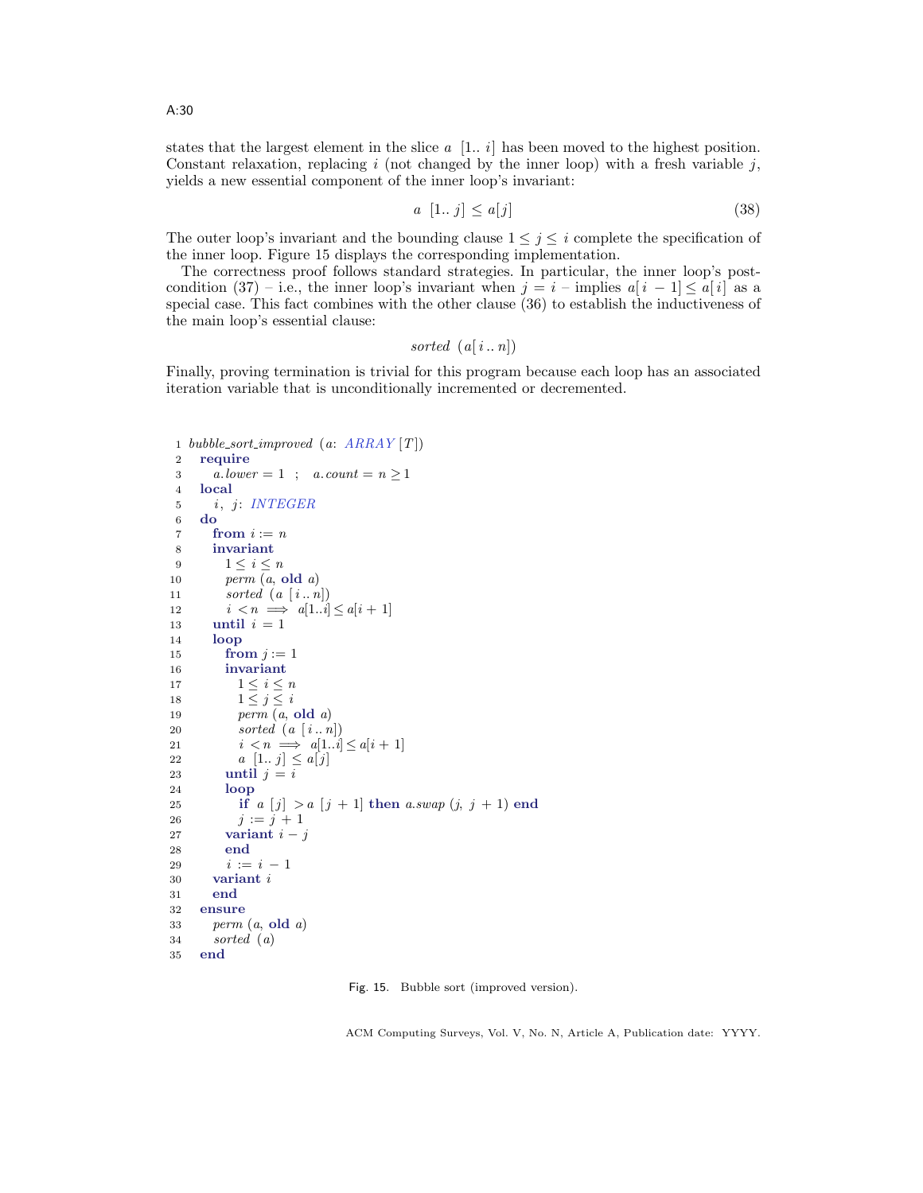states that the largest element in the slice $a\ [1..\ i]$ has been moved to the highest position. Constant relaxation, replacing $i$ (not changed by the inner loop) with a fresh variable $j$, yields a new essential component of the inner loop's invariant:

$$a\ [1..\ j] \leq a[j] \tag{38}$$

The outer loop's invariant and the bounding clause $1 \leq j \leq i$ complete the specification of the inner loop. Figure 15 displays the corresponding implementation.

The correctness proof follows standard strategies. In particular, the inner loop's post-condition (37) – i.e., the inner loop's invariant when $j = i$ – implies $a[\,i\, - 1] \leq a[\,i\,]$ as a special case. This fact combines with the other clause (36) to establish the inductiveness of the main loop's essential clause:

$$sorted\ \ (a[\,i\,..\,n])$$

Finally, proving termination is trivial for this program because each loop has an associated iteration variable that is unconditionally incremented or decremented.

```
 1  bubble_sort_improved (a: ARRAY [T])
 2    require
 3      a.lower = 1  ;  a.count = n ≥ 1
 4    local
 5      i, j: INTEGER
 6    do
 7      from i := n
 8      invariant
 9        1 ≤ i ≤ n
10        perm (a, old a)
11        sorted (a [i..n])
12        i < n ⟹ a[1..i] ≤ a[i + 1]
13      until i = 1
14      loop
15        from j := 1
16        invariant
17          1 ≤ i ≤ n
18          1 ≤ j ≤ i
19          perm (a, old a)
20          sorted (a [i..n])
21          i < n ⟹ a[1..i] ≤ a[i + 1]
22          a [1.. j] ≤ a[j]
23        until j = i
24        loop
25          if a [j] > a [j + 1] then a.swap (j, j + 1) end
26          j := j + 1
27        variant i − j
28        end
29        i := i − 1
30      variant i
31      end
32    ensure
33      perm (a, old a)
34      sorted (a)
35    end
```

Fig. 15. Bubble sort (improved version).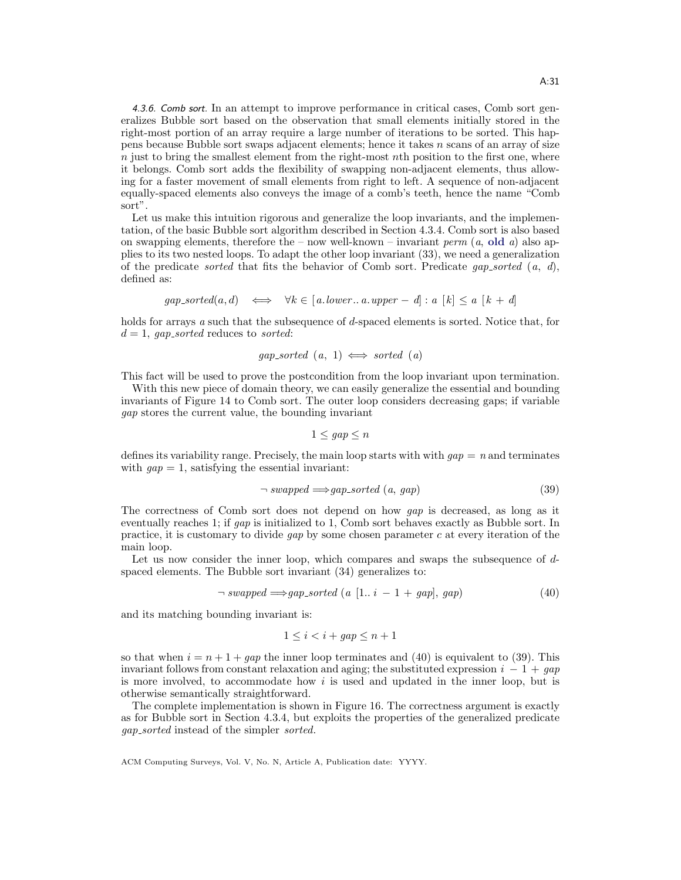*4.3.6. Comb sort.* In an attempt to improve performance in critical cases, Comb sort generalizes Bubble sort based on the observation that small elements initially stored in the right-most portion of an array require a large number of iterations to be sorted. This happens because Bubble sort swaps adjacent elements; hence it takes $n$ scans of an array of size $n$ just to bring the smallest element from the right-most $n$th position to the first one, where it belongs. Comb sort adds the flexibility of swapping non-adjacent elements, thus allowing for a faster movement of small elements from right to left. A sequence of non-adjacent equally-spaced elements also conveys the image of a comb's teeth, hence the name "Comb sort".

Let us make this intuition rigorous and generalize the loop invariants, and the implementation, of the basic Bubble sort algorithm described in Section 4.3.4. Comb sort is also based on swapping elements, therefore the – now well-known – invariant $perm\ (a,\ \textbf{old}\ a)$ also applies to its two nested loops. To adapt the other loop invariant (33), we need a generalization of the predicate *sorted* that fits the behavior of Comb sort. Predicate $gap\_sorted\ (a,\ d)$, defined as:

$$gap\_sorted(a, d) \iff \forall k \in [a.lower .. a.upper - d] : a\ [k] \leq a\ [k + d]$$

holds for arrays $a$ such that the subsequence of $d$-spaced elements is sorted. Notice that, for $d = 1$, *gap_sorted* reduces to *sorted*:

$$gap\_sorted\ (a,\ 1) \iff sorted\ (a)$$

This fact will be used to prove the postcondition from the loop invariant upon termination.

With this new piece of domain theory, we can easily generalize the essential and bounding invariants of Figure 14 to Comb sort. The outer loop considers decreasing gaps; if variable *gap* stores the current value, the bounding invariant

$$1 \leq gap \leq n$$

defines its variability range. Precisely, the main loop starts with with $gap = n$ and terminates with $gap = 1$, satisfying the essential invariant:

$$\neg\ swapped \Longrightarrow gap\_sorted\ (a,\ gap) \tag{39}$$

The correctness of Comb sort does not depend on how *gap* is decreased, as long as it eventually reaches 1; if *gap* is initialized to 1, Comb sort behaves exactly as Bubble sort. In practice, it is customary to divide *gap* by some chosen parameter $c$ at every iteration of the main loop.

Let us now consider the inner loop, which compares and swaps the subsequence of $d$-spaced elements. The Bubble sort invariant (34) generalizes to:

$$\neg\ swapped \Longrightarrow gap\_sorted\ (a\ [1..\ i\ -\ 1\ +\ gap],\ gap) \tag{40}$$

and its matching bounding invariant is:

$$1 \leq i < i + gap \leq n + 1$$

so that when $i = n + 1 + gap$ the inner loop terminates and (40) is equivalent to (39). This invariant follows from constant relaxation and aging; the substituted expression $i\ -\ 1\ +\ gap$ is more involved, to accommodate how $i$ is used and updated in the inner loop, but is otherwise semantically straightforward.

The complete implementation is shown in Figure 16. The correctness argument is exactly as for Bubble sort in Section 4.3.4, but exploits the properties of the generalized predicate *gap_sorted* instead of the simpler *sorted*.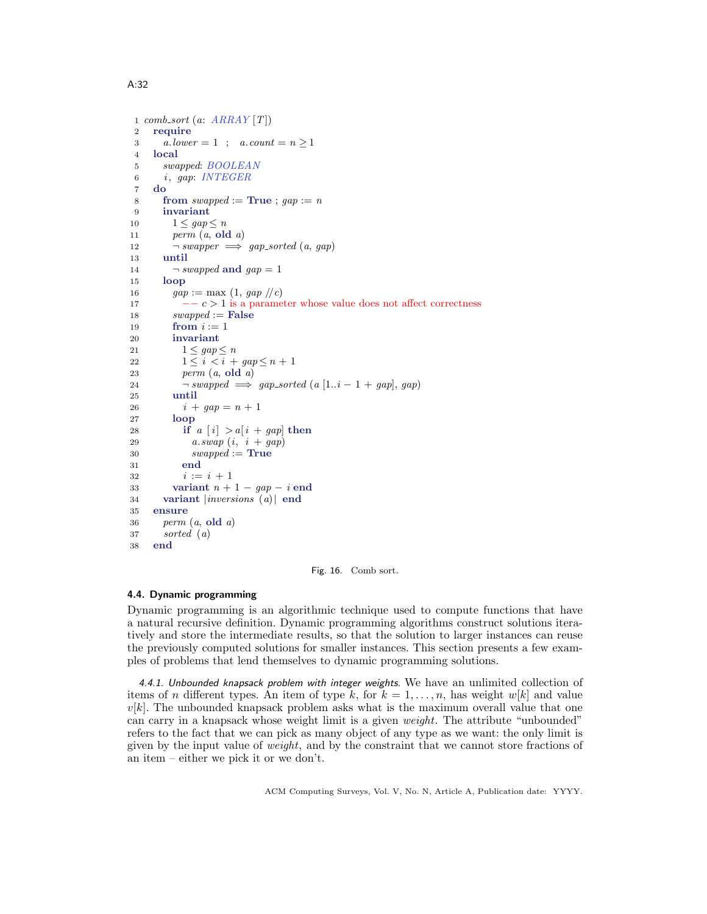```
 1 comb_sort (a: ARRAY [T])
 2   require
 3     a.lower = 1  ;  a.count = n ≥ 1
 4   local
 5     swapped: BOOLEAN
 6     i, gap: INTEGER
 7   do
 8     from swapped := True ; gap := n
 9     invariant
10       1 ≤ gap ≤ n
11       perm (a, old a)
12       ¬ swapper  ⟹  gap_sorted (a, gap)
13     until
14       ¬ swapped and gap = 1
15     loop
16       gap := max (1, gap // c)
17         −− c > 1 is a parameter whose value does not affect correctness
18       swapped := False
19       from i := 1
20       invariant
21         1 ≤ gap ≤ n
22         1 ≤ i < i + gap ≤ n + 1
23         perm (a, old a)
24         ¬ swapped  ⟹  gap_sorted (a [1..i − 1 + gap], gap)
25       until
26         i + gap = n + 1
27       loop
28         if a [i] > a[i + gap] then
29           a.swap (i, i + gap)
30           swapped := True
31         end
32         i := i + 1
33       variant n + 1 − gap − i end
34     variant |inversions (a)| end
35   ensure
36     perm (a, old a)
37     sorted (a)
38   end
```

Fig. 16. Comb sort.

### 4.4. Dynamic programming

Dynamic programming is an algorithmic technique used to compute functions that have a natural recursive definition. Dynamic programming algorithms construct solutions iteratively and store the intermediate results, so that the solution to larger instances can reuse the previously computed solutions for smaller instances. This section presents a few examples of problems that lend themselves to dynamic programming solutions.

*4.4.1. Unbounded knapsack problem with integer weights.* We have an unlimited collection of items of $n$ different types. An item of type $k$, for $k = 1, \ldots, n$, has weight $w[k]$ and value $v[k]$. The unbounded knapsack problem asks what is the maximum overall value that one can carry in a knapsack whose weight limit is a given *weight*. The attribute "unbounded" refers to the fact that we can pick as many object of any type as we want: the only limit is given by the input value of *weight*, and by the constraint that we cannot store fractions of an item – either we pick it or we don't.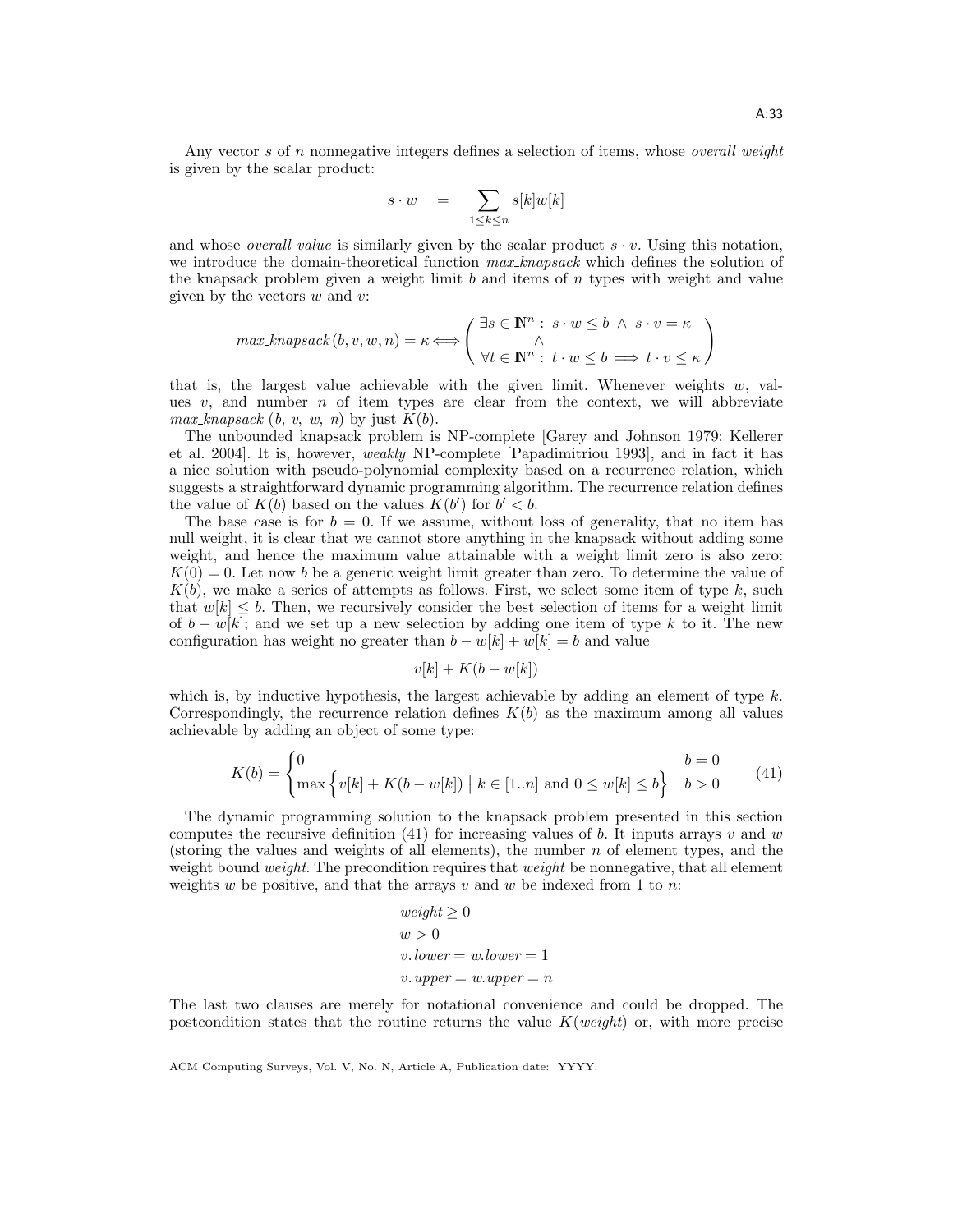Any vector $s$ of $n$ nonnegative integers defines a selection of items, whose *overall weight* is given by the scalar product:

$$s \cdot w \quad = \quad \sum_{1 \le k \le n} s[k]w[k]$$

and whose *overall value* is similarly given by the scalar product $s \cdot v$. Using this notation, we introduce the domain-theoretical function *max_knapsack* which defines the solution of the knapsack problem given a weight limit $b$ and items of $n$ types with weight and value given by the vectors $w$ and $v$:

$$\mathit{max\_knapsack}\,(b, v, w, n) = \kappa \Longleftrightarrow \begin{pmatrix} \exists s \in \mathbb{N}^n : \; s \cdot w \le b \;\wedge\; s \cdot v = \kappa \\ \wedge \\ \forall t \in \mathbb{N}^n : \; t \cdot w \le b \Longrightarrow t \cdot v \le \kappa \end{pmatrix}$$

that is, the largest value achievable with the given limit. Whenever weights $w$, values $v$, and number $n$ of item types are clear from the context, we will abbreviate *max_knapsack* $(b, v, w, n)$ by just $K(b)$.

The unbounded knapsack problem is NP-complete [Garey and Johnson 1979; Kellerer et al. 2004]. It is, however, *weakly* NP-complete [Papadimitriou 1993], and in fact it has a nice solution with pseudo-polynomial complexity based on a recurrence relation, which suggests a straightforward dynamic programming algorithm. The recurrence relation defines the value of $K(b)$ based on the values $K(b')$ for $b' < b$.

The base case is for $b = 0$. If we assume, without loss of generality, that no item has null weight, it is clear that we cannot store anything in the knapsack without adding some weight, and hence the maximum value attainable with a weight limit zero is also zero: $K(0) = 0$. Let now $b$ be a generic weight limit greater than zero. To determine the value of $K(b)$, we make a series of attempts as follows. First, we select some item of type $k$, such that $w[k] \le b$. Then, we recursively consider the best selection of items for a weight limit of $b - w[k]$; and we set up a new selection by adding one item of type $k$ to it. The new configuration has weight no greater than $b - w[k] + w[k] = b$ and value

$$v[k] + K(b - w[k])$$

which is, by inductive hypothesis, the largest achievable by adding an element of type $k$. Correspondingly, the recurrence relation defines $K(b)$ as the maximum among all values achievable by adding an object of some type:

$$K(b) = \begin{cases} 0 & b = 0 \\ \max\Big\{ v[k] + K(b - w[k]) \;\Big|\; k \in [1..n] \text{ and } 0 \le w[k] \le b \Big\} & b > 0 \end{cases} \tag{41}$$

The dynamic programming solution to the knapsack problem presented in this section computes the recursive definition (41) for increasing values of $b$. It inputs arrays $v$ and $w$ (storing the values and weights of all elements), the number $n$ of element types, and the weight bound *weight*. The precondition requires that *weight* be nonnegative, that all element weights $w$ be positive, and that the arrays $v$ and $w$ be indexed from 1 to $n$:

$$\begin{aligned} &\mathit{weight} \ge 0 \\ &w > 0 \\ &v.\mathit{lower} = w.\mathit{lower} = 1 \\ &v.\mathit{upper} = w.\mathit{upper} = n \end{aligned}$$

The last two clauses are merely for notational convenience and could be dropped. The postcondition states that the routine returns the value $K(\mathit{weight})$ or, with more precise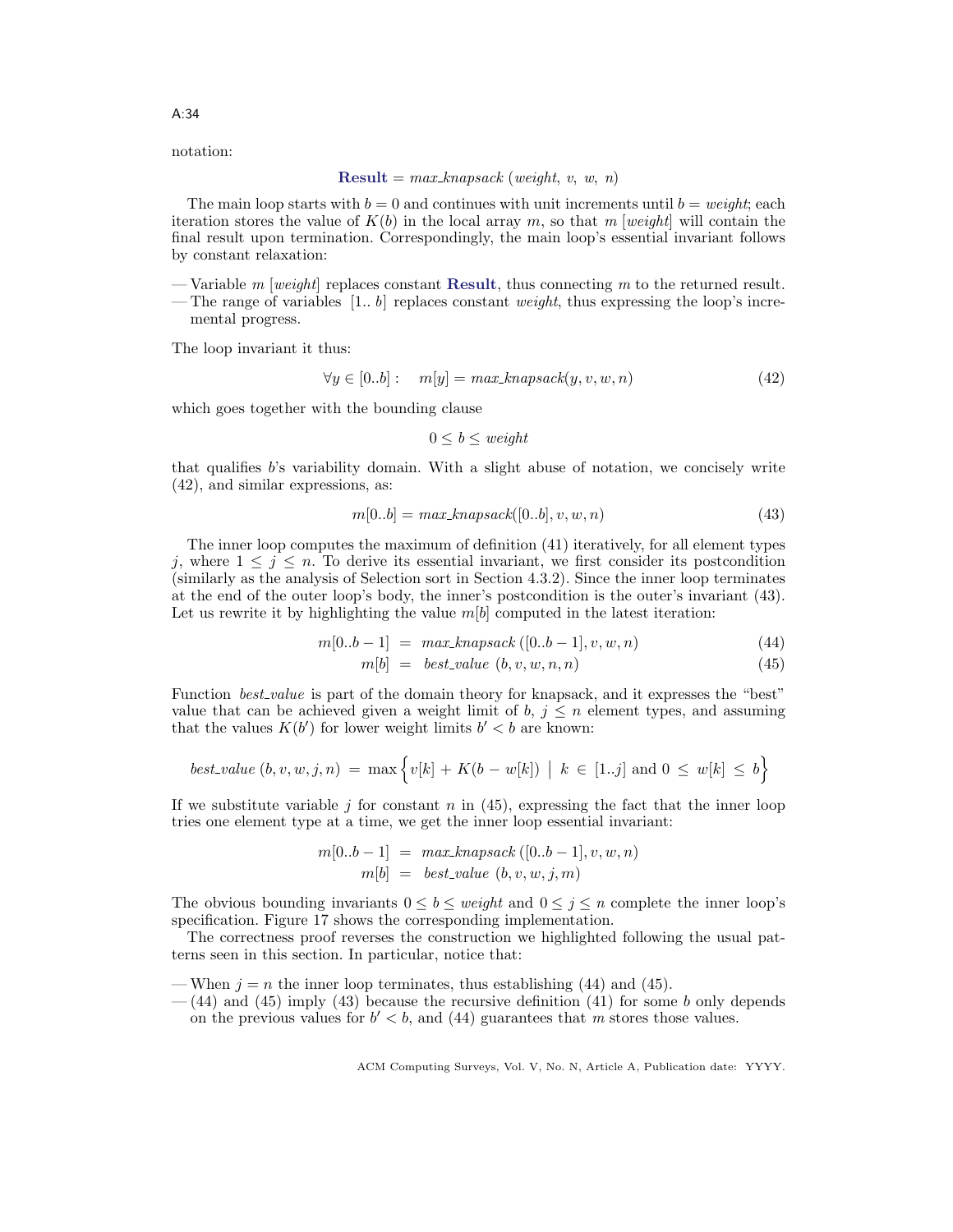notation:

$$\textbf{Result} = \mathit{max\_knapsack}\ (\mathit{weight},\ v,\ w,\ n)$$

The main loop starts with $b = 0$ and continues with unit increments until $b = \mathit{weight}$; each iteration stores the value of $K(b)$ in the local array $m$, so that $m\,[\mathit{weight}]$ will contain the final result upon termination. Correspondingly, the main loop's essential invariant follows by constant relaxation:

— Variable $m\,[\mathit{weight}]$ replaces constant **Result**, thus connecting $m$ to the returned result.
— The range of variables $[1..\ b]$ replaces constant $\mathit{weight}$, thus expressing the loop's incremental progress.

The loop invariant it thus:

$$\forall y \in [0..b] : \quad m[y] = \mathit{max\_knapsack}(y, v, w, n) \tag{42}$$

which goes together with the bounding clause

$$0 \leq b \leq \mathit{weight}$$

that qualifies $b$'s variability domain. With a slight abuse of notation, we concisely write (42), and similar expressions, as:

$$m[0..b] = \mathit{max\_knapsack}([0..b], v, w, n) \tag{43}$$

The inner loop computes the maximum of definition (41) iteratively, for all element types $j$, where $1 \leq j \leq n$. To derive its essential invariant, we first consider its postcondition (similarly as the analysis of Selection sort in Section 4.3.2). Since the inner loop terminates at the end of the outer loop's body, the inner's postcondition is the outer's invariant (43). Let us rewrite it by highlighting the value $m[b]$ computed in the latest iteration:

$$m[0..b-1] \;=\; \mathit{max\_knapsack}\,([0..b-1], v, w, n) \tag{44}$$

$$m[b] \;=\; \mathit{best\_value}\ (b, v, w, n, n) \tag{45}$$

Function *best_value* is part of the domain theory for knapsack, and it expresses the "best" value that can be achieved given a weight limit of $b$, $j \leq n$ element types, and assuming that the values $K(b')$ for lower weight limits $b' < b$ are known:

$$\mathit{best\_value}\ (b, v, w, j, n) \;=\; \max\Big\{ v[k] + K(b - w[k]) \;\Big|\; k \in [1..j] \text{ and } 0 \leq w[k] \leq b \Big\}$$

If we substitute variable $j$ for constant $n$ in (45), expressing the fact that the inner loop tries one element type at a time, we get the inner loop essential invariant:

$$m[0..b-1] \;=\; \mathit{max\_knapsack}\,([0..b-1], v, w, n)$$

$$m[b] \;=\; \mathit{best\_value}\ (b, v, w, j, m)$$

The obvious bounding invariants $0 \leq b \leq \mathit{weight}$ and $0 \leq j \leq n$ complete the inner loop's specification. Figure 17 shows the corresponding implementation.

The correctness proof reverses the construction we highlighted following the usual patterns seen in this section. In particular, notice that:

— When $j = n$ the inner loop terminates, thus establishing (44) and (45).
— (44) and (45) imply (43) because the recursive definition (41) for some $b$ only depends on the previous values for $b' < b$, and (44) guarantees that $m$ stores those values.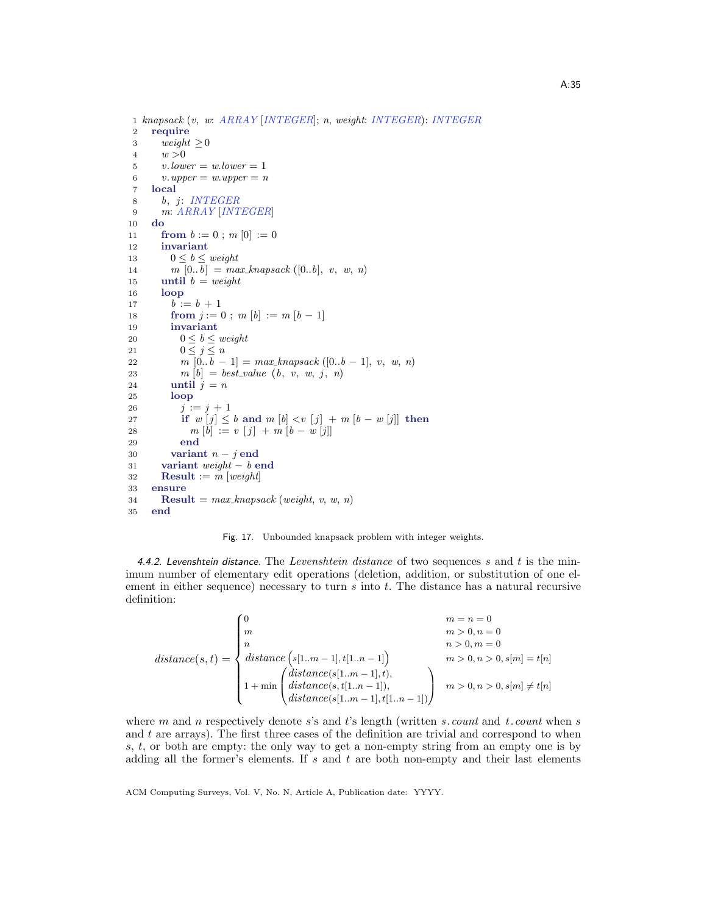```
1  knapsack (v, w: ARRAY [INTEGER]; n, weight: INTEGER): INTEGER
2    require
3      weight ≥ 0
4      w > 0
5      v.lower = w.lower = 1
6      v.upper = w.upper = n
7    local
8      b, j: INTEGER
9      m: ARRAY [INTEGER]
10   do
11     from b := 0 ; m [0] := 0
12     invariant
13       0 ≤ b ≤ weight
14       m [0..b] = max_knapsack ([0..b], v, w, n)
15     until b = weight
16     loop
17       b := b + 1
18       from j := 0 ; m [b] := m [b − 1]
19       invariant
20         0 ≤ b ≤ weight
21         0 ≤ j ≤ n
22         m [0..b − 1] = max_knapsack ([0..b − 1], v, w, n)
23         m [b] = best_value (b, v, w, j, n)
24       until j = n
25       loop
26         j := j + 1
27         if w [j] ≤ b and m [b] < v [j] + m [b − w [j]] then
28           m [b] := v [j] + m [b − w [j]]
29         end
30       variant n − j end
31     variant weight − b end
32     Result := m [weight]
33   ensure
34     Result = max_knapsack (weight, v, w, n)
35   end
```

Fig. 17. Unbounded knapsack problem with integer weights.

*4.4.2. Levenshtein distance.* The *Levenshtein distance* of two sequences $s$ and $t$ is the minimum number of elementary edit operations (deletion, addition, or substitution of one element in either sequence) necessary to turn $s$ into $t$. The distance has a natural recursive definition:

$$
distance(s,t) = \begin{cases} 0 & m = n = 0 \\ m & m > 0, n = 0 \\ n & n > 0, m = 0 \\ distance\left(s[1..m-1], t[1..n-1]\right) & m > 0, n > 0, s[m] = t[n] \\ 1 + \min \begin{pmatrix} distance(s[1..m-1], t), \\ distance(s, t[1..n-1]), \\ distance(s[1..m-1], t[1..n-1]) \end{pmatrix} & m > 0, n > 0, s[m] \neq t[n] \end{cases}
$$

where $m$ and $n$ respectively denote $s$'s and $t$'s length (written $s.count$ and $t.count$ when $s$ and $t$ are arrays). The first three cases of the definition are trivial and correspond to when $s$, $t$, or both are empty: the only way to get a non-empty string from an empty one is by adding all the former's elements. If $s$ and $t$ are both non-empty and their last elements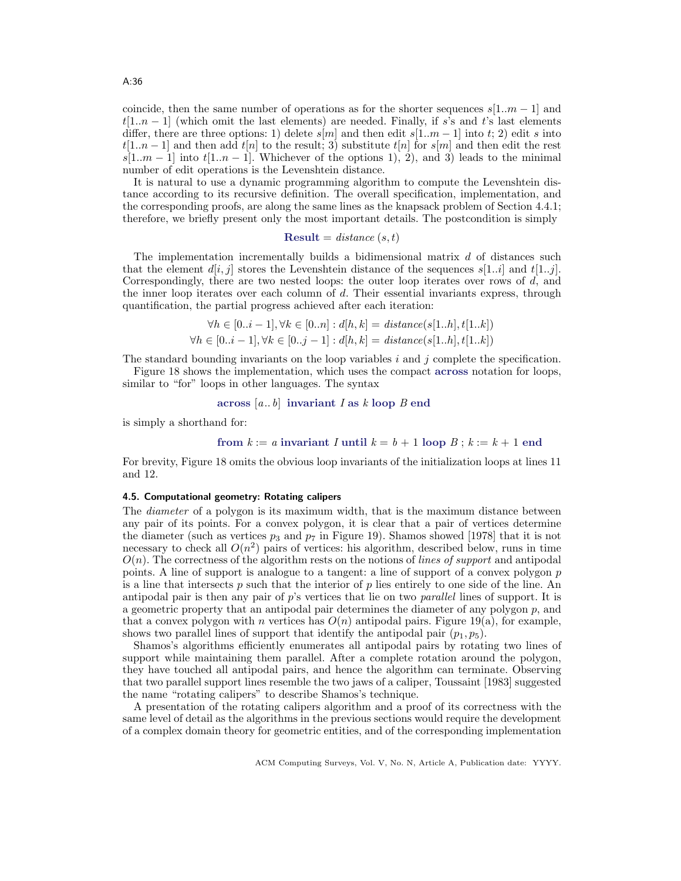coincide, then the same number of operations as for the shorter sequences $s[1..m-1]$ and $t[1..n-1]$ (which omit the last elements) are needed. Finally, if $s$'s and $t$'s last elements differ, there are three options: 1) delete $s[m]$ and then edit $s[1..m-1]$ into $t$; 2) edit $s$ into $t[1..n-1]$ and then add $t[n]$ to the result; 3) substitute $t[n]$ for $s[m]$ and then edit the rest $s[1..m-1]$ into $t[1..n-1]$. Whichever of the options 1), 2), and 3) leads to the minimal number of edit operations is the Levenshtein distance.

It is natural to use a dynamic programming algorithm to compute the Levenshtein distance according to its recursive definition. The overall specification, implementation, and the corresponding proofs, are along the same lines as the knapsack problem of Section 4.4.1; therefore, we briefly present only the most important details. The postcondition is simply

$$\textbf{Result} = \mathit{distance}\,(s, t)$$

The implementation incrementally builds a bidimensional matrix $d$ of distances such that the element $d[i, j]$ stores the Levenshtein distance of the sequences $s[1..i]$ and $t[1..j]$. Correspondingly, there are two nested loops: the outer loop iterates over rows of $d$, and the inner loop iterates over each column of $d$. Their essential invariants express, through quantification, the partial progress achieved after each iteration:

$$\forall h \in [0..i-1], \forall k \in [0..n] : d[h, k] = \mathit{distance}(s[1..h], t[1..k])$$
$$\forall h \in [0..i-1], \forall k \in [0..j-1] : d[h, k] = \mathit{distance}(s[1..h], t[1..k])$$

The standard bounding invariants on the loop variables $i$ and $j$ complete the specification.

Figure 18 shows the implementation, which uses the compact **across** notation for loops, similar to "for" loops in other languages. The syntax

$$\textbf{across}\ [a..\,b]\ \ \textbf{invariant}\ I\ \textbf{as}\ k\ \textbf{loop}\ B\ \textbf{end}$$

is simply a shorthand for:

$$\textbf{from}\ k := a\ \textbf{invariant}\ I\ \textbf{until}\ k = b + 1\ \textbf{loop}\ B\ ;\ k := k + 1\ \textbf{end}$$

For brevity, Figure 18 omits the obvious loop invariants of the initialization loops at lines 11 and 12.

### 4.5. Computational geometry: Rotating calipers

The *diameter* of a polygon is its maximum width, that is the maximum distance between any pair of its points. For a convex polygon, it is clear that a pair of vertices determine the diameter (such as vertices $p_3$ and $p_7$ in Figure 19). Shamos showed [1978] that it is not necessary to check all $O(n^2)$ pairs of vertices: his algorithm, described below, runs in time $O(n)$. The correctness of the algorithm rests on the notions of *lines of support* and antipodal points. A line of support is analogue to a tangent: a line of support of a convex polygon $p$ is a line that intersects $p$ such that the interior of $p$ lies entirely to one side of the line. An antipodal pair is then any pair of $p$'s vertices that lie on two *parallel* lines of support. It is a geometric property that an antipodal pair determines the diameter of any polygon $p$, and that a convex polygon with $n$ vertices has $O(n)$ antipodal pairs. Figure 19(a), for example, shows two parallel lines of support that identify the antipodal pair $(p_1, p_5)$.

Shamos's algorithms efficiently enumerates all antipodal pairs by rotating two lines of support while maintaining them parallel. After a complete rotation around the polygon, they have touched all antipodal pairs, and hence the algorithm can terminate. Observing that two parallel support lines resemble the two jaws of a caliper, Toussaint [1983] suggested the name "rotating calipers" to describe Shamos's technique.

A presentation of the rotating calipers algorithm and a proof of its correctness with the same level of detail as the algorithms in the previous sections would require the development of a complex domain theory for geometric entities, and of the corresponding implementation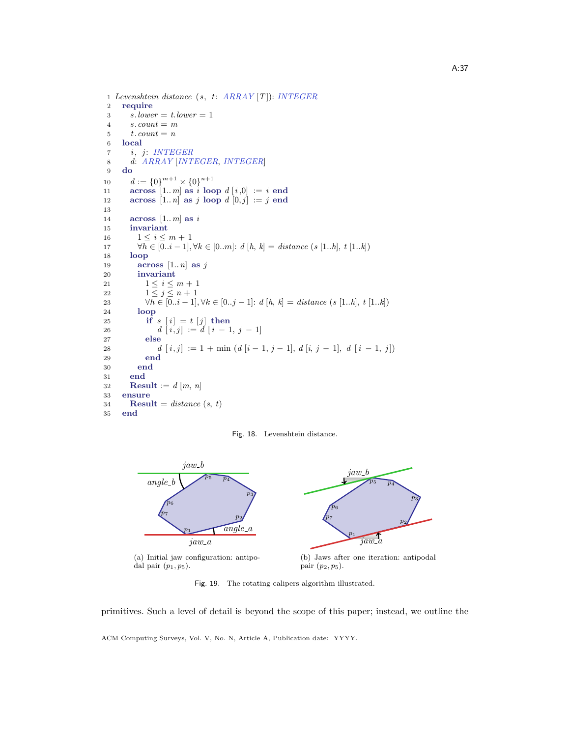```
1  Levenshtein_distance (s, t: ARRAY [T]): INTEGER
2    require
3      s.lower = t.lower = 1
4      s.count = m
5      t.count = n
6    local
7      i, j: INTEGER
8      d: ARRAY [INTEGER, INTEGER]
9    do
10     d := {0}^(m+1) × {0}^(n+1)
11     across [1..m] as i loop d [i,0] := i end
12     across [1..n] as j loop d [0,j] := j end
13
14     across [1..m] as i
15     invariant
16       1 ≤ i ≤ m + 1
17       ∀h ∈ [0..i − 1], ∀k ∈ [0..m]: d [h, k] = distance (s [1..h], t [1..k])
18     loop
19       across [1..n] as j
20       invariant
21         1 ≤ i ≤ m + 1
22         1 ≤ j ≤ n + 1
23         ∀h ∈ [0..i − 1], ∀k ∈ [0..j − 1]: d [h, k] = distance (s [1..h], t [1..k])
24       loop
25         if s [i] = t [j] then
26           d [i,j] := d [i − 1, j − 1]
27         else
28           d [i,j] := 1 + min (d [i − 1, j − 1], d [i, j − 1], d [i − 1, j])
29         end
30       end
31     end
32     Result := d [m, n]
33   ensure
34     Result = distance (s, t)
35   end
```

Fig. 18. Levenshtein distance.

(a) Initial jaw configuration: antipodal pair $(p_1, p_5)$.

(b) Jaws after one iteration: antipodal pair $(p_2, p_5)$.

Fig. 19. The rotating calipers algorithm illustrated.

primitives. Such a level of detail is beyond the scope of this paper; instead, we outline the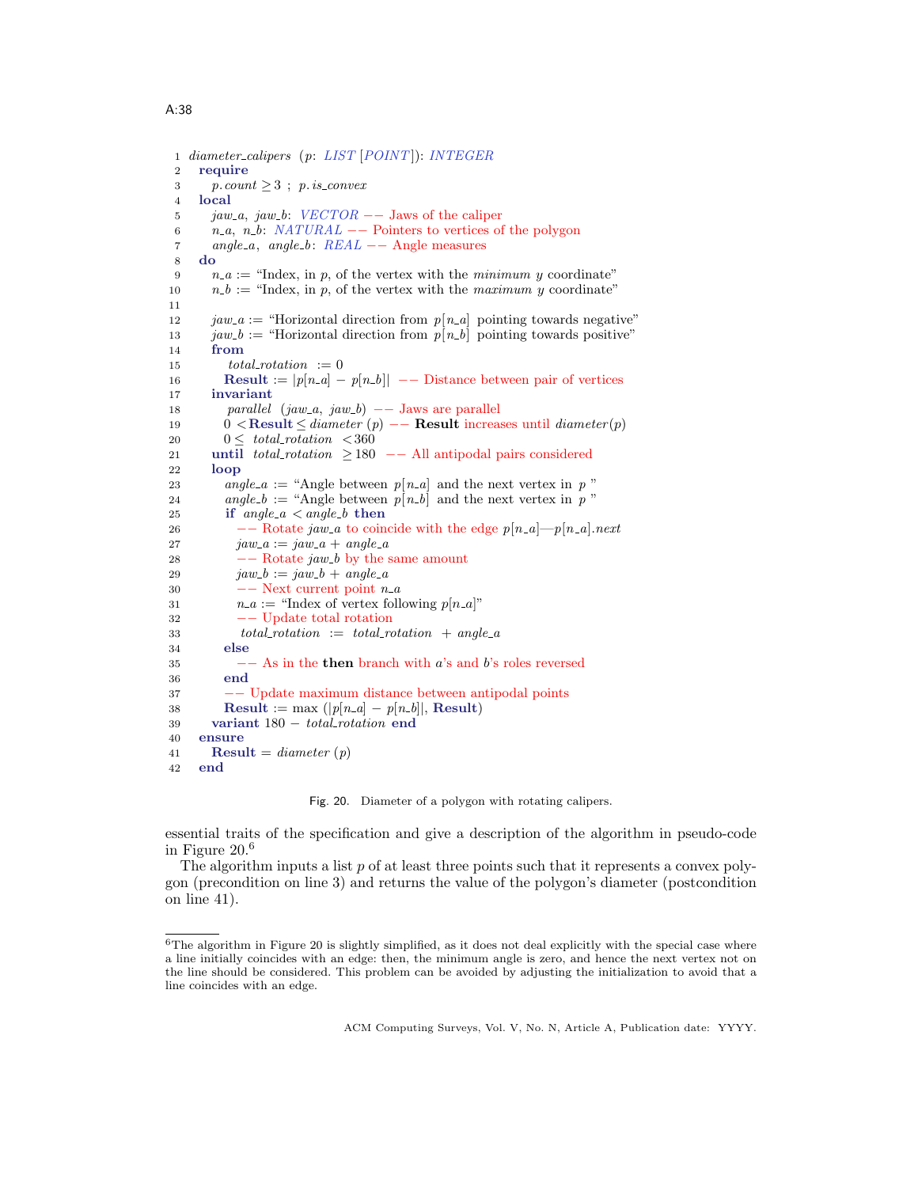```
 1  diameter_calipers (p: LIST [POINT]): INTEGER
 2    require
 3      p.count ≥ 3 ; p.is_convex
 4    local
 5      jaw_a, jaw_b: VECTOR -- Jaws of the caliper
 6      n_a, n_b: NATURAL -- Pointers to vertices of the polygon
 7      angle_a, angle_b: REAL -- Angle measures
 8    do
 9      n_a := "Index, in p, of the vertex with the minimum y coordinate"
10      n_b := "Index, in p, of the vertex with the maximum y coordinate"
11
12      jaw_a := "Horizontal direction from p[n_a] pointing towards negative"
13      jaw_b := "Horizontal direction from p[n_b] pointing towards positive"
14      from
15        total_rotation := 0
16        Result := |p[n_a] − p[n_b]| -- Distance between pair of vertices
17      invariant
18        parallel (jaw_a, jaw_b) -- Jaws are parallel
19        0 < Result ≤ diameter (p) -- Result increases until diameter(p)
20        0 ≤ total_rotation < 360
21      until total_rotation ≥ 180 -- All antipodal pairs considered
22      loop
23        angle_a := "Angle between p[n_a] and the next vertex in p "
24        angle_b := "Angle between p[n_b] and the next vertex in p "
25        if angle_a < angle_b then
26          -- Rotate jaw_a to coincide with the edge p[n_a]—p[n_a].next
27          jaw_a := jaw_a + angle_a
28          -- Rotate jaw_b by the same amount
29          jaw_b := jaw_b + angle_a
30          -- Next current point n_a
31          n_a := "Index of vertex following p[n_a]"
32          -- Update total rotation
33          total_rotation := total_rotation + angle_a
34        else
35          -- As in the then branch with a's and b's roles reversed
36        end
37        -- Update maximum distance between antipodal points
38        Result := max (|p[n_a] − p[n_b]|, Result)
39      variant 180 − total_rotation end
40    ensure
41      Result = diameter (p)
42    end
```

Fig. 20. Diameter of a polygon with rotating calipers.

essential traits of the specification and give a description of the algorithm in pseudo-code in Figure 20.[6]

The algorithm inputs a list $p$ of at least three points such that it represents a convex polygon (precondition on line 3) and returns the value of the polygon's diameter (postcondition on line 41).

[6]The algorithm in Figure 20 is slightly simplified, as it does not deal explicitly with the special case where a line initially coincides with an edge: then, the minimum angle is zero, and hence the next vertex not on the line should be considered. This problem can be avoided by adjusting the initialization to avoid that a line coincides with an edge.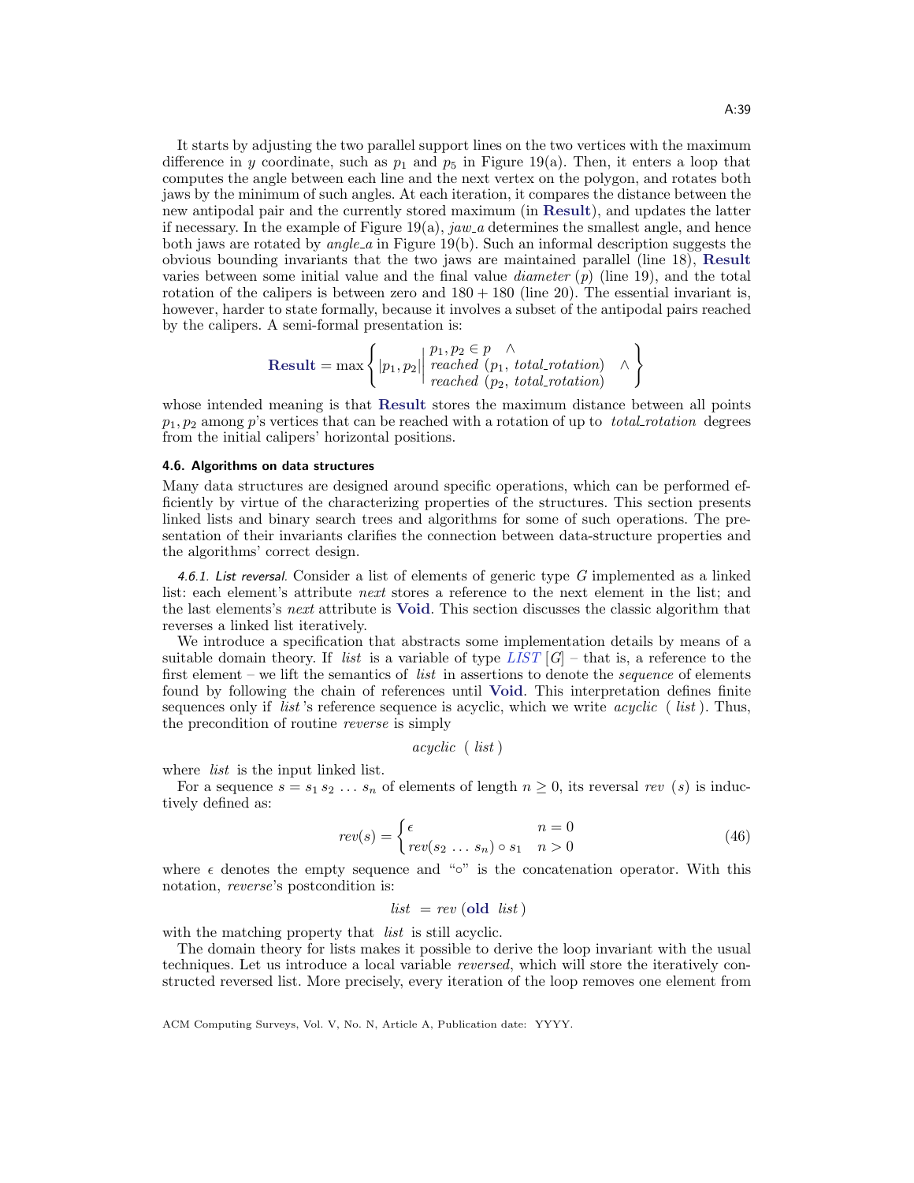It starts by adjusting the two parallel support lines on the two vertices with the maximum difference in $y$ coordinate, such as $p_1$ and $p_5$ in Figure 19(a). Then, it enters a loop that computes the angle between each line and the next vertex on the polygon, and rotates both jaws by the minimum of such angles. At each iteration, it compares the distance between the new antipodal pair and the currently stored maximum (in **Result**), and updates the latter if necessary. In the example of Figure 19(a), *jaw_a* determines the smallest angle, and hence both jaws are rotated by *angle_a* in Figure 19(b). Such an informal description suggests the obvious bounding invariants that the two jaws are maintained parallel (line 18), **Result** varies between some initial value and the final value *diameter* ($p$) (line 19), and the total rotation of the calipers is between zero and $180 + 180$ (line 20). The essential invariant is, however, harder to state formally, because it involves a subset of the antipodal pairs reached by the calipers. A semi-formal presentation is:

$$\textbf{Result} = \max\left\{ |p_1, p_2| \,\middle|\, \begin{array}{l} p_1, p_2 \in p \quad \wedge \\ \mathit{reached}\ (p_1,\ \mathit{total\_rotation}) \quad \wedge \\ \mathit{reached}\ (p_2,\ \mathit{total\_rotation}) \end{array} \right\}$$

whose intended meaning is that **Result** stores the maximum distance between all points $p_1, p_2$ among $p$'s vertices that can be reached with a rotation of up to *total_rotation* degrees from the initial calipers' horizontal positions.

### 4.6. Algorithms on data structures

Many data structures are designed around specific operations, which can be performed efficiently by virtue of the characterizing properties of the structures. This section presents linked lists and binary search trees and algorithms for some of such operations. The presentation of their invariants clarifies the connection between data-structure properties and the algorithms' correct design.

*4.6.1. List reversal.* Consider a list of elements of generic type $G$ implemented as a linked list: each element's attribute *next* stores a reference to the next element in the list; and the last elements's *next* attribute is **Void**. This section discusses the classic algorithm that reverses a linked list iteratively.

We introduce a specification that abstracts some implementation details by means of a suitable domain theory. If *list* is a variable of type *LIST* [$G$] – that is, a reference to the first element – we lift the semantics of *list* in assertions to denote the *sequence* of elements found by following the chain of references until **Void**. This interpretation defines finite sequences only if *list*'s reference sequence is acyclic, which we write *acyclic* ( *list* ). Thus, the precondition of routine *reverse* is simply

$$\mathit{acyclic}\ (\ \mathit{list}\ )$$

where *list* is the input linked list.

For a sequence $s = s_1\, s_2\, \ldots\, s_n$ of elements of length $n \geq 0$, its reversal $\mathit{rev}\ (s)$ is inductively defined as:

$$\mathit{rev}(s) = \begin{cases} \epsilon & n = 0 \\ \mathit{rev}(s_2\ \ldots\ s_n) \circ s_1 & n > 0 \end{cases} \tag{46}$$

where $\epsilon$ denotes the empty sequence and "$\circ$" is the concatenation operator. With this notation, *reverse*'s postcondition is:

$$\mathit{list}\ = \mathit{rev}\ (\textbf{old}\ \ \mathit{list}\ )$$

with the matching property that *list* is still acyclic.

The domain theory for lists makes it possible to derive the loop invariant with the usual techniques. Let us introduce a local variable *reversed*, which will store the iteratively constructed reversed list. More precisely, every iteration of the loop removes one element from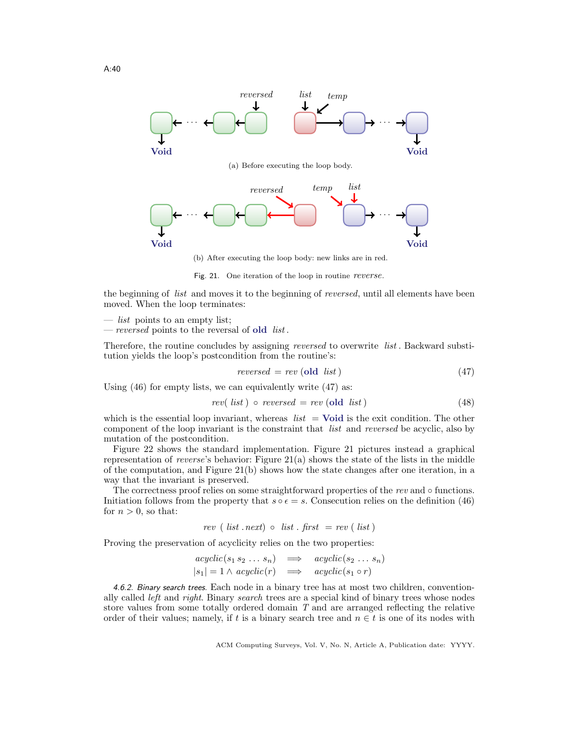(a) Before executing the loop body.

(b) After executing the loop body: new links are in red.

Fig. 21. One iteration of the loop in routine *reverse*.

the beginning of *list* and moves it to the beginning of *reversed*, until all elements have been moved. When the loop terminates:

— *list* points to an empty list;
— *reversed* points to the reversal of **old** *list*.

Therefore, the routine concludes by assigning *reversed* to overwrite *list*. Backward substitution yields the loop's postcondition from the routine's:

$$reversed = rev\,(\textbf{old}\ list) \tag{47}$$

Using (46) for empty lists, we can equivalently write (47) as:

$$rev(\ list\ ) \circ reversed = rev\,(\textbf{old}\ list) \tag{48}$$

which is the essential loop invariant, whereas *list* = **Void** is the exit condition. The other component of the loop invariant is the constraint that *list* and *reversed* be acyclic, also by mutation of the postcondition.

Figure 22 shows the standard implementation. Figure 21 pictures instead a graphical representation of *reverse*'s behavior: Figure 21(a) shows the state of the lists in the middle of the computation, and Figure 21(b) shows how the state changes after one iteration, in a way that the invariant is preserved.

The correctness proof relies on some straightforward properties of the *rev* and $\circ$ functions. Initiation follows from the property that $s \circ \epsilon = s$. Consecution relies on the definition (46) for $n > 0$, so that:

$$rev\ (\ list\,.next) \circ\ list\,.\,first\ = rev\ (\ list\ )$$

Proving the preservation of acyclicity relies on the two properties:

$$\begin{aligned} acyclic(s_1\, s_2\, \ldots\, s_n) \quad &\Longrightarrow \quad acyclic(s_2\, \ldots\, s_n) \\ |s_1| = 1 \wedge acyclic(r) \quad &\Longrightarrow \quad acyclic(s_1 \circ r) \end{aligned}$$

*4.6.2. Binary search trees.* Each node in a binary tree has at most two children, conventionally called *left* and *right*. Binary *search* trees are a special kind of binary trees whose nodes store values from some totally ordered domain $T$ and are arranged reflecting the relative order of their values; namely, if $t$ is a binary search tree and $n \in t$ is one of its nodes with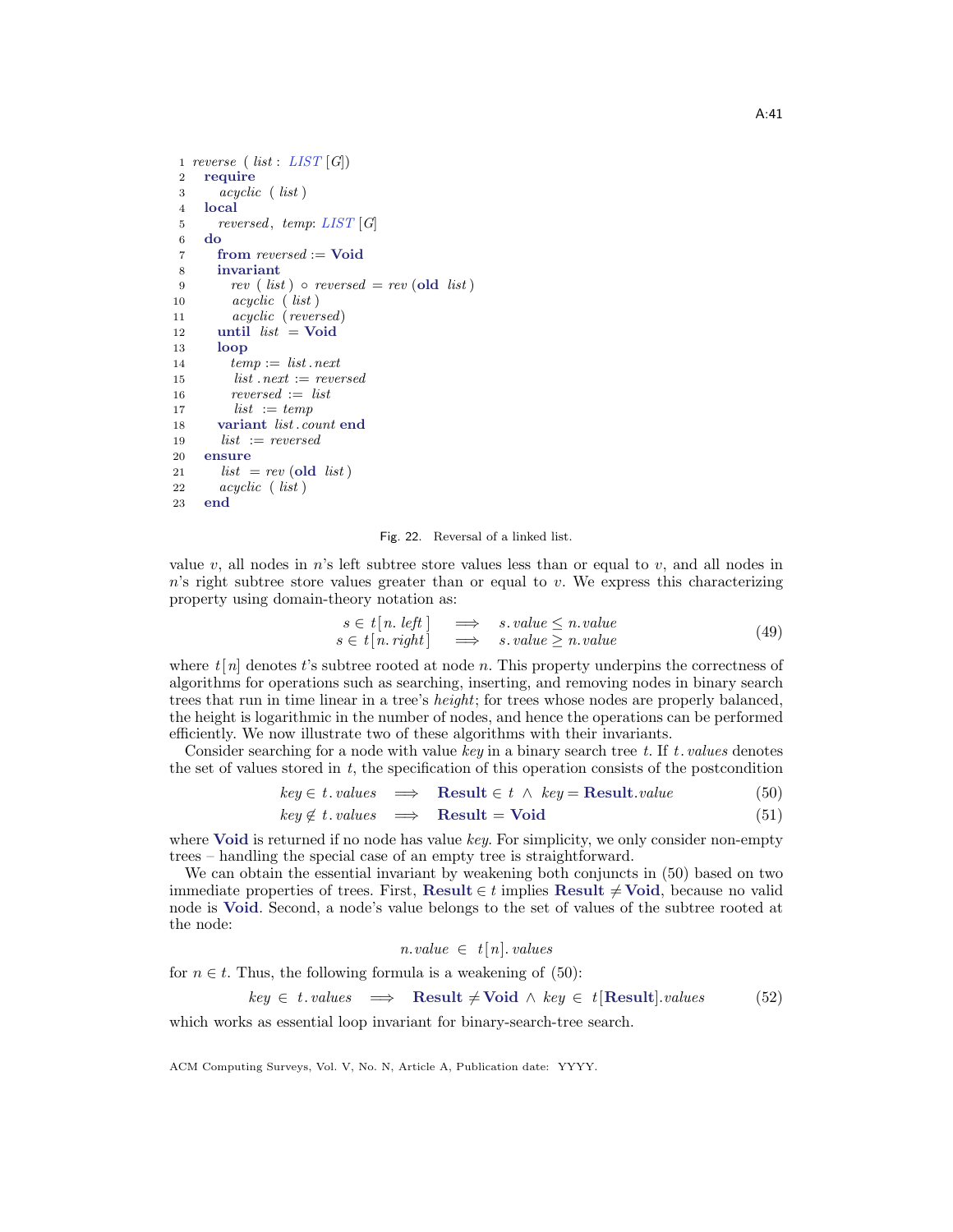```
1  reverse ( list : LIST [G])
2    require
3      acyclic ( list )
4    local
5      reversed, temp: LIST [G]
6    do
7      from reversed := Void
8      invariant
9        rev ( list ) ∘ reversed = rev (old list )
10       acyclic ( list )
11       acyclic (reversed)
12     until list = Void
13     loop
14       temp := list . next
15       list . next := reversed
16       reversed := list
17       list := temp
18     variant list . count end
19     list := reversed
20   ensure
21     list = rev (old list )
22     acyclic ( list )
23   end
```

Fig. 22. Reversal of a linked list.

value $v$, all nodes in $n$'s left subtree store values less than or equal to $v$, and all nodes in $n$'s right subtree store values greater than or equal to $v$. We express this characterizing property using domain-theory notation as:

$$
\begin{aligned}
s \in t[n.\,left] &\implies s.\,value \leq n.\,value \\
s \in t[n.\,right] &\implies s.\,value \geq n.\,value
\end{aligned}
\tag{49}
$$

where $t[n]$ denotes $t$'s subtree rooted at node $n$. This property underpins the correctness of algorithms for operations such as searching, inserting, and removing nodes in binary search trees that run in time linear in a tree's *height*; for trees whose nodes are properly balanced, the height is logarithmic in the number of nodes, and hence the operations can be performed efficiently. We now illustrate two of these algorithms with their invariants.

Consider searching for a node with value *key* in a binary search tree $t$. If $t.\,values$ denotes the set of values stored in $t$, the specification of this operation consists of the postcondition

$$
key \in t.\,values \implies \textbf{Result} \in t \;\wedge\; key = \textbf{Result}.value \tag{50}
$$

$$
key \notin t.\,values \implies \textbf{Result} = \textbf{Void} \tag{51}
$$

where **Void** is returned if no node has value *key*. For simplicity, we only consider non-empty trees – handling the special case of an empty tree is straightforward.

We can obtain the essential invariant by weakening both conjuncts in (50) based on two immediate properties of trees. First, $\textbf{Result} \in t$ implies $\textbf{Result} \neq \textbf{Void}$, because no valid node is **Void**. Second, a node's value belongs to the set of values of the subtree rooted at the node:

$$
n.value \in t[n].\,values
$$

for $n \in t$. Thus, the following formula is a weakening of (50):

$$
key \in t.\,values \implies \textbf{Result} \neq \textbf{Void} \;\wedge\; key \in t[\textbf{Result}].values \tag{52}
$$

which works as essential loop invariant for binary-search-tree search.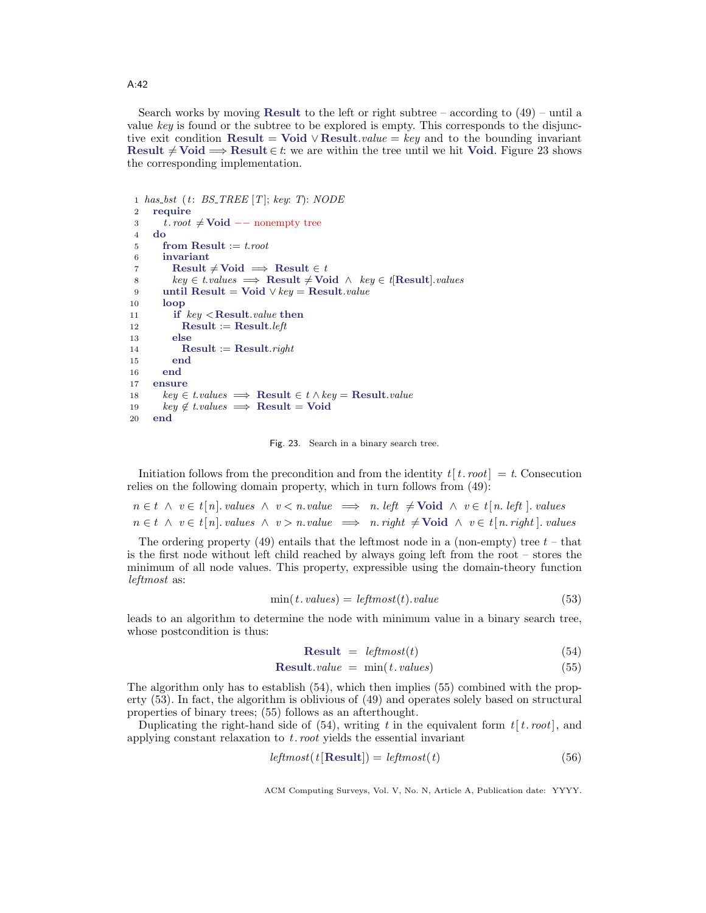Search works by moving **Result** to the left or right subtree – according to (49) – until a value *key* is found or the subtree to be explored is empty. This corresponds to the disjunctive exit condition **Result** = **Void** ∨ **Result**.*value* = *key* and to the bounding invariant **Result** ≠ **Void** ⟹ **Result** ∈ *t*: we are within the tree until we hit **Void**. Figure 23 shows the corresponding implementation.

```
 1 has_bst (t: BS_TREE [T]; key: T): NODE
 2   require
 3     t.root ≠ Void -- nonempty tree
 4   do
 5     from Result := t.root
 6     invariant
 7       Result ≠ Void ⟹ Result ∈ t
 8       key ∈ t.values ⟹ Result ≠ Void ∧ key ∈ t[Result].values
 9     until Result = Void ∨ key = Result.value
10     loop
11       if key < Result.value then
12         Result := Result.left
13       else
14         Result := Result.right
15       end
16     end
17   ensure
18     key ∈ t.values ⟹ Result ∈ t ∧ key = Result.value
19     key ∉ t.values ⟹ Result = Void
20   end
```

Fig. 23. Search in a binary search tree.

Initiation follows from the precondition and from the identity $t[\,t.\,root\,] = t$. Consecution relies on the following domain property, which in turn follows from (49):

$$n \in t \;\wedge\; v \in t[n].\,values \;\wedge\; v < n.value \implies n.\,left \neq \textbf{Void} \;\wedge\; v \in t[\,n.\,left\,].\,values$$
$$n \in t \;\wedge\; v \in t[n].\,values \;\wedge\; v > n.value \implies n.\,right \neq \textbf{Void} \;\wedge\; v \in t[\,n.\,right\,].\,values$$

The ordering property (49) entails that the leftmost node in a (non-empty) tree $t$ – that is the first node without left child reached by always going left from the root – stores the minimum of all node values. This property, expressible using the domain-theory function *leftmost* as:

$$\min(t.\,values) = leftmost(t).value \tag{53}$$

leads to an algorithm to determine the node with minimum value in a binary search tree, whose postcondition is thus:

$$\textbf{Result} \;=\; leftmost(t) \tag{54}$$
$$\textbf{Result}.value \;=\; \min(t.\,values) \tag{55}$$

The algorithm only has to establish (54), which then implies (55) combined with the property (53). In fact, the algorithm is oblivious of (49) and operates solely based on structural properties of binary trees; (55) follows as an afterthought.

Duplicating the right-hand side of (54), writing $t$ in the equivalent form $t[\,t.\,root\,]$, and applying constant relaxation to $t.\,root$ yields the essential invariant

$$leftmost(t[\textbf{Result}]) = leftmost(t) \tag{56}$$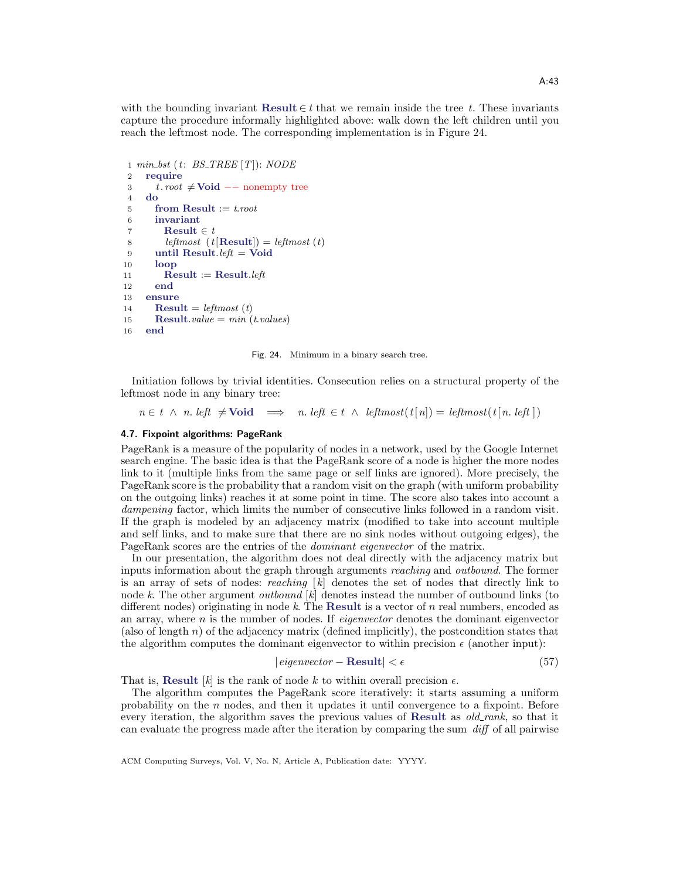with the bounding invariant **Result** $\in t$ that we remain inside the tree $t$. These invariants capture the procedure informally highlighted above: walk down the left children until you reach the leftmost node. The corresponding implementation is in Figure 24.

```
 1 min_bst (t: BS_TREE [T]): NODE
 2   require
 3     t.root ≠ Void -- nonempty tree
 4   do
 5     from Result := t.root
 6     invariant
 7       Result ∈ t
 8       leftmost (t[Result]) = leftmost (t)
 9     until Result.left = Void
10     loop
11       Result := Result.left
12     end
13   ensure
14     Result = leftmost (t)
15     Result.value = min (t.values)
16   end
```

Fig. 24. Minimum in a binary search tree.

Initiation follows by trivial identities. Consecution relies on a structural property of the leftmost node in any binary tree:

$$n \in t \ \wedge \ n.\,left \neq \textbf{Void} \quad \Longrightarrow \quad n.\,left \in t \ \wedge \ leftmost(t[n]) = leftmost(t[n.\,left])$$

### 4.7. Fixpoint algorithms: PageRank

PageRank is a measure of the popularity of nodes in a network, used by the Google Internet search engine. The basic idea is that the PageRank score of a node is higher the more nodes link to it (multiple links from the same page or self links are ignored). More precisely, the PageRank score is the probability that a random visit on the graph (with uniform probability on the outgoing links) reaches it at some point in time. The score also takes into account a *dampening* factor, which limits the number of consecutive links followed in a random visit. If the graph is modeled by an adjacency matrix (modified to take into account multiple and self links, and to make sure that there are no sink nodes without outgoing edges), the PageRank scores are the entries of the *dominant eigenvector* of the matrix.

In our presentation, the algorithm does not deal directly with the adjacency matrix but inputs information about the graph through arguments *reaching* and *outbound*. The former is an array of sets of nodes: *reaching* $[k]$ denotes the set of nodes that directly link to node $k$. The other argument *outbound* $[k]$ denotes instead the number of outbound links (to different nodes) originating in node $k$. The **Result** is a vector of $n$ real numbers, encoded as an array, where $n$ is the number of nodes. If *eigenvector* denotes the dominant eigenvector (also of length $n$) of the adjacency matrix (defined implicitly), the postcondition states that the algorithm computes the dominant eigenvector to within precision $\epsilon$ (another input):

$$|\,eigenvector - \textbf{Result}| < \epsilon \tag{57}$$

That is, **Result** $[k]$ is the rank of node $k$ to within overall precision $\epsilon$.

The algorithm computes the PageRank score iteratively: it starts assuming a uniform probability on the $n$ nodes, and then it updates it until convergence to a fixpoint. Before every iteration, the algorithm saves the previous values of **Result** as *old_rank*, so that it can evaluate the progress made after the iteration by comparing the sum *diff* of all pairwise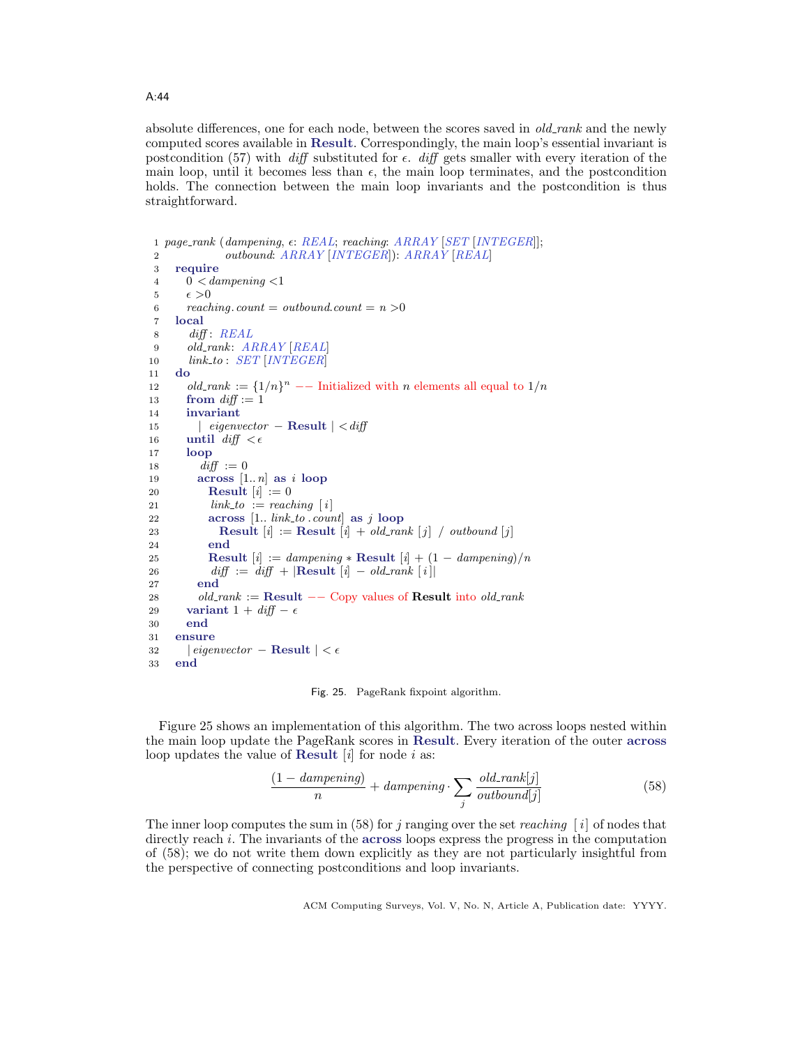absolute differences, one for each node, between the scores saved in *old_rank* and the newly computed scores available in **Result**. Correspondingly, the main loop's essential invariant is postcondition (57) with *diff* substituted for $\epsilon$. *diff* gets smaller with every iteration of the main loop, until it becomes less than $\epsilon$, the main loop terminates, and the postcondition holds. The connection between the main loop invariants and the postcondition is thus straightforward.

```
 1 page_rank (dampening, ε: REAL; reaching: ARRAY [SET [INTEGER]];
 2             outbound: ARRAY [INTEGER]): ARRAY [REAL]
 3   require
 4     0 < dampening <1
 5     ε >0
 6     reaching.count = outbound.count = n >0
 7   local
 8     diff: REAL
 9     old_rank: ARRAY [REAL]
10     link_to : SET [INTEGER]
11   do
12     old_rank := {1/n}^n  −− Initialized with n elements all equal to 1/n
13     from diff := 1
14     invariant
15       | eigenvector − Result | < diff
16     until diff < ε
17     loop
18       diff := 0
19       across [1..n] as i loop
20         Result [i] := 0
21         link_to := reaching [ i]
22         across [1.. link_to . count] as j loop
23           Result [i] := Result [i] + old_rank [j] / outbound [j]
24         end
25         Result [i] := dampening ∗ Result [i] + (1 − dampening)/n
26         diff := diff + |Result [i] − old_rank [ i]|
27       end
28       old_rank := Result  −− Copy values of Result into old_rank
29     variant 1 + diff − ε
30     end
31   ensure
32     | eigenvector − Result | < ε
33   end
```

Fig. 25. PageRank fixpoint algorithm.

Figure 25 shows an implementation of this algorithm. The two across loops nested within the main loop update the PageRank scores in **Result**. Every iteration of the outer **across** loop updates the value of **Result** $[i]$ for node $i$ as:

$$\frac{(1 - dampening)}{n} + dampening \cdot \sum_{j} \frac{old\_rank[j]}{outbound[j]} \tag{58}$$

The inner loop computes the sum in (58) for $j$ ranging over the set *reaching* $[i]$ of nodes that directly reach $i$. The invariants of the **across** loops express the progress in the computation of (58); we do not write them down explicitly as they are not particularly insightful from the perspective of connecting postconditions and loop invariants.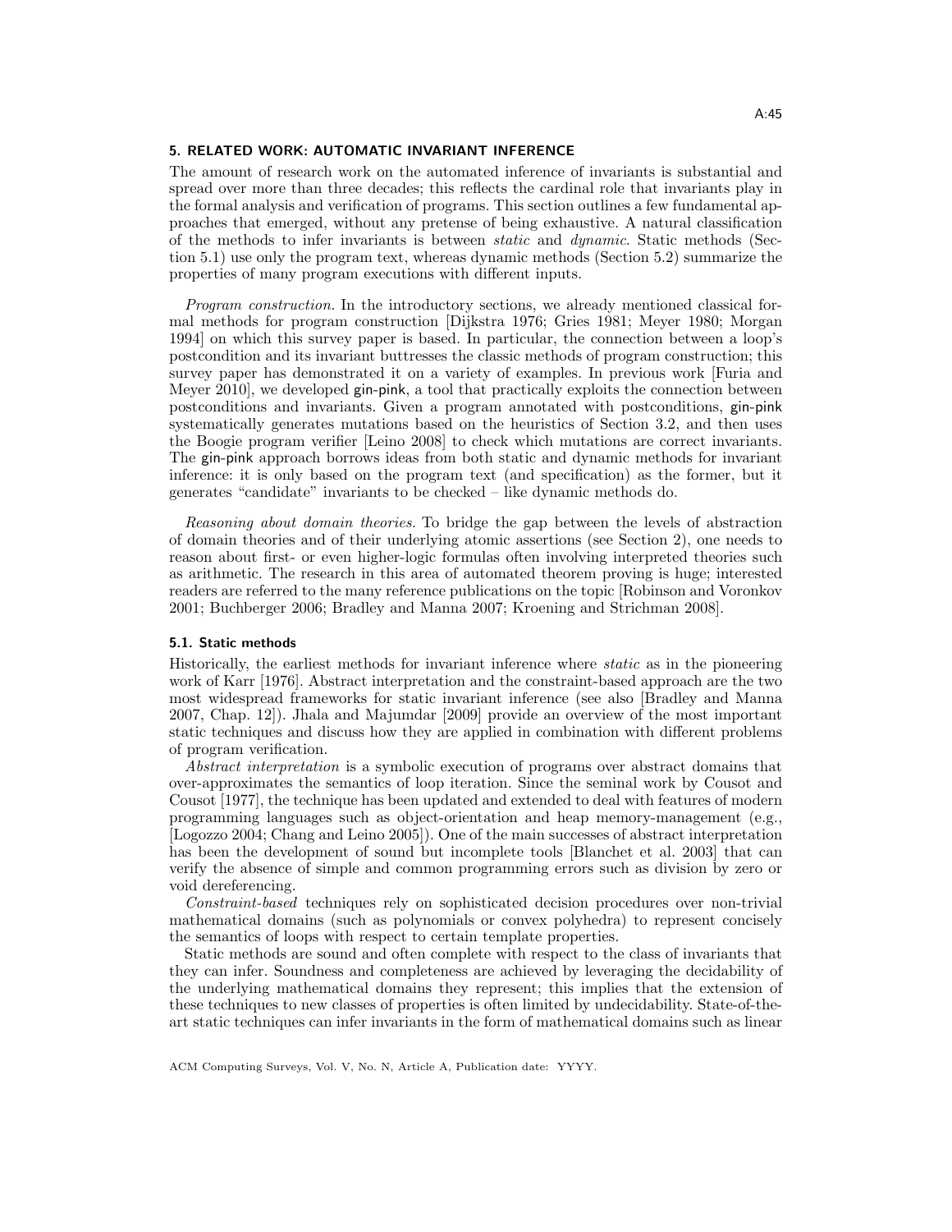## 5. RELATED WORK: AUTOMATIC INVARIANT INFERENCE

The amount of research work on the automated inference of invariants is substantial and spread over more than three decades; this reflects the cardinal role that invariants play in the formal analysis and verification of programs. This section outlines a few fundamental approaches that emerged, without any pretense of being exhaustive. A natural classification of the methods to infer invariants is between *static* and *dynamic*. Static methods (Section 5.1) use only the program text, whereas dynamic methods (Section 5.2) summarize the properties of many program executions with different inputs.

*Program construction.* In the introductory sections, we already mentioned classical formal methods for program construction [Dijkstra 1976; Gries 1981; Meyer 1980; Morgan 1994] on which this survey paper is based. In particular, the connection between a loop's postcondition and its invariant buttresses the classic methods of program construction; this survey paper has demonstrated it on a variety of examples. In previous work [Furia and Meyer 2010], we developed gin-pink, a tool that practically exploits the connection between postconditions and invariants. Given a program annotated with postconditions, gin-pink systematically generates mutations based on the heuristics of Section 3.2, and then uses the Boogie program verifier [Leino 2008] to check which mutations are correct invariants. The gin-pink approach borrows ideas from both static and dynamic methods for invariant inference: it is only based on the program text (and specification) as the former, but it generates "candidate" invariants to be checked – like dynamic methods do.

*Reasoning about domain theories.* To bridge the gap between the levels of abstraction of domain theories and of their underlying atomic assertions (see Section 2), one needs to reason about first- or even higher-logic formulas often involving interpreted theories such as arithmetic. The research in this area of automated theorem proving is huge; interested readers are referred to the many reference publications on the topic [Robinson and Voronkov 2001; Buchberger 2006; Bradley and Manna 2007; Kroening and Strichman 2008].

### 5.1. Static methods

Historically, the earliest methods for invariant inference where *static* as in the pioneering work of Karr [1976]. Abstract interpretation and the constraint-based approach are the two most widespread frameworks for static invariant inference (see also [Bradley and Manna 2007, Chap. 12]). Jhala and Majumdar [2009] provide an overview of the most important static techniques and discuss how they are applied in combination with different problems of program verification.

*Abstract interpretation* is a symbolic execution of programs over abstract domains that over-approximates the semantics of loop iteration. Since the seminal work by Cousot and Cousot [1977], the technique has been updated and extended to deal with features of modern programming languages such as object-orientation and heap memory-management (e.g., [Logozzo 2004; Chang and Leino 2005]). One of the main successes of abstract interpretation has been the development of sound but incomplete tools [Blanchet et al. 2003] that can verify the absence of simple and common programming errors such as division by zero or void dereferencing.

*Constraint-based* techniques rely on sophisticated decision procedures over non-trivial mathematical domains (such as polynomials or convex polyhedra) to represent concisely the semantics of loops with respect to certain template properties.

Static methods are sound and often complete with respect to the class of invariants that they can infer. Soundness and completeness are achieved by leveraging the decidability of the underlying mathematical domains they represent; this implies that the extension of these techniques to new classes of properties is often limited by undecidability. State-of-the-art static techniques can infer invariants in the form of mathematical domains such as linear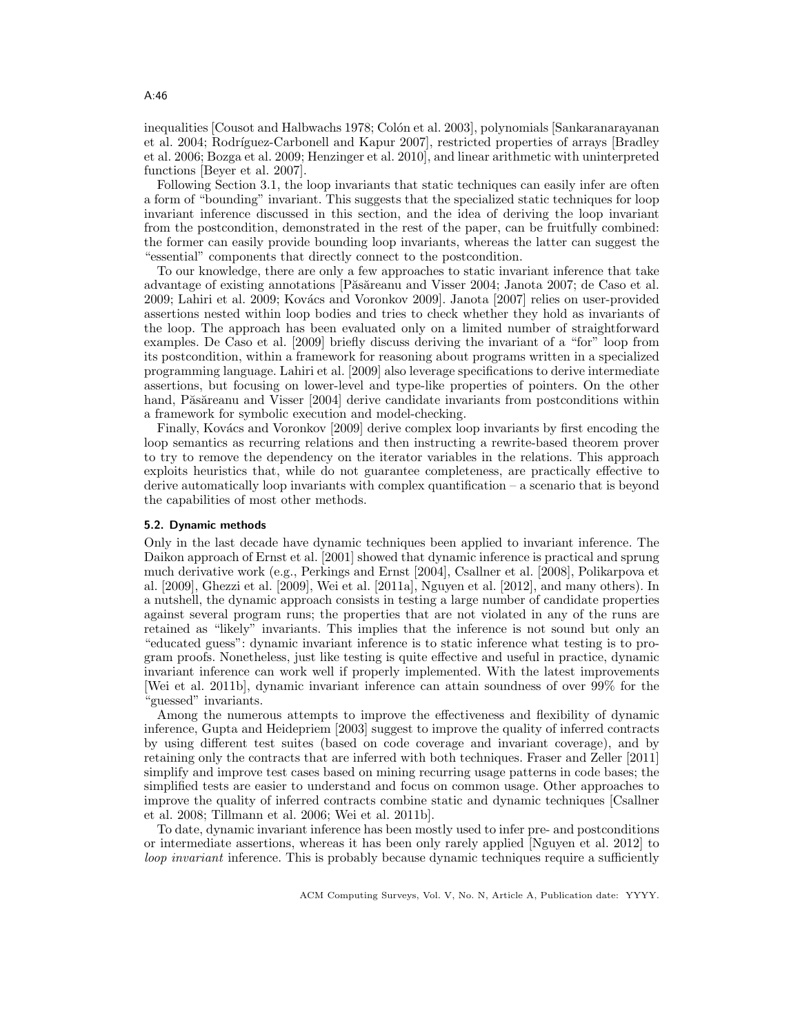inequalities [Cousot and Halbwachs 1978; Colón et al. 2003], polynomials [Sankaranarayanan et al. 2004; Rodríguez-Carbonell and Kapur 2007], restricted properties of arrays [Bradley et al. 2006; Bozga et al. 2009; Henzinger et al. 2010], and linear arithmetic with uninterpreted functions [Beyer et al. 2007].

Following Section 3.1, the loop invariants that static techniques can easily infer are often a form of "bounding" invariant. This suggests that the specialized static techniques for loop invariant inference discussed in this section, and the idea of deriving the loop invariant from the postcondition, demonstrated in the rest of the paper, can be fruitfully combined: the former can easily provide bounding loop invariants, whereas the latter can suggest the "essential" components that directly connect to the postcondition.

To our knowledge, there are only a few approaches to static invariant inference that take advantage of existing annotations [Păsăreanu and Visser 2004; Janota 2007; de Caso et al. 2009; Lahiri et al. 2009; Kovács and Voronkov 2009]. Janota [2007] relies on user-provided assertions nested within loop bodies and tries to check whether they hold as invariants of the loop. The approach has been evaluated only on a limited number of straightforward examples. De Caso et al. [2009] briefly discuss deriving the invariant of a "for" loop from its postcondition, within a framework for reasoning about programs written in a specialized programming language. Lahiri et al. [2009] also leverage specifications to derive intermediate assertions, but focusing on lower-level and type-like properties of pointers. On the other hand, Păsăreanu and Visser [2004] derive candidate invariants from postconditions within a framework for symbolic execution and model-checking.

Finally, Kovács and Voronkov [2009] derive complex loop invariants by first encoding the loop semantics as recurring relations and then instructing a rewrite-based theorem prover to try to remove the dependency on the iterator variables in the relations. This approach exploits heuristics that, while do not guarantee completeness, are practically effective to derive automatically loop invariants with complex quantification – a scenario that is beyond the capabilities of most other methods.

### 5.2. Dynamic methods

Only in the last decade have dynamic techniques been applied to invariant inference. The Daikon approach of Ernst et al. [2001] showed that dynamic inference is practical and sprung much derivative work (e.g., Perkings and Ernst [2004], Csallner et al. [2008], Polikarpova et al. [2009], Ghezzi et al. [2009], Wei et al. [2011a], Nguyen et al. [2012], and many others). In a nutshell, the dynamic approach consists in testing a large number of candidate properties against several program runs; the properties that are not violated in any of the runs are retained as "likely" invariants. This implies that the inference is not sound but only an "educated guess": dynamic invariant inference is to static inference what testing is to program proofs. Nonetheless, just like testing is quite effective and useful in practice, dynamic invariant inference can work well if properly implemented. With the latest improvements [Wei et al. 2011b], dynamic invariant inference can attain soundness of over 99% for the "guessed" invariants.

Among the numerous attempts to improve the effectiveness and flexibility of dynamic inference, Gupta and Heidepriem [2003] suggest to improve the quality of inferred contracts by using different test suites (based on code coverage and invariant coverage), and by retaining only the contracts that are inferred with both techniques. Fraser and Zeller [2011] simplify and improve test cases based on mining recurring usage patterns in code bases; the simplified tests are easier to understand and focus on common usage. Other approaches to improve the quality of inferred contracts combine static and dynamic techniques [Csallner et al. 2008; Tillmann et al. 2006; Wei et al. 2011b].

To date, dynamic invariant inference has been mostly used to infer pre- and postconditions or intermediate assertions, whereas it has been only rarely applied [Nguyen et al. 2012] to *loop invariant* inference. This is probably because dynamic techniques require a sufficiently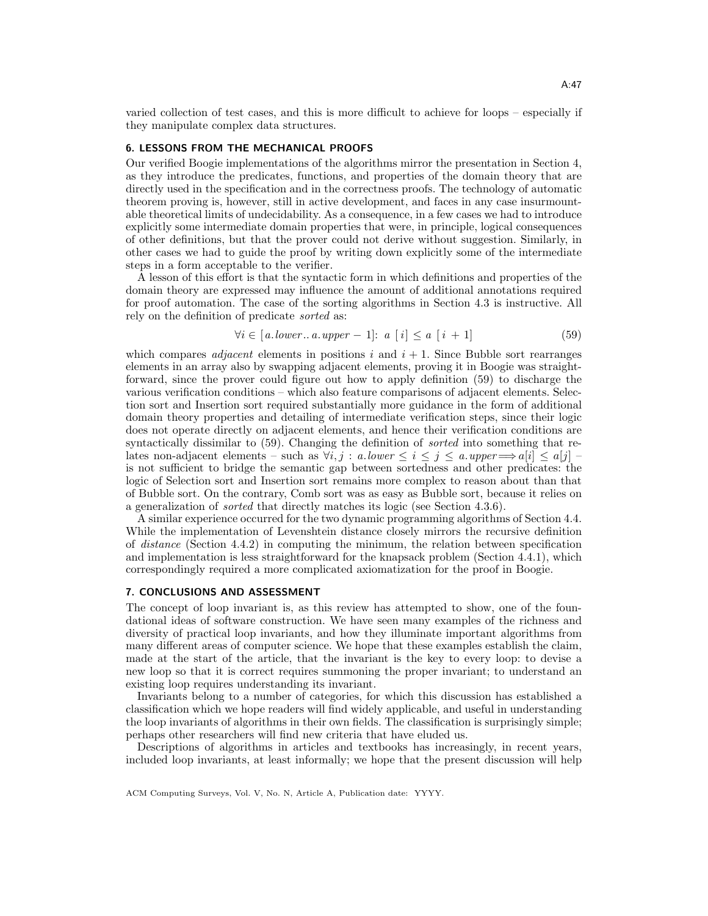varied collection of test cases, and this is more difficult to achieve for loops – especially if they manipulate complex data structures.

## 6. LESSONS FROM THE MECHANICAL PROOFS

Our verified Boogie implementations of the algorithms mirror the presentation in Section 4, as they introduce the predicates, functions, and properties of the domain theory that are directly used in the specification and in the correctness proofs. The technology of automatic theorem proving is, however, still in active development, and faces in any case insurmountable theoretical limits of undecidability. As a consequence, in a few cases we had to introduce explicitly some intermediate domain properties that were, in principle, logical consequences of other definitions, but that the prover could not derive without suggestion. Similarly, in other cases we had to guide the proof by writing down explicitly some of the intermediate steps in a form acceptable to the verifier.

A lesson of this effort is that the syntactic form in which definitions and properties of the domain theory are expressed may influence the amount of additional annotations required for proof automation. The case of the sorting algorithms in Section 4.3 is instructive. All rely on the definition of predicate *sorted* as:

$$\forall i \in [a.lower .. a.upper - 1]:\ a\ [i] \leq a\ [i + 1] \tag{59}$$

which compares *adjacent* elements in positions $i$ and $i + 1$. Since Bubble sort rearranges elements in an array also by swapping adjacent elements, proving it in Boogie was straightforward, since the prover could figure out how to apply definition (59) to discharge the various verification conditions – which also feature comparisons of adjacent elements. Selection sort and Insertion sort required substantially more guidance in the form of additional domain theory properties and detailing of intermediate verification steps, since their logic does not operate directly on adjacent elements, and hence their verification conditions are syntactically dissimilar to (59). Changing the definition of *sorted* into something that relates non-adjacent elements – such as $\forall i, j : a.lower \leq i \leq j \leq a.upper \Longrightarrow a[i] \leq a[j]$ – is not sufficient to bridge the semantic gap between sortedness and other predicates: the logic of Selection sort and Insertion sort remains more complex to reason about than that of Bubble sort. On the contrary, Comb sort was as easy as Bubble sort, because it relies on a generalization of *sorted* that directly matches its logic (see Section 4.3.6).

A similar experience occurred for the two dynamic programming algorithms of Section 4.4. While the implementation of Levenshtein distance closely mirrors the recursive definition of *distance* (Section 4.4.2) in computing the minimum, the relation between specification and implementation is less straightforward for the knapsack problem (Section 4.4.1), which correspondingly required a more complicated axiomatization for the proof in Boogie.

## 7. CONCLUSIONS AND ASSESSMENT

The concept of loop invariant is, as this review has attempted to show, one of the foundational ideas of software construction. We have seen many examples of the richness and diversity of practical loop invariants, and how they illuminate important algorithms from many different areas of computer science. We hope that these examples establish the claim, made at the start of the article, that the invariant is the key to every loop: to devise a new loop so that it is correct requires summoning the proper invariant; to understand an existing loop requires understanding its invariant.

Invariants belong to a number of categories, for which this discussion has established a classification which we hope readers will find widely applicable, and useful in understanding the loop invariants of algorithms in their own fields. The classification is surprisingly simple; perhaps other researchers will find new criteria that have eluded us.

Descriptions of algorithms in articles and textbooks has increasingly, in recent years, included loop invariants, at least informally; we hope that the present discussion will help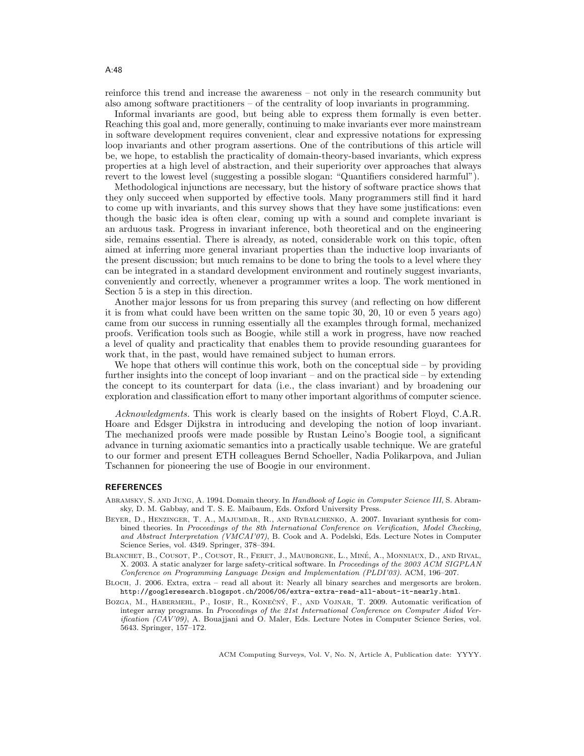reinforce this trend and increase the awareness – not only in the research community but also among software practitioners – of the centrality of loop invariants in programming.

Informal invariants are good, but being able to express them formally is even better. Reaching this goal and, more generally, continuing to make invariants ever more mainstream in software development requires convenient, clear and expressive notations for expressing loop invariants and other program assertions. One of the contributions of this article will be, we hope, to establish the practicality of domain-theory-based invariants, which express properties at a high level of abstraction, and their superiority over approaches that always revert to the lowest level (suggesting a possible slogan: "Quantifiers considered harmful").

Methodological injunctions are necessary, but the history of software practice shows that they only succeed when supported by effective tools. Many programmers still find it hard to come up with invariants, and this survey shows that they have some justifications: even though the basic idea is often clear, coming up with a sound and complete invariant is an arduous task. Progress in invariant inference, both theoretical and on the engineering side, remains essential. There is already, as noted, considerable work on this topic, often aimed at inferring more general invariant properties than the inductive loop invariants of the present discussion; but much remains to be done to bring the tools to a level where they can be integrated in a standard development environment and routinely suggest invariants, conveniently and correctly, whenever a programmer writes a loop. The work mentioned in Section 5 is a step in this direction.

Another major lessons for us from preparing this survey (and reflecting on how different it is from what could have been written on the same topic 30, 20, 10 or even 5 years ago) came from our success in running essentially all the examples through formal, mechanized proofs. Verification tools such as Boogie, while still a work in progress, have now reached a level of quality and practicality that enables them to provide resounding guarantees for work that, in the past, would have remained subject to human errors.

We hope that others will continue this work, both on the conceptual side – by providing further insights into the concept of loop invariant – and on the practical side – by extending the concept to its counterpart for data (i.e., the class invariant) and by broadening our exploration and classification effort to many other important algorithms of computer science.

*Acknowledgments.* This work is clearly based on the insights of Robert Floyd, C.A.R. Hoare and Edsger Dijkstra in introducing and developing the notion of loop invariant. The mechanized proofs were made possible by Rustan Leino's Boogie tool, a significant advance in turning axiomatic semantics into a practically usable technique. We are grateful to our former and present ETH colleagues Bernd Schoeller, Nadia Polikarpova, and Julian Tschannen for pioneering the use of Boogie in our environment.

## REFERENCES

Abramsky, S. and Jung, A. 1994. Domain theory. In *Handbook of Logic in Computer Science III*, S. Abramsky, D. M. Gabbay, and T. S. E. Maibaum, Eds. Oxford University Press.

Beyer, D., Henzinger, T. A., Majumdar, R., and Rybalchenko, A. 2007. Invariant synthesis for combined theories. In *Proceedings of the 8th International Conference on Verification, Model Checking, and Abstract Interpretation (VMCAI'07)*, B. Cook and A. Podelski, Eds. Lecture Notes in Computer Science Series, vol. 4349. Springer, 378–394.

Blanchet, B., Cousot, P., Cousot, R., Feret, J., Mauborgne, L., Miné, A., Monniaux, D., and Rival, X. 2003. A static analyzer for large safety-critical software. In *Proceedings of the 2003 ACM SIGPLAN Conference on Programming Language Design and Implementation (PLDI'03)*. ACM, 196–207.

Bloch, J. 2006. Extra, extra – read all about it: Nearly all binary searches and mergesorts are broken. http://googleresearch.blogspot.ch/2006/06/extra-extra-read-all-about-it-nearly.html.

Bozga, M., Habermehl, P., Iosif, R., Konečný, F., and Vojnar, T. 2009. Automatic verification of integer array programs. In *Proceedings of the 21st International Conference on Computer Aided Verification (CAV'09)*, A. Bouajjani and O. Maler, Eds. Lecture Notes in Computer Science Series, vol. 5643. Springer, 157–172.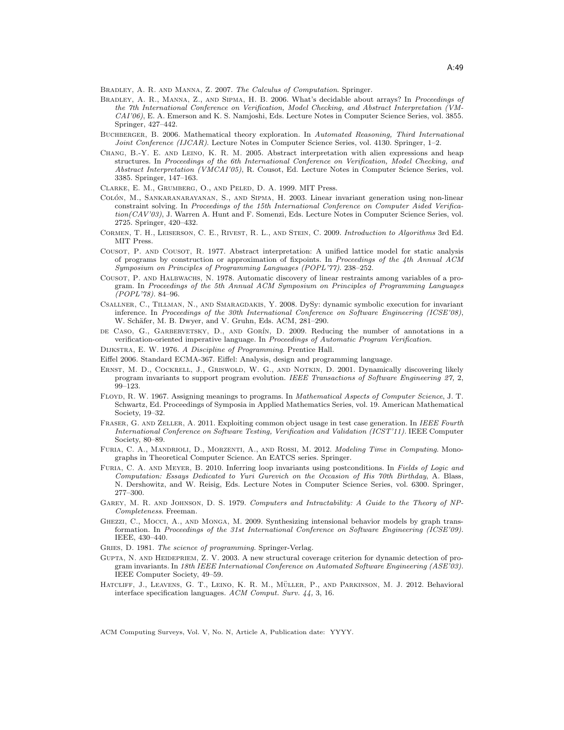Bradley, A. R. and Manna, Z. 2007. *The Calculus of Computation*. Springer.

Bradley, A. R., Manna, Z., and Sipma, H. B. 2006. What's decidable about arrays? In *Proceedings of the 7th International Conference on Verification, Model Checking, and Abstract Interpretation (VMCAI'06)*, E. A. Emerson and K. S. Namjoshi, Eds. Lecture Notes in Computer Science Series, vol. 3855. Springer, 427–442.

Buchberger, B. 2006. Mathematical theory exploration. In *Automated Reasoning, Third International Joint Conference (IJCAR)*. Lecture Notes in Computer Science Series, vol. 4130. Springer, 1–2.

Chang, B.-Y. E. and Leino, K. R. M. 2005. Abstract interpretation with alien expressions and heap structures. In *Proceedings of the 6th International Conference on Verification, Model Checking, and Abstract Interpretation (VMCAI'05)*, R. Cousot, Ed. Lecture Notes in Computer Science Series, vol. 3385. Springer, 147–163.

Clarke, E. M., Grumberg, O., and Peled, D. A. 1999. MIT Press.

Colón, M., Sankaranarayanan, S., and Sipma, H. 2003. Linear invariant generation using non-linear constraint solving. In *Proceedings of the 15th International Conference on Computer Aided Verification(CAV'03)*, J. Warren A. Hunt and F. Somenzi, Eds. Lecture Notes in Computer Science Series, vol. 2725. Springer, 420–432.

Cormen, T. H., Leiserson, C. E., Rivest, R. L., and Stein, C. 2009. *Introduction to Algorithms* 3rd Ed. MIT Press.

Cousot, P. and Cousot, R. 1977. Abstract interpretation: A unified lattice model for static analysis of programs by construction or approximation of fixpoints. In *Proceedings of the 4th Annual ACM Symposium on Principles of Programming Languages (POPL'77)*. 238–252.

Cousot, P. and Halbwachs, N. 1978. Automatic discovery of linear restraints among variables of a program. In *Proceedings of the 5th Annual ACM Symposium on Principles of Programming Languages (POPL'78)*. 84–96.

Csallner, C., Tillman, N., and Smaragdakis, Y. 2008. DySy: dynamic symbolic execution for invariant inference. In *Proceedings of the 30th International Conference on Software Engineering (ICSE'08)*, W. Schäfer, M. B. Dwyer, and V. Gruhn, Eds. ACM, 281–290.

de Caso, G., Garbervetsky, D., and Gorín, D. 2009. Reducing the number of annotations in a verification-oriented imperative language. In *Proceedings of Automatic Program Verification*.

Dijkstra, E. W. 1976. *A Discipline of Programming*. Prentice Hall.

Eiffel 2006. Standard ECMA-367. Eiffel: Analysis, design and programming language.

Ernst, M. D., Cockrell, J., Griswold, W. G., and Notkin, D. 2001. Dynamically discovering likely program invariants to support program evolution. *IEEE Transactions of Software Engineering 27,* 2, 99–123.

Floyd, R. W. 1967. Assigning meanings to programs. In *Mathematical Aspects of Computer Science*, J. T. Schwartz, Ed. Proceedings of Symposia in Applied Mathematics Series, vol. 19. American Mathematical Society, 19–32.

Fraser, G. and Zeller, A. 2011. Exploiting common object usage in test case generation. In *IEEE Fourth International Conference on Software Testing, Verification and Validation (ICST'11)*. IEEE Computer Society, 80–89.

Furia, C. A., Mandrioli, D., Morzenti, A., and Rossi, M. 2012. *Modeling Time in Computing*. Monographs in Theoretical Computer Science. An EATCS series. Springer.

Furia, C. A. and Meyer, B. 2010. Inferring loop invariants using postconditions. In *Fields of Logic and Computation: Essays Dedicated to Yuri Gurevich on the Occasion of His 70th Birthday*, A. Blass, N. Dershowitz, and W. Reisig, Eds. Lecture Notes in Computer Science Series, vol. 6300. Springer, 277–300.

Garey, M. R. and Johnson, D. S. 1979. *Computers and Intractability: A Guide to the Theory of NP-Completeness*. Freeman.

Ghezzi, C., Mocci, A., and Monga, M. 2009. Synthesizing intensional behavior models by graph transformation. In *Proceedings of the 31st International Conference on Software Engineering (ICSE'09)*. IEEE, 430–440.

Gries, D. 1981. *The science of programming*. Springer-Verlag.

Gupta, N. and Heidepriem, Z. V. 2003. A new structural coverage criterion for dynamic detection of program invariants. In *18th IEEE International Conference on Automated Software Engineering (ASE'03)*. IEEE Computer Society, 49–59.

Hatcliff, J., Leavens, G. T., Leino, K. R. M., Müller, P., and Parkinson, M. J. 2012. Behavioral interface specification languages. *ACM Comput. Surv. 44,* 3, 16.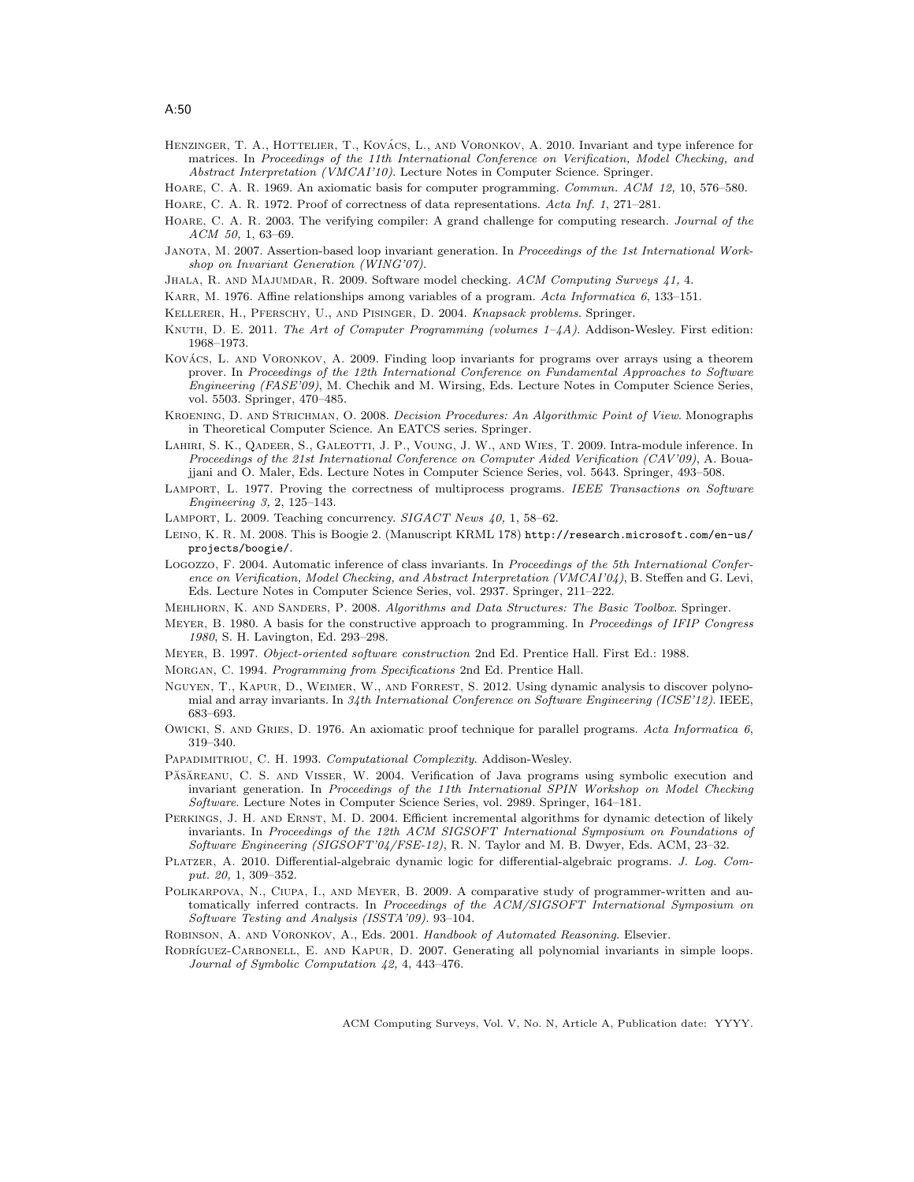Henzinger, T. A., Hottelier, T., Kovács, L., and Voronkov, A. 2010. Invariant and type inference for matrices. In *Proceedings of the 11th International Conference on Verification, Model Checking, and Abstract Interpretation (VMCAI'10)*. Lecture Notes in Computer Science. Springer.

Hoare, C. A. R. 1969. An axiomatic basis for computer programming. *Commun. ACM 12,* 10, 576–580.

Hoare, C. A. R. 1972. Proof of correctness of data representations. *Acta Inf. 1*, 271–281.

Hoare, C. A. R. 2003. The verifying compiler: A grand challenge for computing research. *Journal of the ACM 50,* 1, 63–69.

Janota, M. 2007. Assertion-based loop invariant generation. In *Proceedings of the 1st International Workshop on Invariant Generation (WING'07)*.

Jhala, R. and Majumdar, R. 2009. Software model checking. *ACM Computing Surveys 41,* 4.

Karr, M. 1976. Affine relationships among variables of a program. *Acta Informatica 6*, 133–151.

Kellerer, H., Pferschy, U., and Pisinger, D. 2004. *Knapsack problems*. Springer.

Knuth, D. E. 2011. *The Art of Computer Programming (volumes 1–4A)*. Addison-Wesley. First edition: 1968–1973.

Kovács, L. and Voronkov, A. 2009. Finding loop invariants for programs over arrays using a theorem prover. In *Proceedings of the 12th International Conference on Fundamental Approaches to Software Engineering (FASE'09)*, M. Chechik and M. Wirsing, Eds. Lecture Notes in Computer Science Series, vol. 5503. Springer, 470–485.

Kroening, D. and Strichman, O. 2008. *Decision Procedures: An Algorithmic Point of View*. Monographs in Theoretical Computer Science. An EATCS series. Springer.

Lahiri, S. K., Qadeer, S., Galeotti, J. P., Voung, J. W., and Wies, T. 2009. Intra-module inference. In *Proceedings of the 21st International Conference on Computer Aided Verification (CAV'09)*, A. Bouajjani and O. Maler, Eds. Lecture Notes in Computer Science Series, vol. 5643. Springer, 493–508.

Lamport, L. 1977. Proving the correctness of multiprocess programs. *IEEE Transactions on Software Engineering 3,* 2, 125–143.

Lamport, L. 2009. Teaching concurrency. *SIGACT News 40,* 1, 58–62.

Leino, K. R. M. 2008. This is Boogie 2. (Manuscript KRML 178) http://research.microsoft.com/en-us/projects/boogie/.

Logozzo, F. 2004. Automatic inference of class invariants. In *Proceedings of the 5th International Conference on Verification, Model Checking, and Abstract Interpretation (VMCAI'04)*, B. Steffen and G. Levi, Eds. Lecture Notes in Computer Science Series, vol. 2937. Springer, 211–222.

Mehlhorn, K. and Sanders, P. 2008. *Algorithms and Data Structures: The Basic Toolbox*. Springer.

Meyer, B. 1980. A basis for the constructive approach to programming. In *Proceedings of IFIP Congress 1980*, S. H. Lavington, Ed. 293–298.

Meyer, B. 1997. *Object-oriented software construction* 2nd Ed. Prentice Hall. First Ed.: 1988.

Morgan, C. 1994. *Programming from Specifications* 2nd Ed. Prentice Hall.

Nguyen, T., Kapur, D., Weimer, W., and Forrest, S. 2012. Using dynamic analysis to discover polynomial and array invariants. In *34th International Conference on Software Engineering (ICSE'12)*. IEEE, 683–693.

Owicki, S. and Gries, D. 1976. An axiomatic proof technique for parallel programs. *Acta Informatica 6*, 319–340.

Papadimitriou, C. H. 1993. *Computational Complexity*. Addison-Wesley.

Păsăreanu, C. S. and Visser, W. 2004. Verification of Java programs using symbolic execution and invariant generation. In *Proceedings of the 11th International SPIN Workshop on Model Checking Software*. Lecture Notes in Computer Science Series, vol. 2989. Springer, 164–181.

Perkings, J. H. and Ernst, M. D. 2004. Efficient incremental algorithms for dynamic detection of likely invariants. In *Proceedings of the 12th ACM SIGSOFT International Symposium on Foundations of Software Engineering (SIGSOFT'04/FSE-12)*, R. N. Taylor and M. B. Dwyer, Eds. ACM, 23–32.

Platzer, A. 2010. Differential-algebraic dynamic logic for differential-algebraic programs. *J. Log. Comput. 20,* 1, 309–352.

Polikarpova, N., Ciupa, I., and Meyer, B. 2009. A comparative study of programmer-written and automatically inferred contracts. In *Proceedings of the ACM/SIGSOFT International Symposium on Software Testing and Analysis (ISSTA'09)*. 93–104.

Robinson, A. and Voronkov, A., Eds. 2001. *Handbook of Automated Reasoning*. Elsevier.

Rodríguez-Carbonell, E. and Kapur, D. 2007. Generating all polynomial invariants in simple loops. *Journal of Symbolic Computation 42,* 4, 443–476.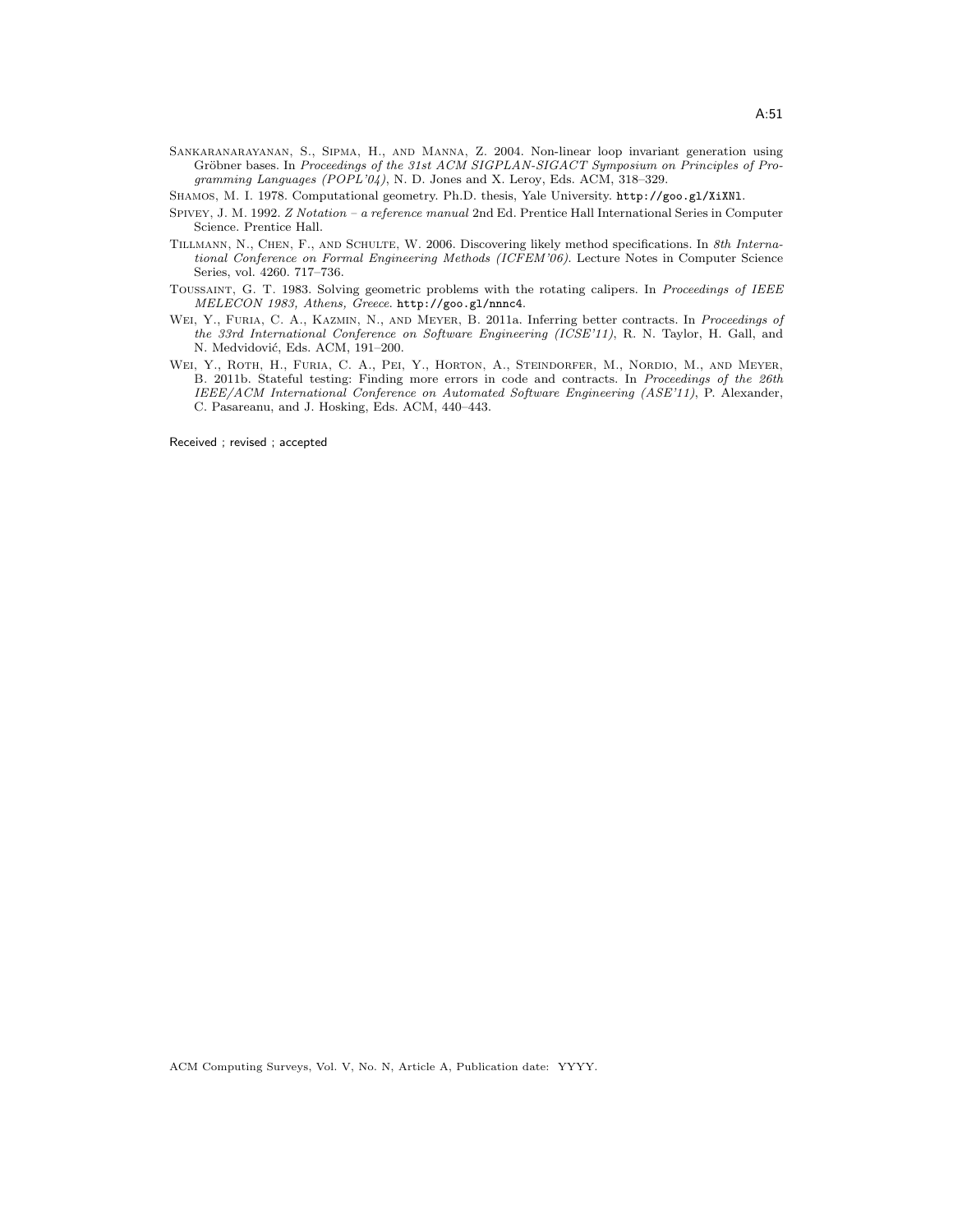Sankaranarayanan, S., Sipma, H., and Manna, Z. 2004. Non-linear loop invariant generation using Gröbner bases. In *Proceedings of the 31st ACM SIGPLAN-SIGACT Symposium on Principles of Programming Languages (POPL'04)*, N. D. Jones and X. Leroy, Eds. ACM, 318–329.

Shamos, M. I. 1978. Computational geometry. Ph.D. thesis, Yale University. http://goo.gl/XiXNl.

Spivey, J. M. 1992. *Z Notation – a reference manual* 2nd Ed. Prentice Hall International Series in Computer Science. Prentice Hall.

Tillmann, N., Chen, F., and Schulte, W. 2006. Discovering likely method specifications. In *8th International Conference on Formal Engineering Methods (ICFEM'06)*. Lecture Notes in Computer Science Series, vol. 4260. 717–736.

Toussaint, G. T. 1983. Solving geometric problems with the rotating calipers. In *Proceedings of IEEE MELECON 1983, Athens, Greece*. http://goo.gl/nnnc4.

Wei, Y., Furia, C. A., Kazmin, N., and Meyer, B. 2011a. Inferring better contracts. In *Proceedings of the 33rd International Conference on Software Engineering (ICSE'11)*, R. N. Taylor, H. Gall, and N. Medvidović, Eds. ACM, 191–200.

Wei, Y., Roth, H., Furia, C. A., Pei, Y., Horton, A., Steindorfer, M., Nordio, M., and Meyer, B. 2011b. Stateful testing: Finding more errors in code and contracts. In *Proceedings of the 26th IEEE/ACM International Conference on Automated Software Engineering (ASE'11)*, P. Alexander, C. Pasareanu, and J. Hosking, Eds. ACM, 440–443.

Received ; revised ; accepted